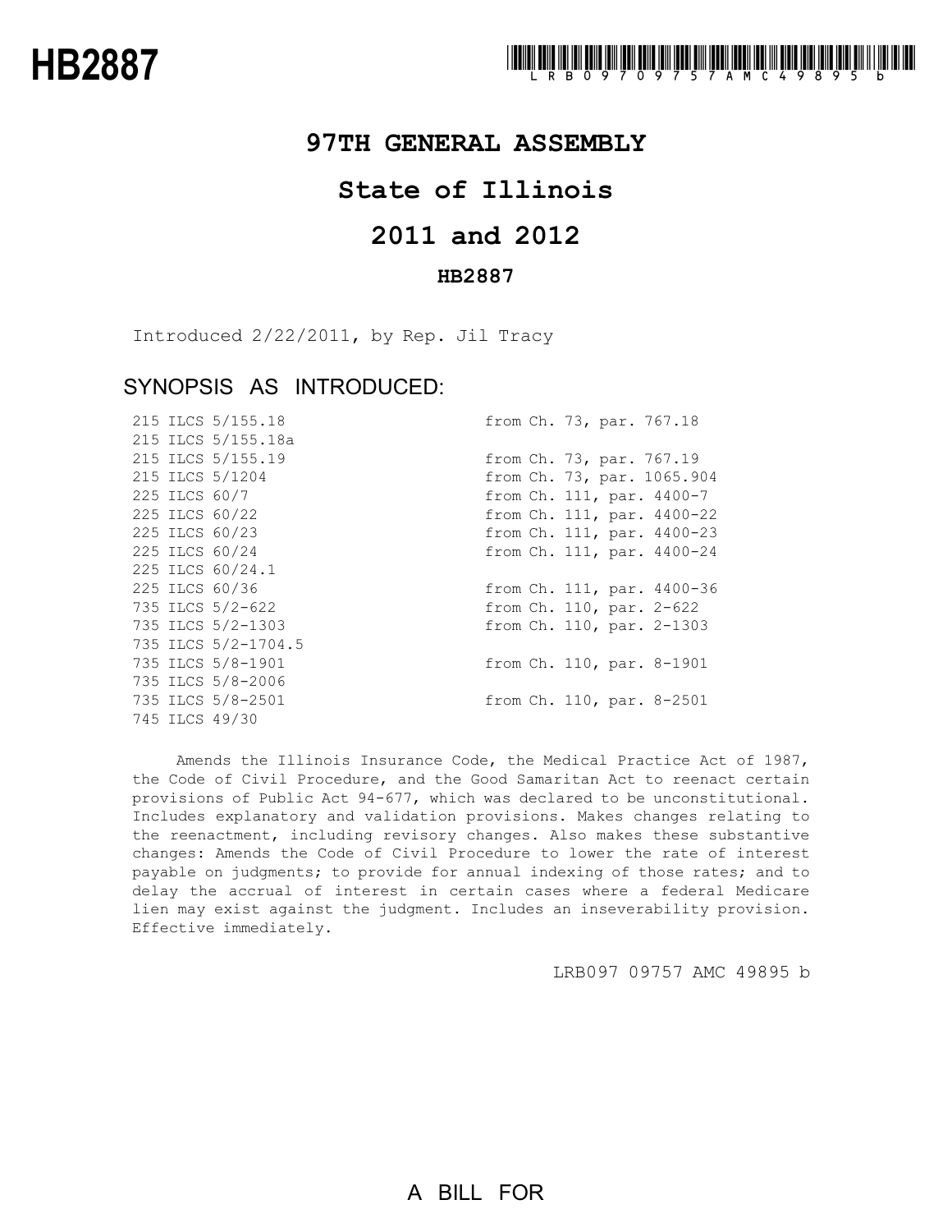# HB2887

LRB09709757AMC49895b

## 97TH GENERAL ASSEMBLY

## State of Illinois

## 2011 and 2012

### HB2887

Introduced 2/22/2011, by Rep. Jil Tracy

### SYNOPSIS AS INTRODUCED:

| | |
|---|---|
| 215 ILCS 5/155.18 | from Ch. 73, par. 767.18 |
| 215 ILCS 5/155.18a | |
| 215 ILCS 5/155.19 | from Ch. 73, par. 767.19 |
| 215 ILCS 5/1204 | from Ch. 73, par. 1065.904 |
| 225 ILCS 60/7 | from Ch. 111, par. 4400-7 |
| 225 ILCS 60/22 | from Ch. 111, par. 4400-22 |
| 225 ILCS 60/23 | from Ch. 111, par. 4400-23 |
| 225 ILCS 60/24 | from Ch. 111, par. 4400-24 |
| 225 ILCS 60/24.1 | |
| 225 ILCS 60/36 | from Ch. 111, par. 4400-36 |
| 735 ILCS 5/2-622 | from Ch. 110, par. 2-622 |
| 735 ILCS 5/2-1303 | from Ch. 110, par. 2-1303 |
| 735 ILCS 5/2-1704.5 | |
| 735 ILCS 5/8-1901 | from Ch. 110, par. 8-1901 |
| 735 ILCS 5/8-2006 | |
| 735 ILCS 5/8-2501 | from Ch. 110, par. 8-2501 |
| 745 ILCS 49/30 | |

Amends the Illinois Insurance Code, the Medical Practice Act of 1987, the Code of Civil Procedure, and the Good Samaritan Act to reenact certain provisions of Public Act 94-677, which was declared to be unconstitutional. Includes explanatory and validation provisions. Makes changes relating to the reenactment, including revisory changes. Also makes these substantive changes: Amends the Code of Civil Procedure to lower the rate of interest payable on judgments; to provide for annual indexing of those rates; and to delay the accrual of interest in certain cases where a federal Medicare lien may exist against the judgment. Includes an inseverability provision. Effective immediately.

LRB097 09757 AMC 49895 b

A BILL FOR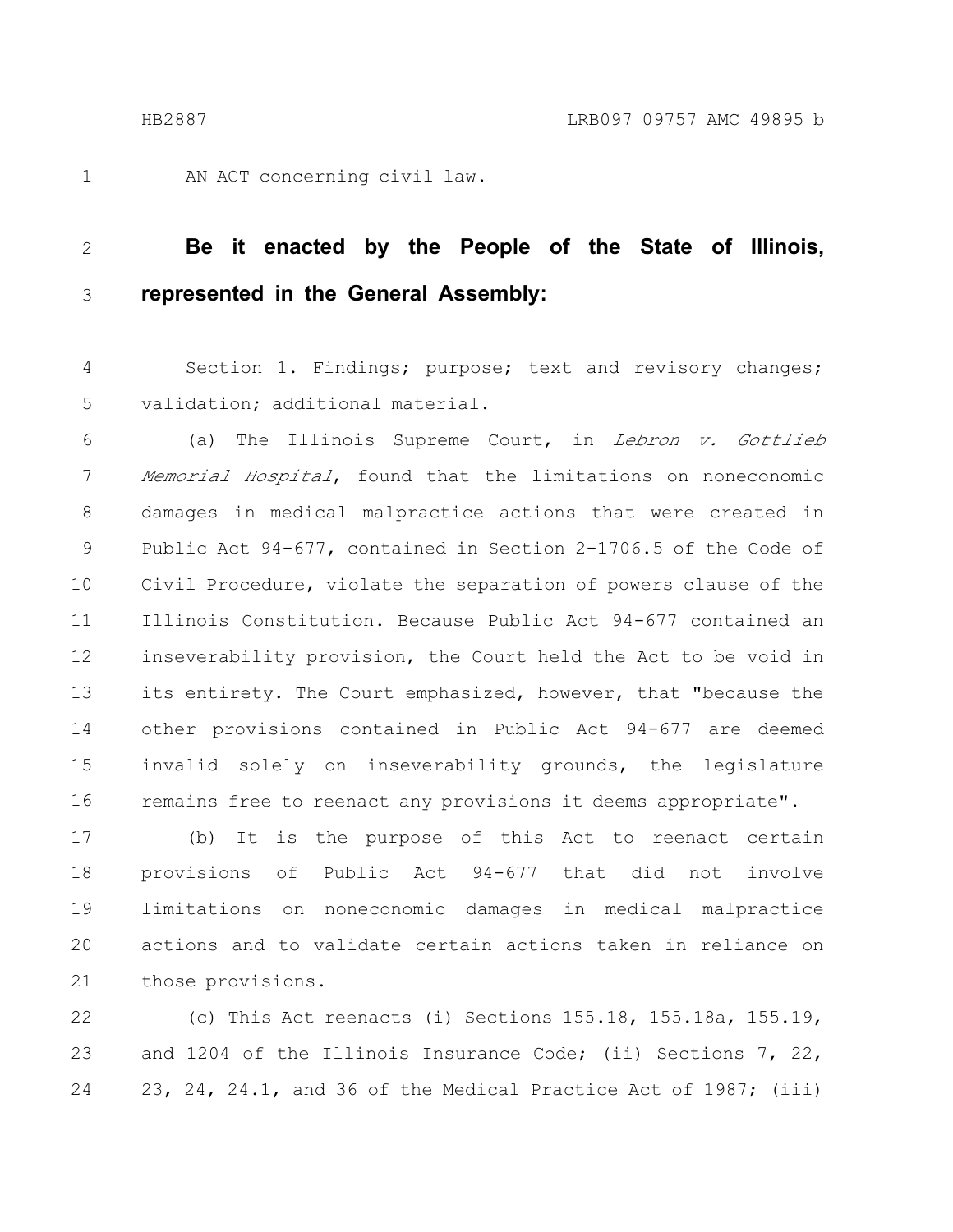AN ACT concerning civil law.

**Be it enacted by the People of the State of Illinois, represented in the General Assembly:**

Section 1. Findings; purpose; text and revisory changes; validation; additional material.

(a) The Illinois Supreme Court, in *Lebron v. Gottlieb Memorial Hospital*, found that the limitations on noneconomic damages in medical malpractice actions that were created in Public Act 94-677, contained in Section 2-1706.5 of the Code of Civil Procedure, violate the separation of powers clause of the Illinois Constitution. Because Public Act 94-677 contained an inseverability provision, the Court held the Act to be void in its entirety. The Court emphasized, however, that "because the other provisions contained in Public Act 94-677 are deemed invalid solely on inseverability grounds, the legislature remains free to reenact any provisions it deems appropriate".

(b) It is the purpose of this Act to reenact certain provisions of Public Act 94-677 that did not involve limitations on noneconomic damages in medical malpractice actions and to validate certain actions taken in reliance on those provisions.

(c) This Act reenacts (i) Sections 155.18, 155.18a, 155.19, and 1204 of the Illinois Insurance Code; (ii) Sections 7, 22, 23, 24, 24.1, and 36 of the Medical Practice Act of 1987; (iii)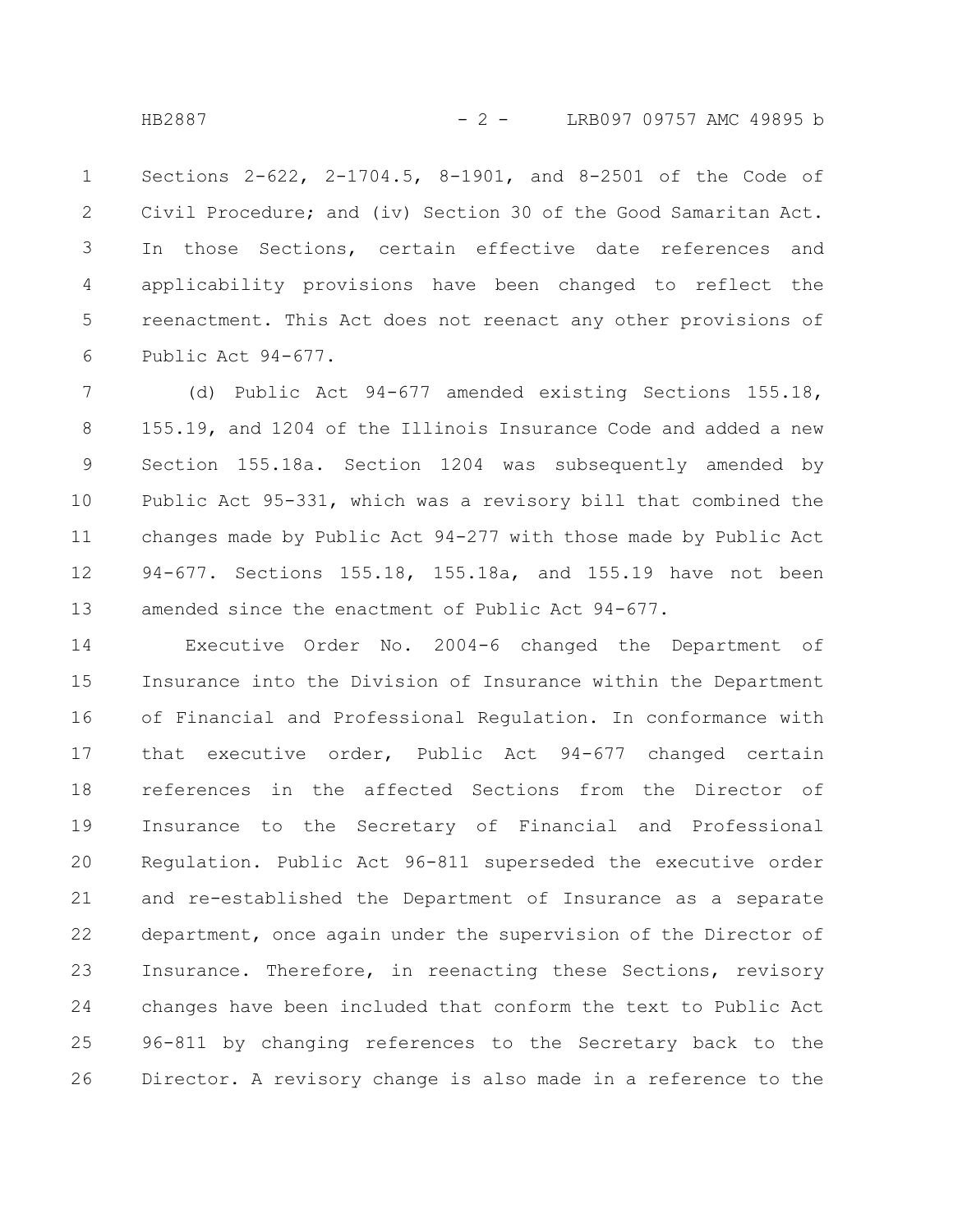Sections 2-622, 2-1704.5, 8-1901, and 8-2501 of the Code of Civil Procedure; and (iv) Section 30 of the Good Samaritan Act. In those Sections, certain effective date references and applicability provisions have been changed to reflect the reenactment. This Act does not reenact any other provisions of Public Act 94-677.

(d) Public Act 94-677 amended existing Sections 155.18, 155.19, and 1204 of the Illinois Insurance Code and added a new Section 155.18a. Section 1204 was subsequently amended by Public Act 95-331, which was a revisory bill that combined the changes made by Public Act 94-277 with those made by Public Act 94-677. Sections 155.18, 155.18a, and 155.19 have not been amended since the enactment of Public Act 94-677.

Executive Order No. 2004-6 changed the Department of Insurance into the Division of Insurance within the Department of Financial and Professional Regulation. In conformance with that executive order, Public Act 94-677 changed certain references in the affected Sections from the Director of Insurance to the Secretary of Financial and Professional Regulation. Public Act 96-811 superseded the executive order and re-established the Department of Insurance as a separate department, once again under the supervision of the Director of Insurance. Therefore, in reenacting these Sections, revisory changes have been included that conform the text to Public Act 96-811 by changing references to the Secretary back to the Director. A revisory change is also made in a reference to the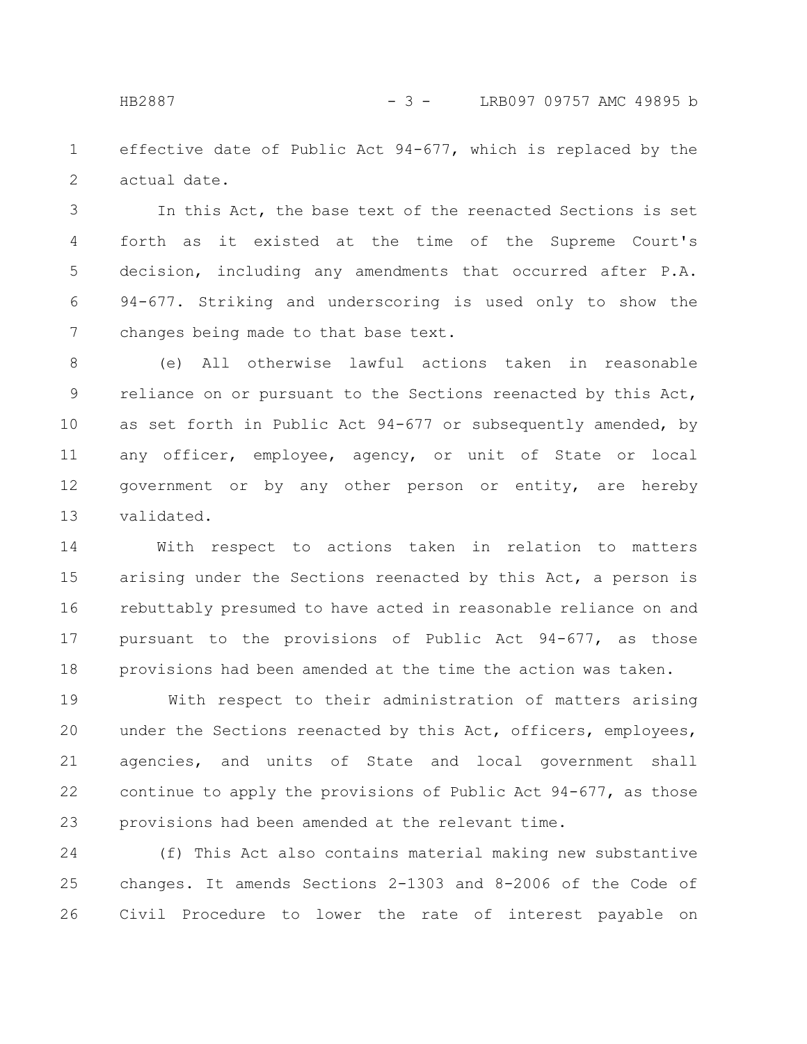effective date of Public Act 94-677, which is replaced by the actual date.

In this Act, the base text of the reenacted Sections is set forth as it existed at the time of the Supreme Court's decision, including any amendments that occurred after P.A. 94-677. Striking and underscoring is used only to show the changes being made to that base text.

(e) All otherwise lawful actions taken in reasonable reliance on or pursuant to the Sections reenacted by this Act, as set forth in Public Act 94-677 or subsequently amended, by any officer, employee, agency, or unit of State or local government or by any other person or entity, are hereby validated.

With respect to actions taken in relation to matters arising under the Sections reenacted by this Act, a person is rebuttably presumed to have acted in reasonable reliance on and pursuant to the provisions of Public Act 94-677, as those provisions had been amended at the time the action was taken.

With respect to their administration of matters arising under the Sections reenacted by this Act, officers, employees, agencies, and units of State and local government shall continue to apply the provisions of Public Act 94-677, as those provisions had been amended at the relevant time.

(f) This Act also contains material making new substantive changes. It amends Sections 2-1303 and 8-2006 of the Code of Civil Procedure to lower the rate of interest payable on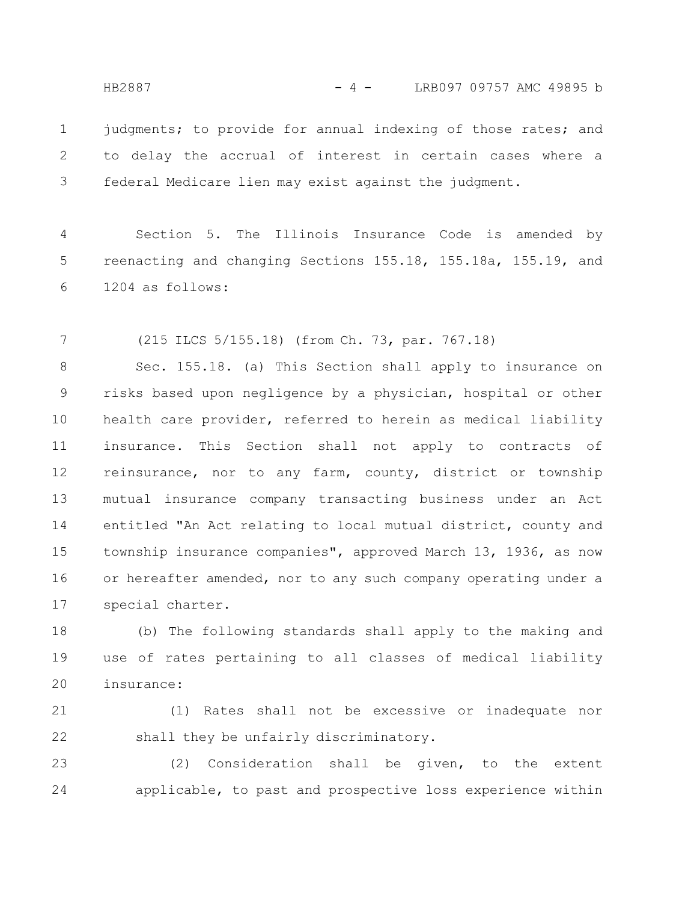judgments; to provide for annual indexing of those rates; and to delay the accrual of interest in certain cases where a federal Medicare lien may exist against the judgment.

Section 5. The Illinois Insurance Code is amended by reenacting and changing Sections 155.18, 155.18a, 155.19, and 1204 as follows:

(215 ILCS 5/155.18) (from Ch. 73, par. 767.18)

Sec. 155.18. (a) This Section shall apply to insurance on risks based upon negligence by a physician, hospital or other health care provider, referred to herein as medical liability insurance. This Section shall not apply to contracts of reinsurance, nor to any farm, county, district or township mutual insurance company transacting business under an Act entitled "An Act relating to local mutual district, county and township insurance companies", approved March 13, 1936, as now or hereafter amended, nor to any such company operating under a special charter.

(b) The following standards shall apply to the making and use of rates pertaining to all classes of medical liability insurance:

(1) Rates shall not be excessive or inadequate nor shall they be unfairly discriminatory.

(2) Consideration shall be given, to the extent applicable, to past and prospective loss experience within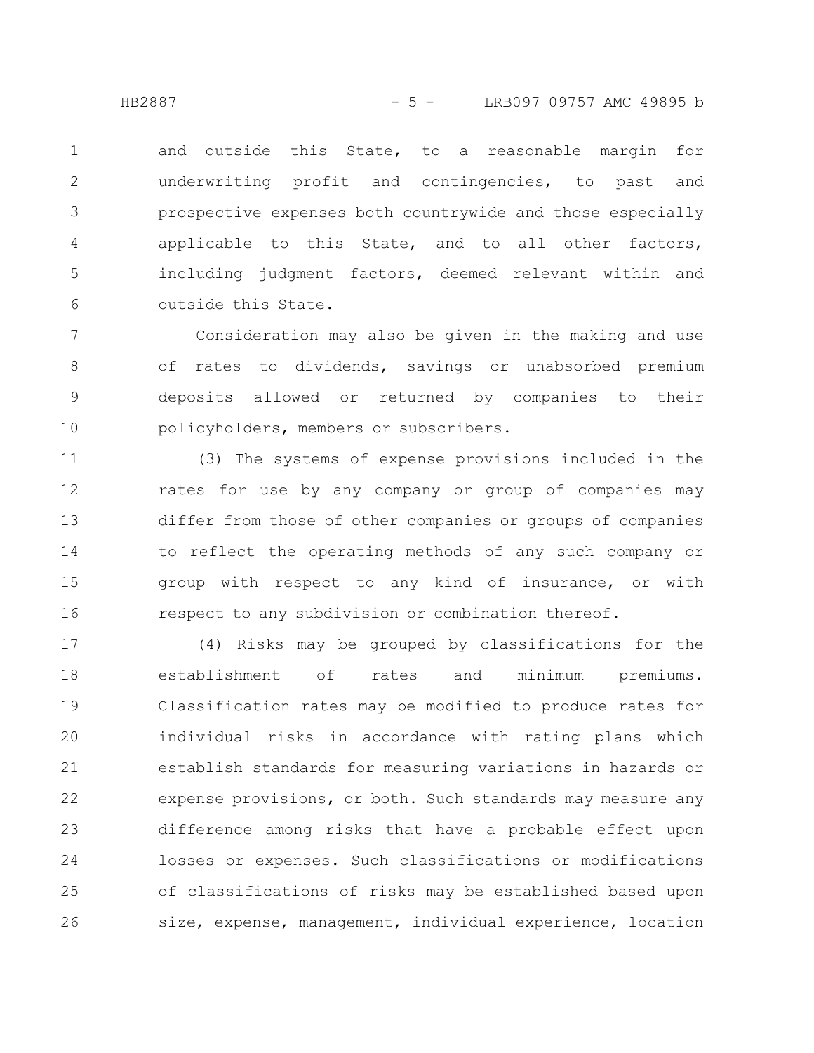and outside this State, to a reasonable margin for underwriting profit and contingencies, to past and prospective expenses both countrywide and those especially applicable to this State, and to all other factors, including judgment factors, deemed relevant within and outside this State.

Consideration may also be given in the making and use of rates to dividends, savings or unabsorbed premium deposits allowed or returned by companies to their policyholders, members or subscribers.

(3) The systems of expense provisions included in the rates for use by any company or group of companies may differ from those of other companies or groups of companies to reflect the operating methods of any such company or group with respect to any kind of insurance, or with respect to any subdivision or combination thereof.

(4) Risks may be grouped by classifications for the establishment of rates and minimum premiums. Classification rates may be modified to produce rates for individual risks in accordance with rating plans which establish standards for measuring variations in hazards or expense provisions, or both. Such standards may measure any difference among risks that have a probable effect upon losses or expenses. Such classifications or modifications of classifications of risks may be established based upon size, expense, management, individual experience, location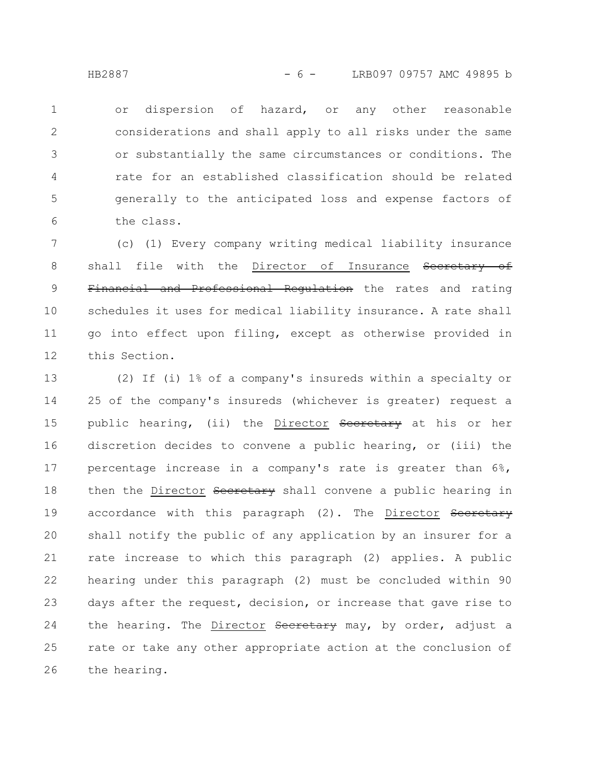or dispersion of hazard, or any other reasonable considerations and shall apply to all risks under the same or substantially the same circumstances or conditions. The rate for an established classification should be related generally to the anticipated loss and expense factors of the class.

(c) (1) Every company writing medical liability insurance shall file with the Director of Insurance ~~Secretary of Financial and Professional Regulation~~ the rates and rating schedules it uses for medical liability insurance. A rate shall go into effect upon filing, except as otherwise provided in this Section.

(2) If (i) 1% of a company's insureds within a specialty or 25 of the company's insureds (whichever is greater) request a public hearing, (ii) the Director ~~Secretary~~ at his or her discretion decides to convene a public hearing, or (iii) the percentage increase in a company's rate is greater than 6%, then the Director ~~Secretary~~ shall convene a public hearing in accordance with this paragraph (2). The Director ~~Secretary~~ shall notify the public of any application by an insurer for a rate increase to which this paragraph (2) applies. A public hearing under this paragraph (2) must be concluded within 90 days after the request, decision, or increase that gave rise to the hearing. The Director ~~Secretary~~ may, by order, adjust a rate or take any other appropriate action at the conclusion of the hearing.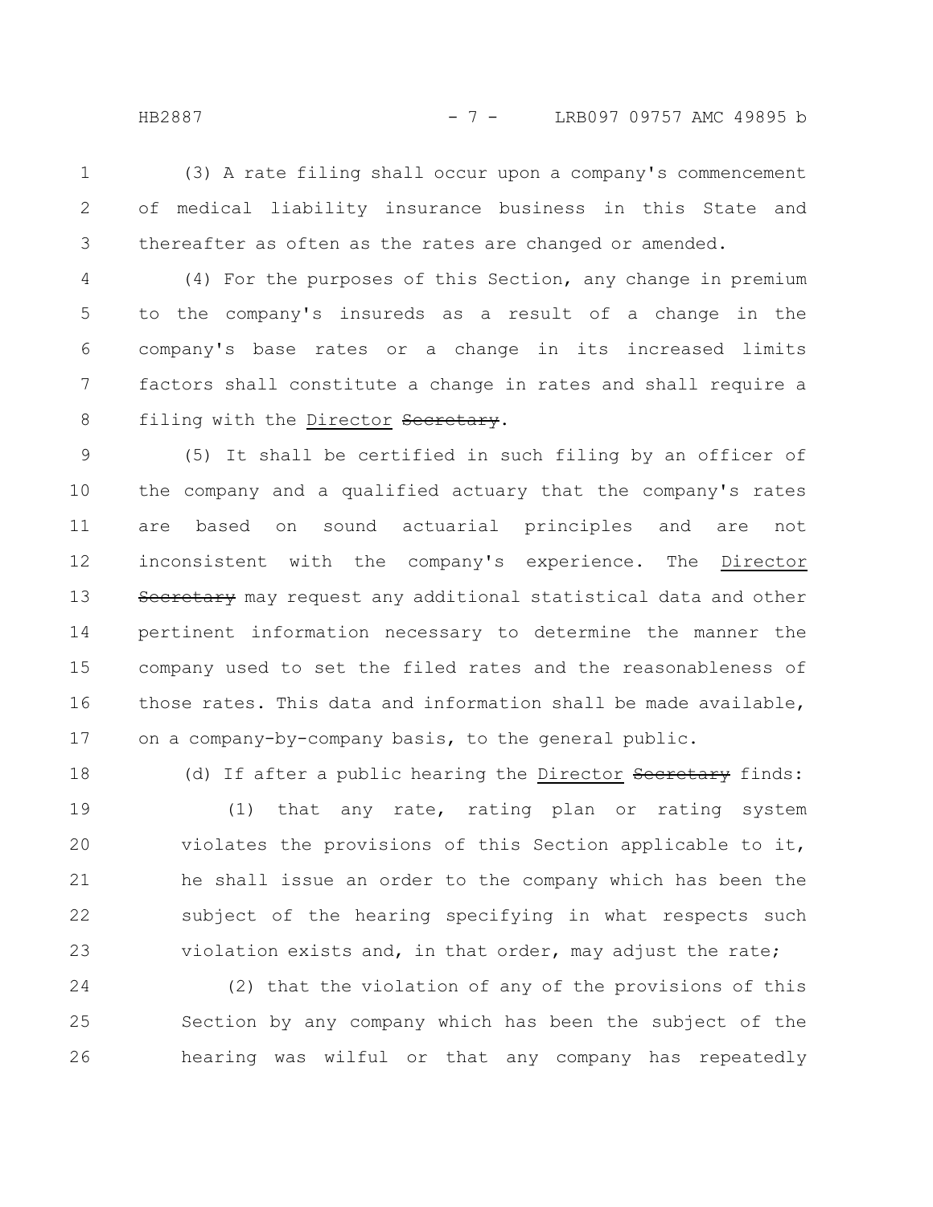(3) A rate filing shall occur upon a company's commencement of medical liability insurance business in this State and thereafter as often as the rates are changed or amended.

(4) For the purposes of this Section, any change in premium to the company's insureds as a result of a change in the company's base rates or a change in its increased limits factors shall constitute a change in rates and shall require a filing with the <u>Director</u> ~~Secretary~~.

(5) It shall be certified in such filing by an officer of the company and a qualified actuary that the company's rates are based on sound actuarial principles and are not inconsistent with the company's experience. The <u>Director</u> ~~Secretary~~ may request any additional statistical data and other pertinent information necessary to determine the manner the company used to set the filed rates and the reasonableness of those rates. This data and information shall be made available, on a company-by-company basis, to the general public.

(d) If after a public hearing the <u>Director</u> ~~Secretary~~ finds:

(1) that any rate, rating plan or rating system violates the provisions of this Section applicable to it, he shall issue an order to the company which has been the subject of the hearing specifying in what respects such violation exists and, in that order, may adjust the rate;

(2) that the violation of any of the provisions of this Section by any company which has been the subject of the hearing was wilful or that any company has repeatedly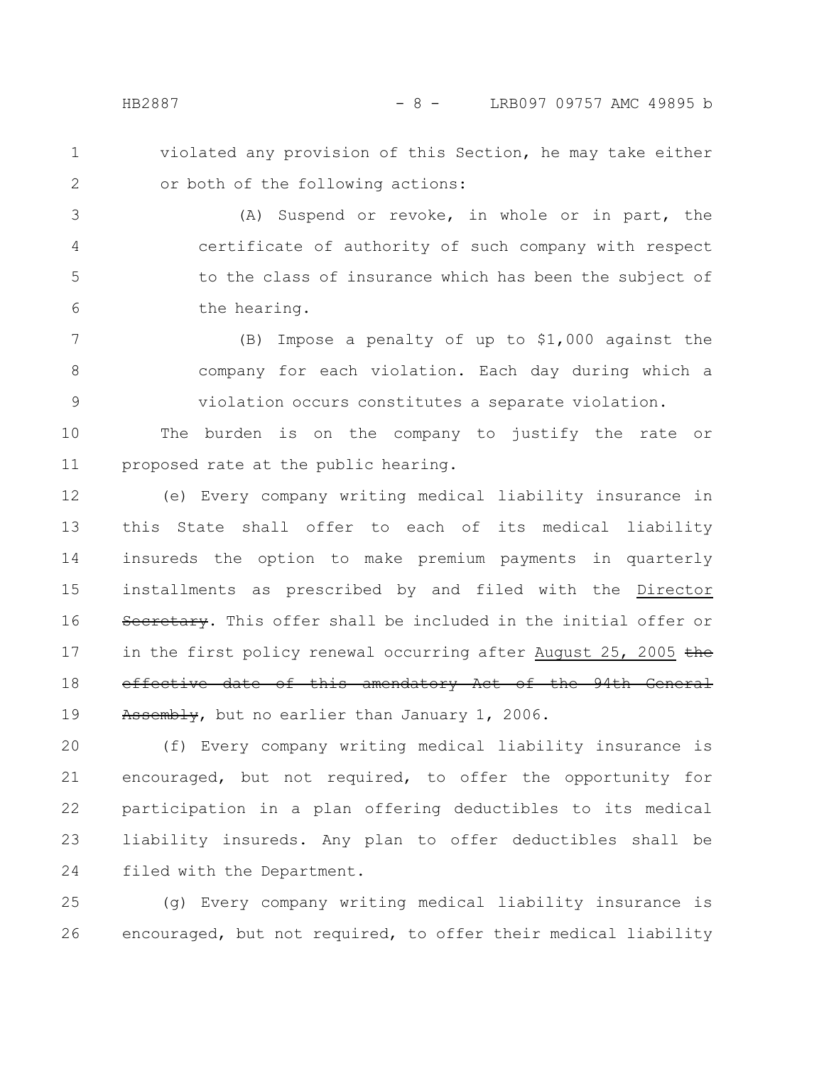violated any provision of this Section, he may take either or both of the following actions:

(A) Suspend or revoke, in whole or in part, the certificate of authority of such company with respect to the class of insurance which has been the subject of the hearing.

(B) Impose a penalty of up to $1,000 against the company for each violation. Each day during which a violation occurs constitutes a separate violation.

The burden is on the company to justify the rate or proposed rate at the public hearing.

(e) Every company writing medical liability insurance in this State shall offer to each of its medical liability insureds the option to make premium payments in quarterly installments as prescribed by and filed with the Director ~~Secretary~~. This offer shall be included in the initial offer or in the first policy renewal occurring after August 25, 2005 ~~the effective date of this amendatory Act of the 94th General Assembly~~, but no earlier than January 1, 2006.

(f) Every company writing medical liability insurance is encouraged, but not required, to offer the opportunity for participation in a plan offering deductibles to its medical liability insureds. Any plan to offer deductibles shall be filed with the Department.

(g) Every company writing medical liability insurance is encouraged, but not required, to offer their medical liability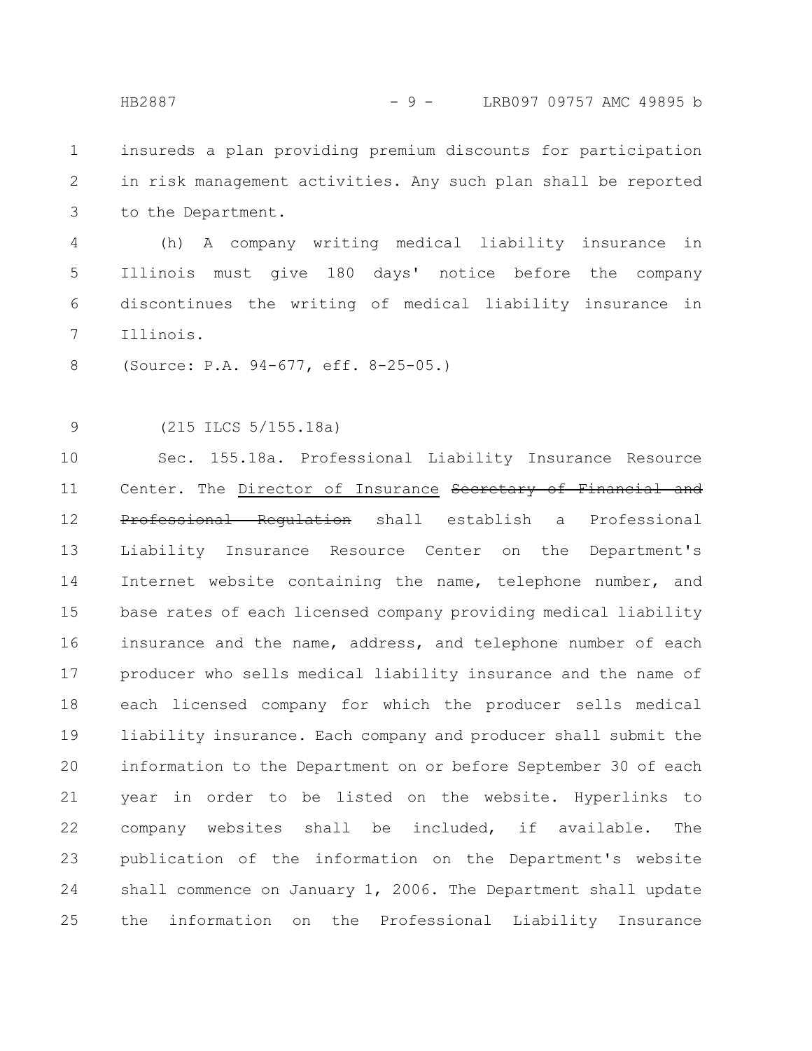insureds a plan providing premium discounts for participation in risk management activities. Any such plan shall be reported to the Department.

(h) A company writing medical liability insurance in Illinois must give 180 days' notice before the company discontinues the writing of medical liability insurance in Illinois.

(Source: P.A. 94-677, eff. 8-25-05.)

(215 ILCS 5/155.18a)

Sec. 155.18a. Professional Liability Insurance Resource Center. The Director of Insurance ~~Secretary of Financial and Professional Regulation~~ shall establish a Professional Liability Insurance Resource Center on the Department's Internet website containing the name, telephone number, and base rates of each licensed company providing medical liability insurance and the name, address, and telephone number of each producer who sells medical liability insurance and the name of each licensed company for which the producer sells medical liability insurance. Each company and producer shall submit the information to the Department on or before September 30 of each year in order to be listed on the website. Hyperlinks to company websites shall be included, if available. The publication of the information on the Department's website shall commence on January 1, 2006. The Department shall update the information on the Professional Liability Insurance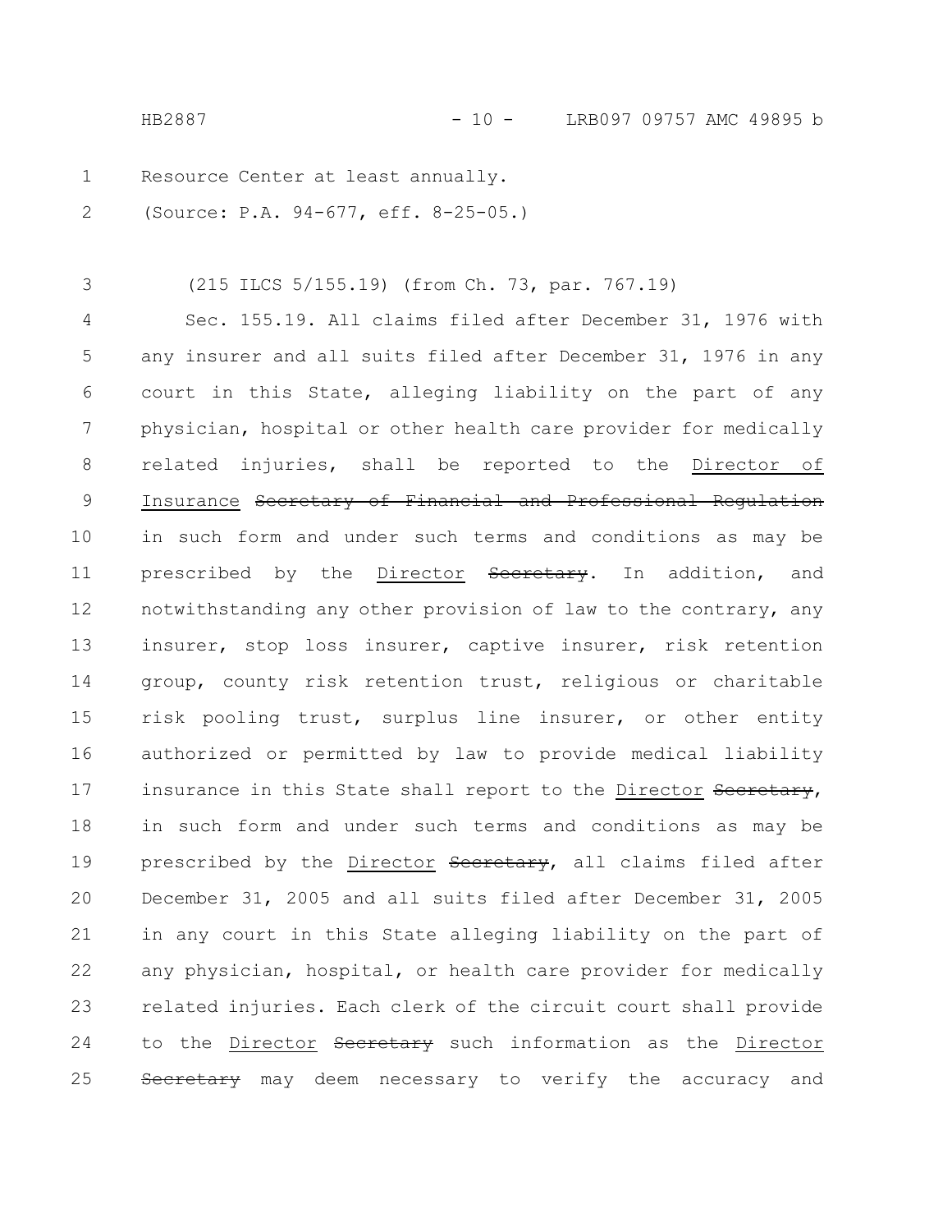Resource Center at least annually.

(Source: P.A. 94-677, eff. 8-25-05.)

(215 ILCS 5/155.19) (from Ch. 73, par. 767.19)

Sec. 155.19. All claims filed after December 31, 1976 with any insurer and all suits filed after December 31, 1976 in any court in this State, alleging liability on the part of any physician, hospital or other health care provider for medically related injuries, shall be reported to the <u>Director of Insurance</u> ~~Secretary of Financial and Professional Regulation~~ in such form and under such terms and conditions as may be prescribed by the <u>Director</u> ~~Secretary~~. In addition, and notwithstanding any other provision of law to the contrary, any insurer, stop loss insurer, captive insurer, risk retention group, county risk retention trust, religious or charitable risk pooling trust, surplus line insurer, or other entity authorized or permitted by law to provide medical liability insurance in this State shall report to the <u>Director</u> ~~Secretary~~, in such form and under such terms and conditions as may be prescribed by the <u>Director</u> ~~Secretary~~, all claims filed after December 31, 2005 and all suits filed after December 31, 2005 in any court in this State alleging liability on the part of any physician, hospital, or health care provider for medically related injuries. Each clerk of the circuit court shall provide to the <u>Director</u> ~~Secretary~~ such information as the <u>Director</u> ~~Secretary~~ may deem necessary to verify the accuracy and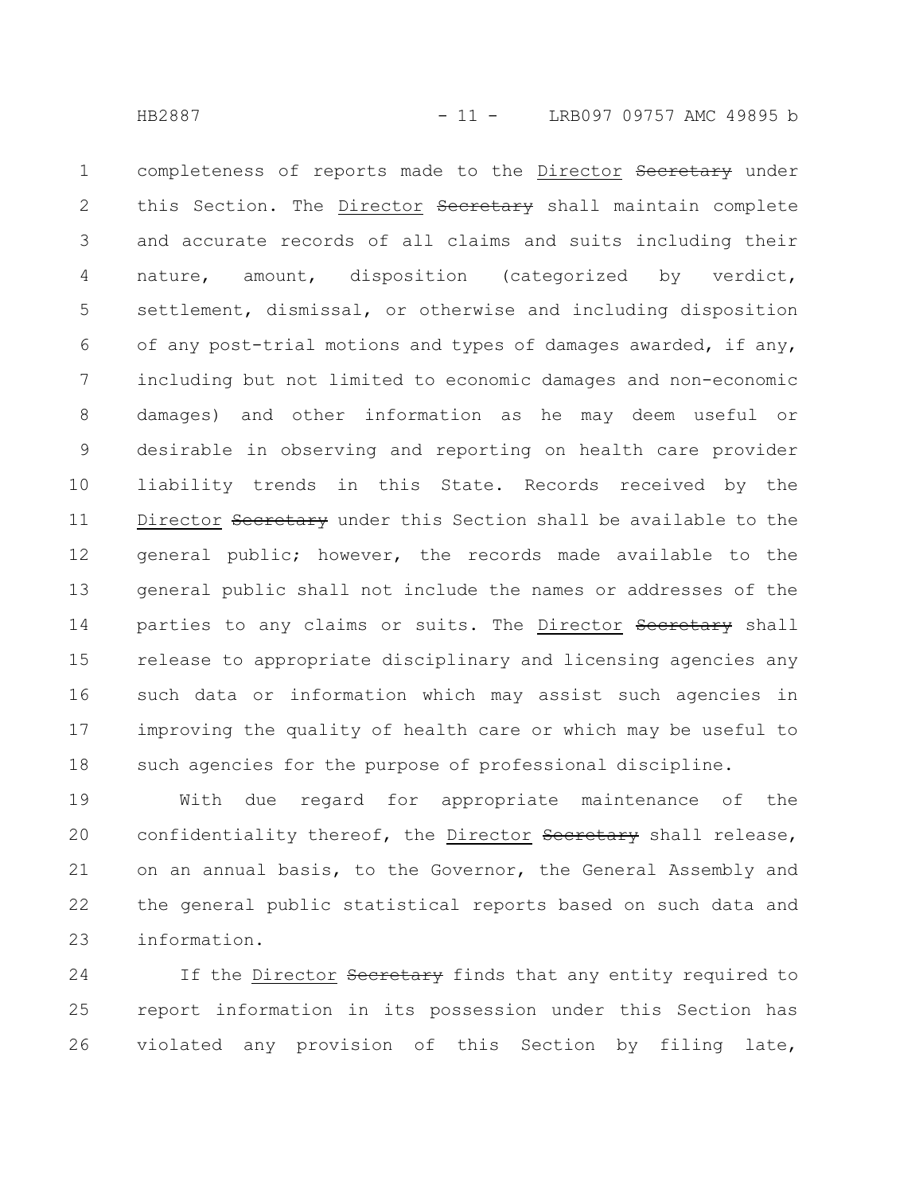completeness of reports made to the <u>Director</u> ~~Secretary~~ under this Section. The <u>Director</u> ~~Secretary~~ shall maintain complete and accurate records of all claims and suits including their nature, amount, disposition (categorized by verdict, settlement, dismissal, or otherwise and including disposition of any post-trial motions and types of damages awarded, if any, including but not limited to economic damages and non-economic damages) and other information as he may deem useful or desirable in observing and reporting on health care provider liability trends in this State. Records received by the <u>Director</u> ~~Secretary~~ under this Section shall be available to the general public; however, the records made available to the general public shall not include the names or addresses of the parties to any claims or suits. The <u>Director</u> ~~Secretary~~ shall release to appropriate disciplinary and licensing agencies any such data or information which may assist such agencies in improving the quality of health care or which may be useful to such agencies for the purpose of professional discipline.

With due regard for appropriate maintenance of the confidentiality thereof, the <u>Director</u> ~~Secretary~~ shall release, on an annual basis, to the Governor, the General Assembly and the general public statistical reports based on such data and information.

If the <u>Director</u> ~~Secretary~~ finds that any entity required to report information in its possession under this Section has violated any provision of this Section by filing late,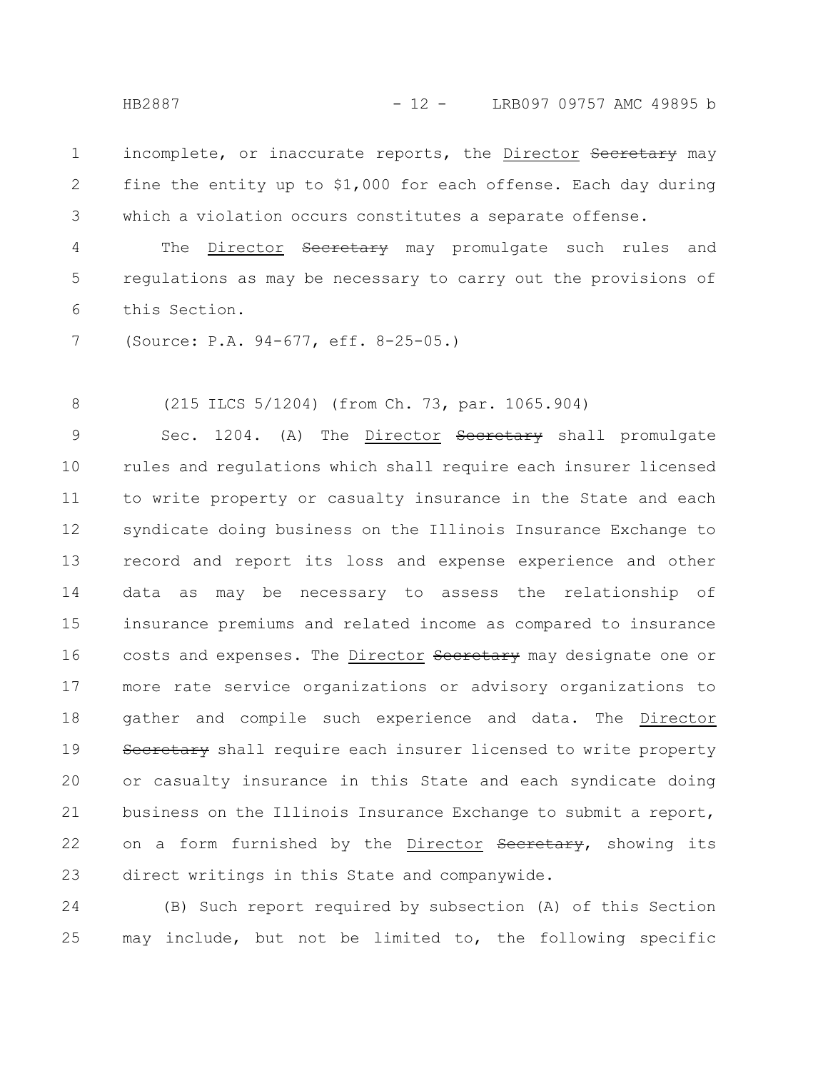incomplete, or inaccurate reports, the <u>Director</u> ~~Secretary~~ may fine the entity up to $1,000 for each offense. Each day during which a violation occurs constitutes a separate offense.

The <u>Director</u> ~~Secretary~~ may promulgate such rules and regulations as may be necessary to carry out the provisions of this Section.

(Source: P.A. 94-677, eff. 8-25-05.)

(215 ILCS 5/1204) (from Ch. 73, par. 1065.904)

Sec. 1204. (A) The <u>Director</u> ~~Secretary~~ shall promulgate rules and regulations which shall require each insurer licensed to write property or casualty insurance in the State and each syndicate doing business on the Illinois Insurance Exchange to record and report its loss and expense experience and other data as may be necessary to assess the relationship of insurance premiums and related income as compared to insurance costs and expenses. The <u>Director</u> ~~Secretary~~ may designate one or more rate service organizations or advisory organizations to gather and compile such experience and data. The <u>Director</u> ~~Secretary~~ shall require each insurer licensed to write property or casualty insurance in this State and each syndicate doing business on the Illinois Insurance Exchange to submit a report, on a form furnished by the <u>Director</u> ~~Secretary~~, showing its direct writings in this State and companywide.

(B) Such report required by subsection (A) of this Section may include, but not be limited to, the following specific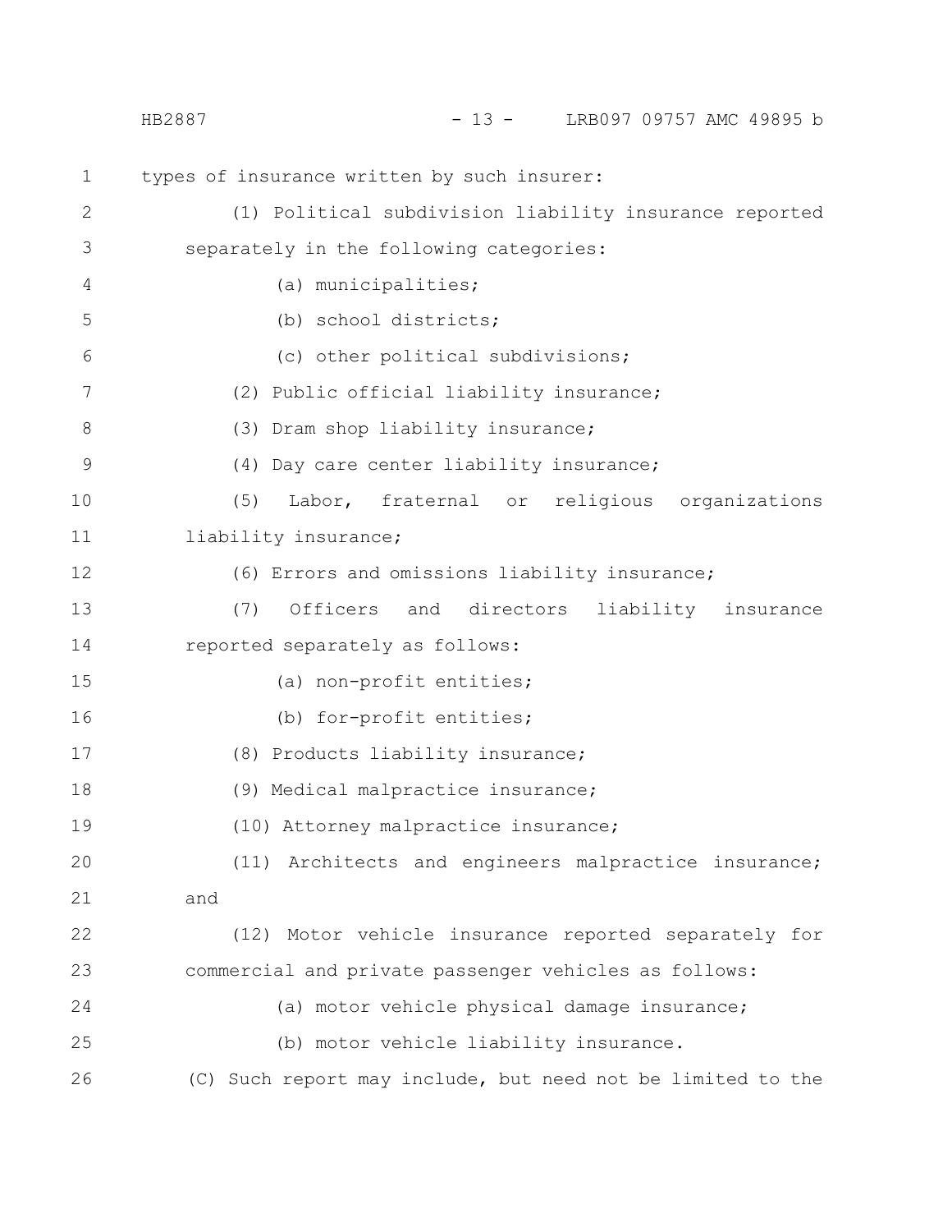types of insurance written by such insurer:

(1) Political subdivision liability insurance reported separately in the following categories:

(a) municipalities;

(b) school districts;

(c) other political subdivisions;

(2) Public official liability insurance;

(3) Dram shop liability insurance;

(4) Day care center liability insurance;

(5) Labor, fraternal or religious organizations liability insurance;

(6) Errors and omissions liability insurance;

(7) Officers and directors liability insurance reported separately as follows:

(a) non-profit entities;

(b) for-profit entities;

(8) Products liability insurance;

(9) Medical malpractice insurance;

(10) Attorney malpractice insurance;

(11) Architects and engineers malpractice insurance; and

(12) Motor vehicle insurance reported separately for commercial and private passenger vehicles as follows:

(a) motor vehicle physical damage insurance;

(b) motor vehicle liability insurance.

(C) Such report may include, but need not be limited to the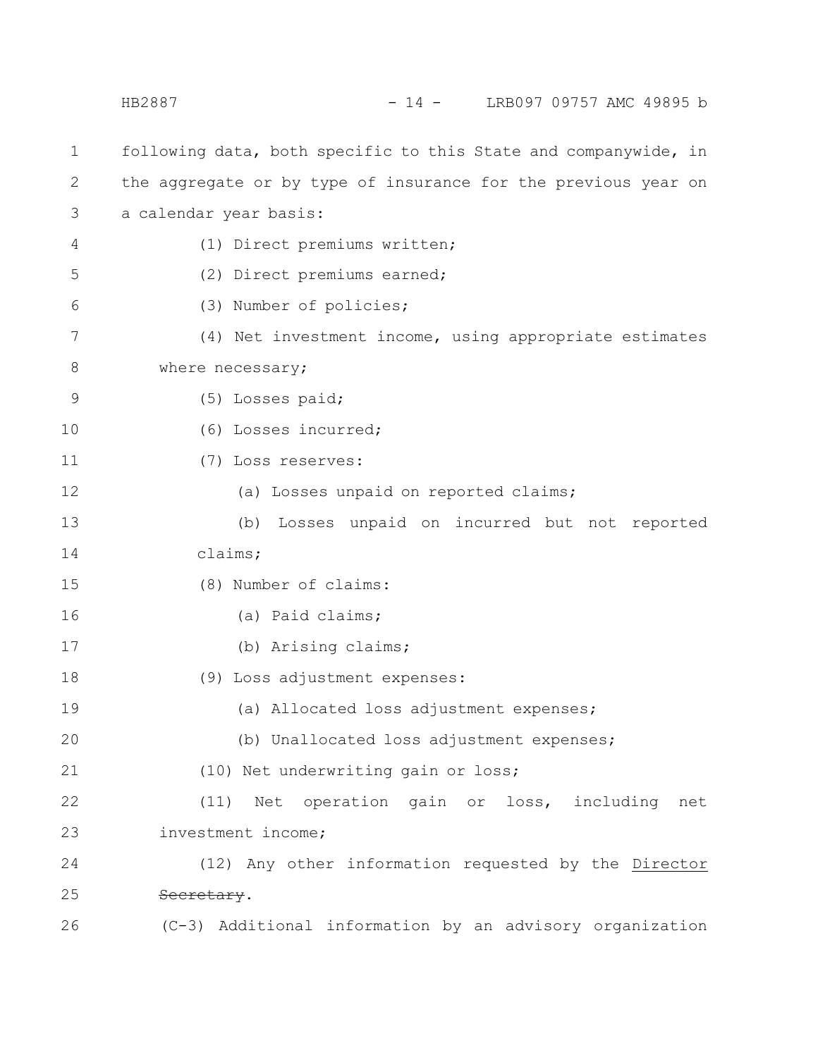following data, both specific to this State and companywide, in the aggregate or by type of insurance for the previous year on a calendar year basis:

(1) Direct premiums written;

(2) Direct premiums earned;

(3) Number of policies;

(4) Net investment income, using appropriate estimates where necessary;

(5) Losses paid;

(6) Losses incurred;

(7) Loss reserves:

(a) Losses unpaid on reported claims;

(b) Losses unpaid on incurred but not reported claims;

(8) Number of claims:

(a) Paid claims;

(b) Arising claims;

(9) Loss adjustment expenses:

(a) Allocated loss adjustment expenses;

(b) Unallocated loss adjustment expenses;

(10) Net underwriting gain or loss;

(11) Net operation gain or loss, including net investment income;

(12) Any other information requested by the Director ~~Secretary~~.

(C-3) Additional information by an advisory organization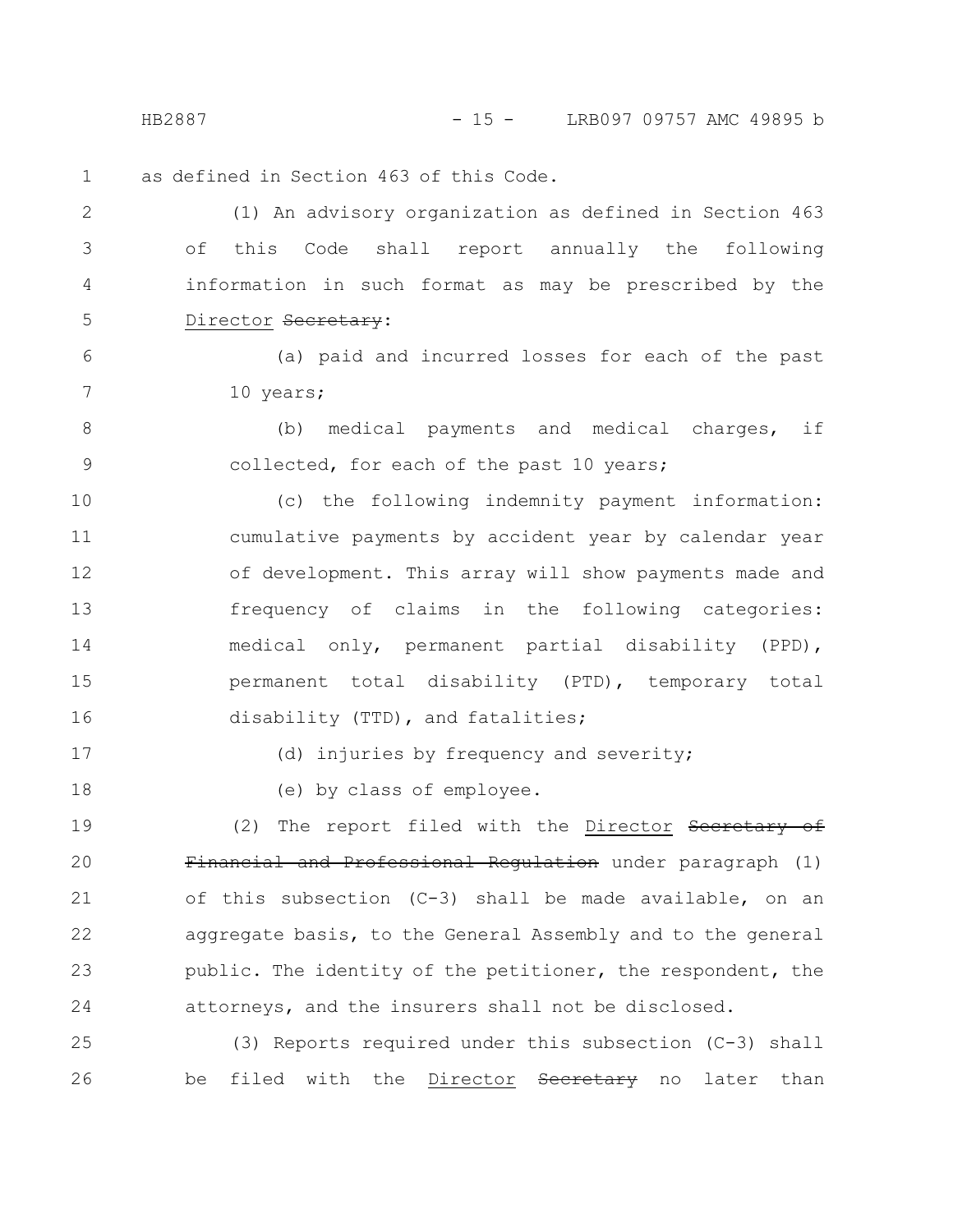as defined in Section 463 of this Code.

(1) An advisory organization as defined in Section 463 of this Code shall report annually the following information in such format as may be prescribed by the Director ~~Secretary~~:

(a) paid and incurred losses for each of the past 10 years;

(b) medical payments and medical charges, if collected, for each of the past 10 years;

(c) the following indemnity payment information: cumulative payments by accident year by calendar year of development. This array will show payments made and frequency of claims in the following categories: medical only, permanent partial disability (PPD), permanent total disability (PTD), temporary total disability (TTD), and fatalities;

(d) injuries by frequency and severity;

(e) by class of employee.

(2) The report filed with the Director ~~Secretary of Financial and Professional Regulation~~ under paragraph (1) of this subsection (C-3) shall be made available, on an aggregate basis, to the General Assembly and to the general public. The identity of the petitioner, the respondent, the attorneys, and the insurers shall not be disclosed.

(3) Reports required under this subsection (C-3) shall be filed with the Director ~~Secretary~~ no later than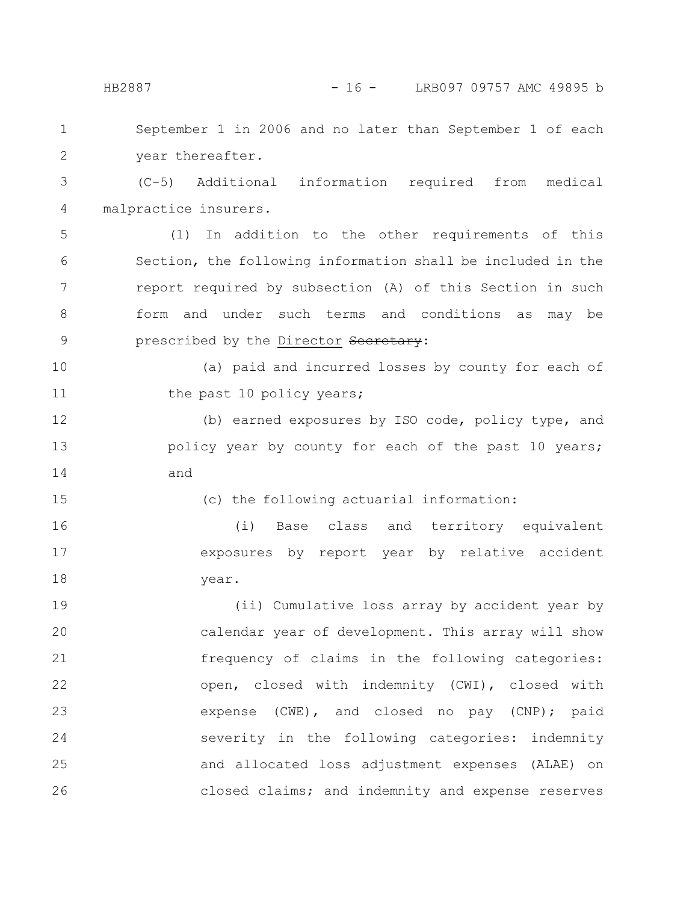September 1 in 2006 and no later than September 1 of each year thereafter.

(C-5) Additional information required from medical malpractice insurers.

(1) In addition to the other requirements of this Section, the following information shall be included in the report required by subsection (A) of this Section in such form and under such terms and conditions as may be prescribed by the Director ~~Secretary~~:

(a) paid and incurred losses by county for each of the past 10 policy years;

(b) earned exposures by ISO code, policy type, and policy year by county for each of the past 10 years; and

(c) the following actuarial information:

(i) Base class and territory equivalent exposures by report year by relative accident year.

(ii) Cumulative loss array by accident year by calendar year of development. This array will show frequency of claims in the following categories: open, closed with indemnity (CWI), closed with expense (CWE), and closed no pay (CNP); paid severity in the following categories: indemnity and allocated loss adjustment expenses (ALAE) on closed claims; and indemnity and expense reserves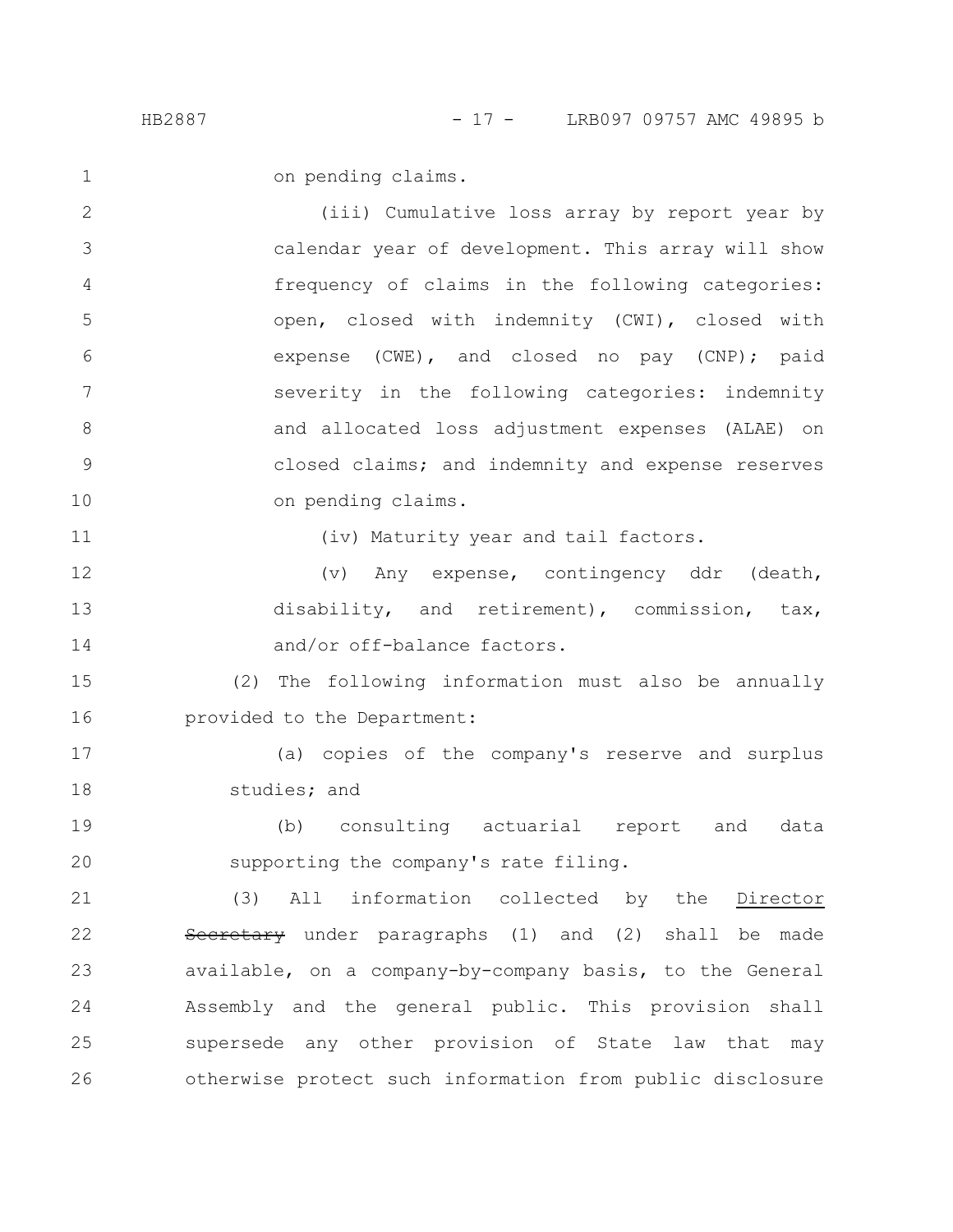on pending claims.

(iii) Cumulative loss array by report year by calendar year of development. This array will show frequency of claims in the following categories: open, closed with indemnity (CWI), closed with expense (CWE), and closed no pay (CNP); paid severity in the following categories: indemnity and allocated loss adjustment expenses (ALAE) on closed claims; and indemnity and expense reserves on pending claims.

(iv) Maturity year and tail factors.

(v) Any expense, contingency ddr (death, disability, and retirement), commission, tax, and/or off-balance factors.

(2) The following information must also be annually provided to the Department:

(a) copies of the company's reserve and surplus studies; and

(b) consulting actuarial report and data supporting the company's rate filing.

(3) All information collected by the Director ~~Secretary~~ under paragraphs (1) and (2) shall be made available, on a company-by-company basis, to the General Assembly and the general public. This provision shall supersede any other provision of State law that may otherwise protect such information from public disclosure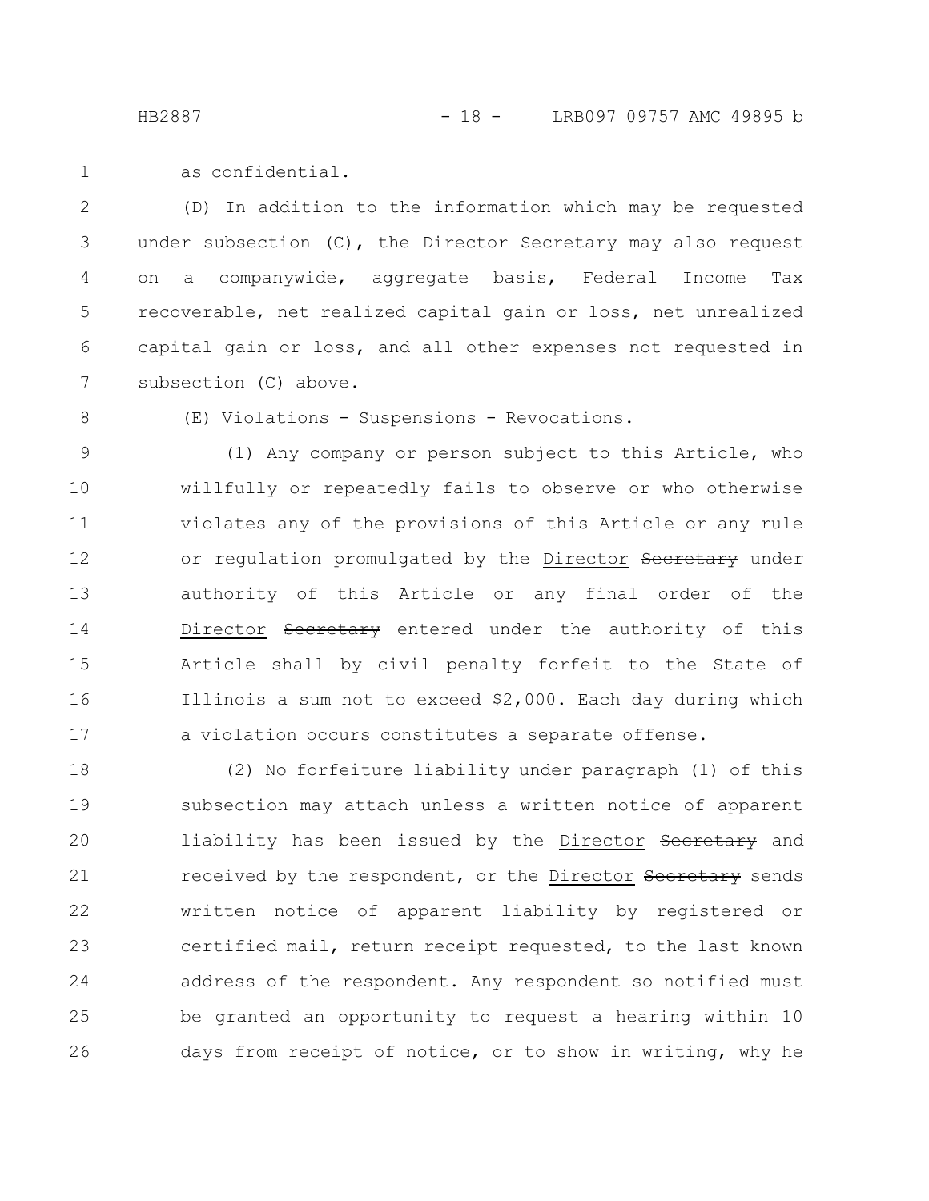as confidential.

(D) In addition to the information which may be requested under subsection (C), the <u>Director</u> ~~Secretary~~ may also request on a companywide, aggregate basis, Federal Income Tax recoverable, net realized capital gain or loss, net unrealized capital gain or loss, and all other expenses not requested in subsection (C) above.

(E) Violations - Suspensions - Revocations.

(1) Any company or person subject to this Article, who willfully or repeatedly fails to observe or who otherwise violates any of the provisions of this Article or any rule or regulation promulgated by the <u>Director</u> ~~Secretary~~ under authority of this Article or any final order of the <u>Director</u> ~~Secretary~~ entered under the authority of this Article shall by civil penalty forfeit to the State of Illinois a sum not to exceed $2,000. Each day during which a violation occurs constitutes a separate offense.

(2) No forfeiture liability under paragraph (1) of this subsection may attach unless a written notice of apparent liability has been issued by the <u>Director</u> ~~Secretary~~ and received by the respondent, or the <u>Director</u> ~~Secretary~~ sends written notice of apparent liability by registered or certified mail, return receipt requested, to the last known address of the respondent. Any respondent so notified must be granted an opportunity to request a hearing within 10 days from receipt of notice, or to show in writing, why he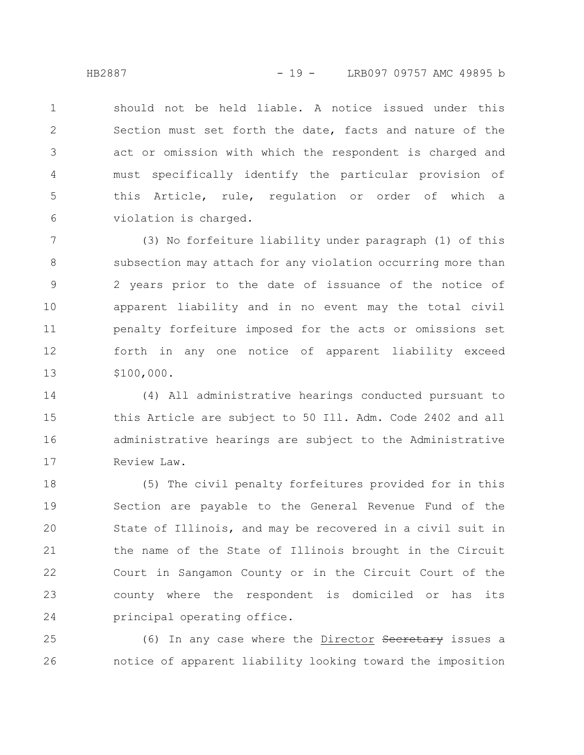should not be held liable. A notice issued under this Section must set forth the date, facts and nature of the act or omission with which the respondent is charged and must specifically identify the particular provision of this Article, rule, regulation or order of which a violation is charged.

(3) No forfeiture liability under paragraph (1) of this subsection may attach for any violation occurring more than 2 years prior to the date of issuance of the notice of apparent liability and in no event may the total civil penalty forfeiture imposed for the acts or omissions set forth in any one notice of apparent liability exceed $100,000.

(4) All administrative hearings conducted pursuant to this Article are subject to 50 Ill. Adm. Code 2402 and all administrative hearings are subject to the Administrative Review Law.

(5) The civil penalty forfeitures provided for in this Section are payable to the General Revenue Fund of the State of Illinois, and may be recovered in a civil suit in the name of the State of Illinois brought in the Circuit Court in Sangamon County or in the Circuit Court of the county where the respondent is domiciled or has its principal operating office.

(6) In any case where the <u>Director</u> ~~Secretary~~ issues a notice of apparent liability looking toward the imposition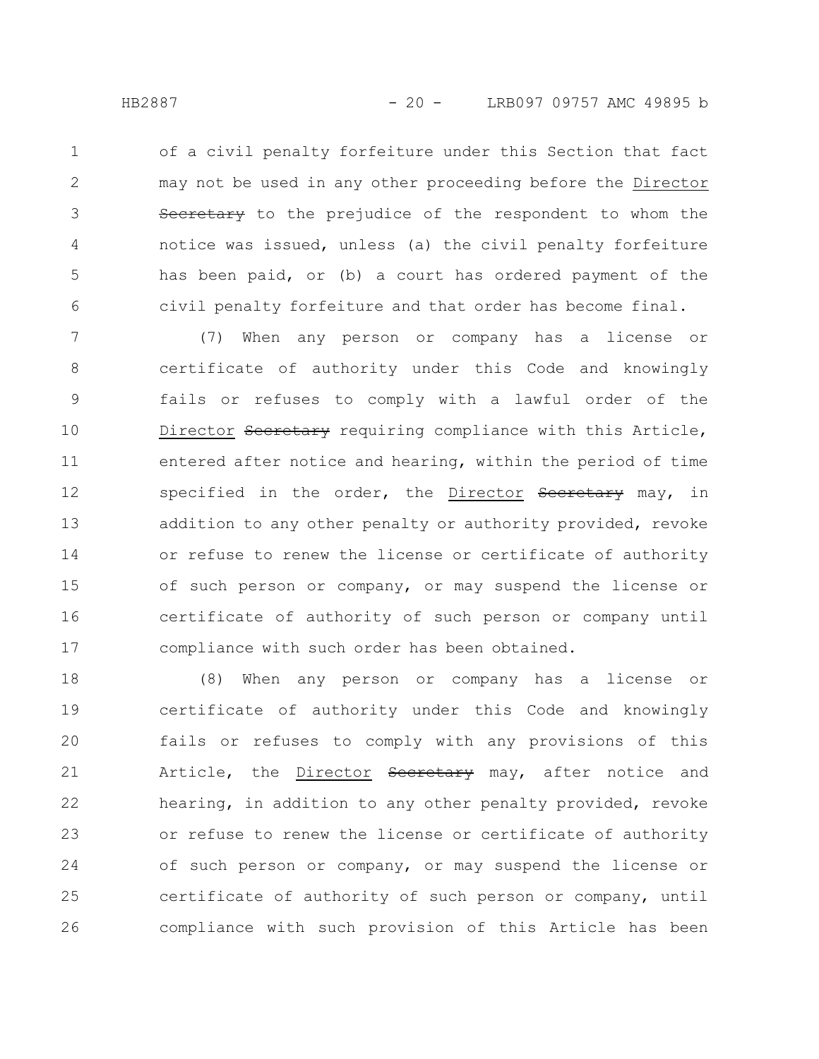of a civil penalty forfeiture under this Section that fact may not be used in any other proceeding before the <u>Director</u> ~~Secretary~~ to the prejudice of the respondent to whom the notice was issued, unless (a) the civil penalty forfeiture has been paid, or (b) a court has ordered payment of the civil penalty forfeiture and that order has become final.

(7) When any person or company has a license or certificate of authority under this Code and knowingly fails or refuses to comply with a lawful order of the <u>Director</u> ~~Secretary~~ requiring compliance with this Article, entered after notice and hearing, within the period of time specified in the order, the <u>Director</u> ~~Secretary~~ may, in addition to any other penalty or authority provided, revoke or refuse to renew the license or certificate of authority of such person or company, or may suspend the license or certificate of authority of such person or company until compliance with such order has been obtained.

(8) When any person or company has a license or certificate of authority under this Code and knowingly fails or refuses to comply with any provisions of this Article, the <u>Director</u> ~~Secretary~~ may, after notice and hearing, in addition to any other penalty provided, revoke or refuse to renew the license or certificate of authority of such person or company, or may suspend the license or certificate of authority of such person or company, until compliance with such provision of this Article has been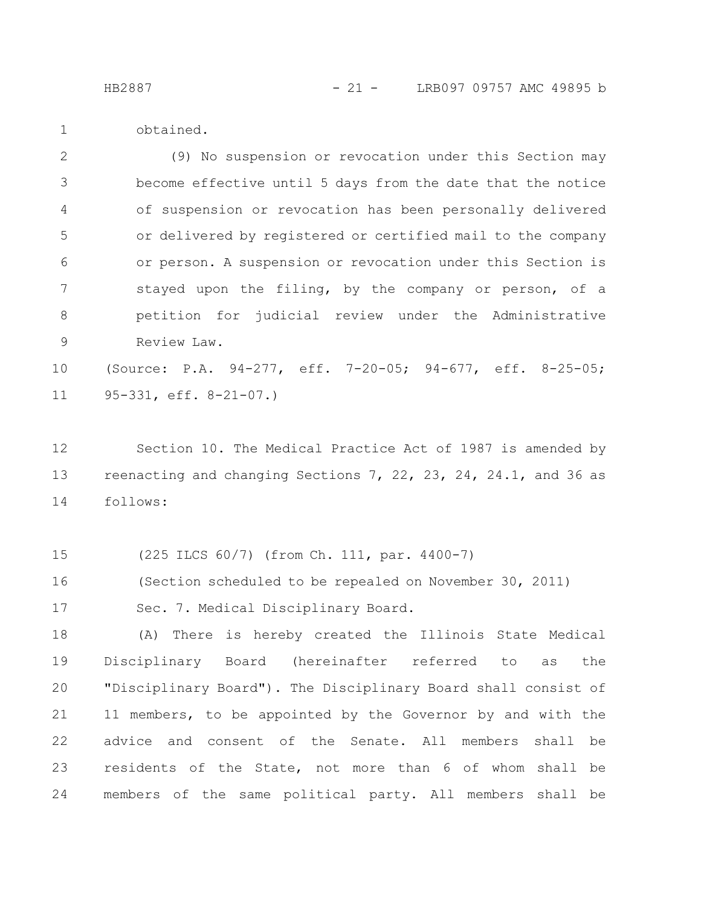obtained.

(9) No suspension or revocation under this Section may become effective until 5 days from the date that the notice of suspension or revocation has been personally delivered or delivered by registered or certified mail to the company or person. A suspension or revocation under this Section is stayed upon the filing, by the company or person, of a petition for judicial review under the Administrative Review Law.

(Source: P.A. 94-277, eff. 7-20-05; 94-677, eff. 8-25-05; 95-331, eff. 8-21-07.)

Section 10. The Medical Practice Act of 1987 is amended by reenacting and changing Sections 7, 22, 23, 24, 24.1, and 36 as follows:

(225 ILCS 60/7) (from Ch. 111, par. 4400-7)

(Section scheduled to be repealed on November 30, 2011)

Sec. 7. Medical Disciplinary Board.

(A) There is hereby created the Illinois State Medical Disciplinary Board (hereinafter referred to as the "Disciplinary Board"). The Disciplinary Board shall consist of 11 members, to be appointed by the Governor by and with the advice and consent of the Senate. All members shall be residents of the State, not more than 6 of whom shall be members of the same political party. All members shall be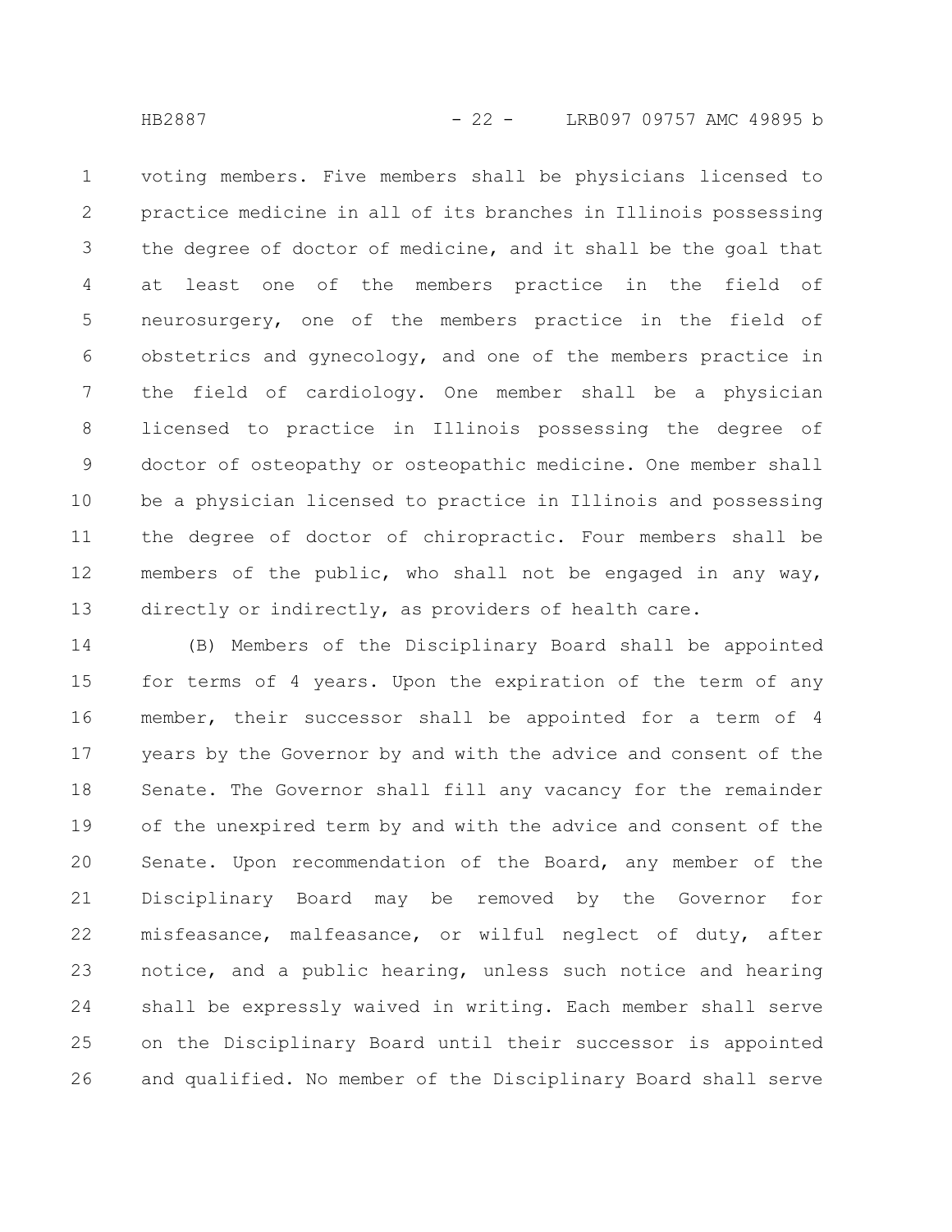voting members. Five members shall be physicians licensed to practice medicine in all of its branches in Illinois possessing the degree of doctor of medicine, and it shall be the goal that at least one of the members practice in the field of neurosurgery, one of the members practice in the field of obstetrics and gynecology, and one of the members practice in the field of cardiology. One member shall be a physician licensed to practice in Illinois possessing the degree of doctor of osteopathy or osteopathic medicine. One member shall be a physician licensed to practice in Illinois and possessing the degree of doctor of chiropractic. Four members shall be members of the public, who shall not be engaged in any way, directly or indirectly, as providers of health care.

(B) Members of the Disciplinary Board shall be appointed for terms of 4 years. Upon the expiration of the term of any member, their successor shall be appointed for a term of 4 years by the Governor by and with the advice and consent of the Senate. The Governor shall fill any vacancy for the remainder of the unexpired term by and with the advice and consent of the Senate. Upon recommendation of the Board, any member of the Disciplinary Board may be removed by the Governor for misfeasance, malfeasance, or wilful neglect of duty, after notice, and a public hearing, unless such notice and hearing shall be expressly waived in writing. Each member shall serve on the Disciplinary Board until their successor is appointed and qualified. No member of the Disciplinary Board shall serve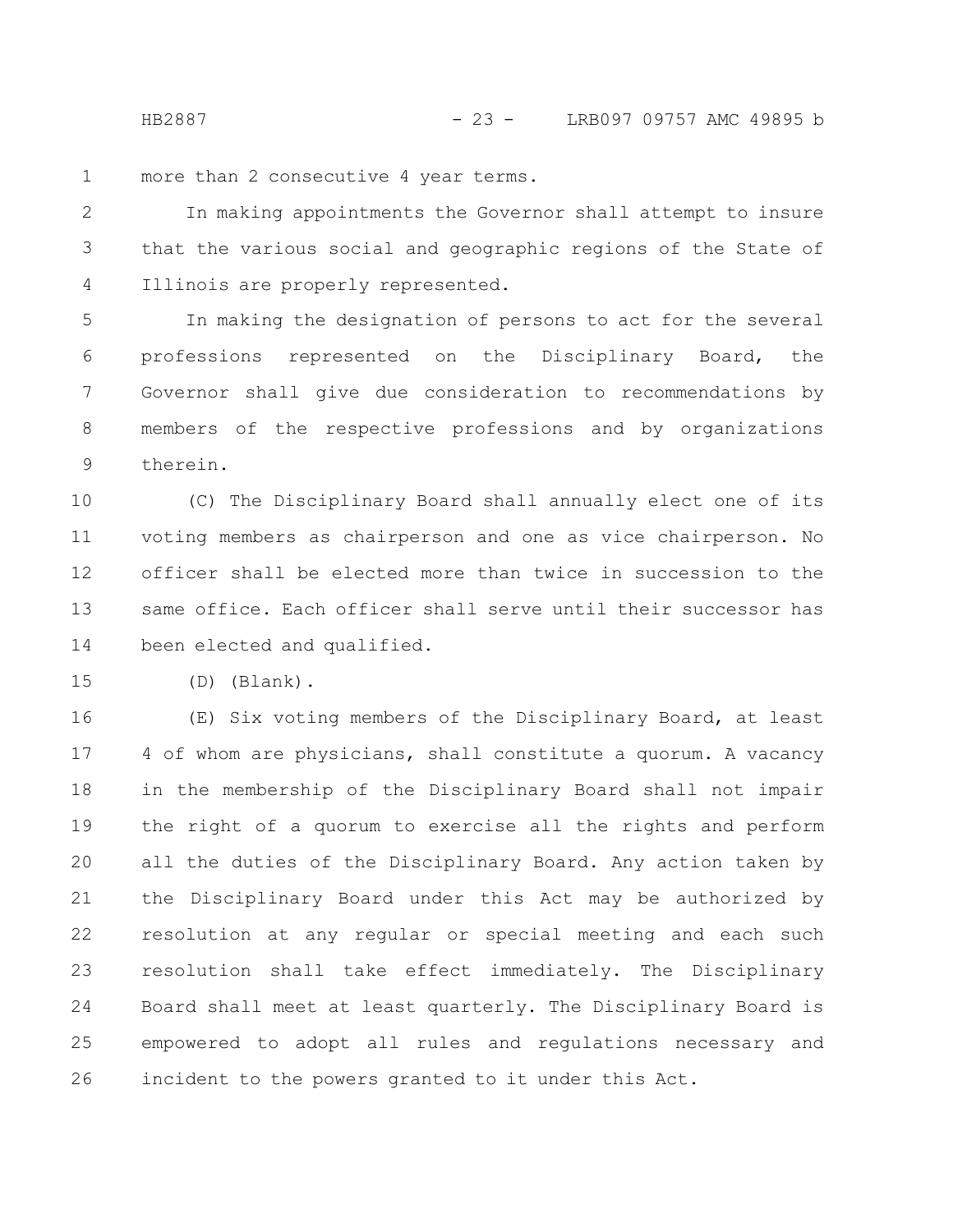more than 2 consecutive 4 year terms.

In making appointments the Governor shall attempt to insure that the various social and geographic regions of the State of Illinois are properly represented.

In making the designation of persons to act for the several professions represented on the Disciplinary Board, the Governor shall give due consideration to recommendations by members of the respective professions and by organizations therein.

(C) The Disciplinary Board shall annually elect one of its voting members as chairperson and one as vice chairperson. No officer shall be elected more than twice in succession to the same office. Each officer shall serve until their successor has been elected and qualified.

(D) (Blank).

(E) Six voting members of the Disciplinary Board, at least 4 of whom are physicians, shall constitute a quorum. A vacancy in the membership of the Disciplinary Board shall not impair the right of a quorum to exercise all the rights and perform all the duties of the Disciplinary Board. Any action taken by the Disciplinary Board under this Act may be authorized by resolution at any regular or special meeting and each such resolution shall take effect immediately. The Disciplinary Board shall meet at least quarterly. The Disciplinary Board is empowered to adopt all rules and regulations necessary and incident to the powers granted to it under this Act.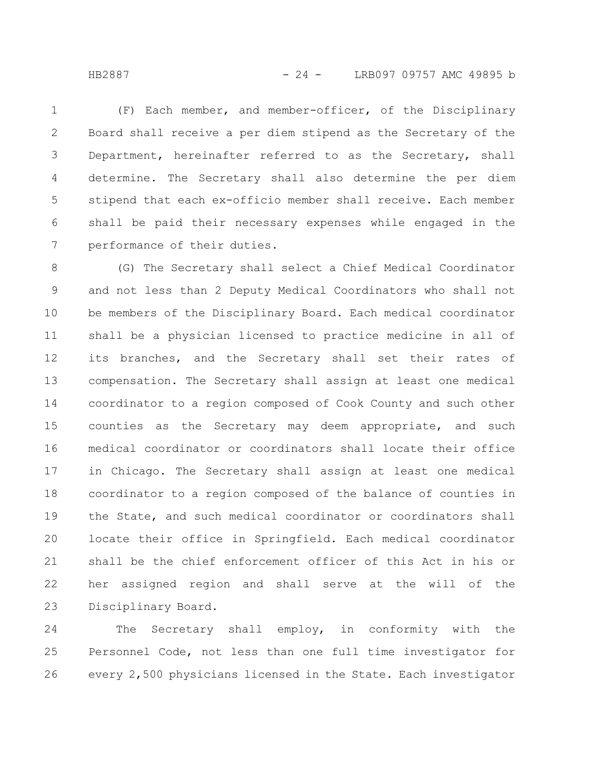(F) Each member, and member-officer, of the Disciplinary Board shall receive a per diem stipend as the Secretary of the Department, hereinafter referred to as the Secretary, shall determine. The Secretary shall also determine the per diem stipend that each ex-officio member shall receive. Each member shall be paid their necessary expenses while engaged in the performance of their duties.

(G) The Secretary shall select a Chief Medical Coordinator and not less than 2 Deputy Medical Coordinators who shall not be members of the Disciplinary Board. Each medical coordinator shall be a physician licensed to practice medicine in all of its branches, and the Secretary shall set their rates of compensation. The Secretary shall assign at least one medical coordinator to a region composed of Cook County and such other counties as the Secretary may deem appropriate, and such medical coordinator or coordinators shall locate their office in Chicago. The Secretary shall assign at least one medical coordinator to a region composed of the balance of counties in the State, and such medical coordinator or coordinators shall locate their office in Springfield. Each medical coordinator shall be the chief enforcement officer of this Act in his or her assigned region and shall serve at the will of the Disciplinary Board.

The Secretary shall employ, in conformity with the Personnel Code, not less than one full time investigator for every 2,500 physicians licensed in the State. Each investigator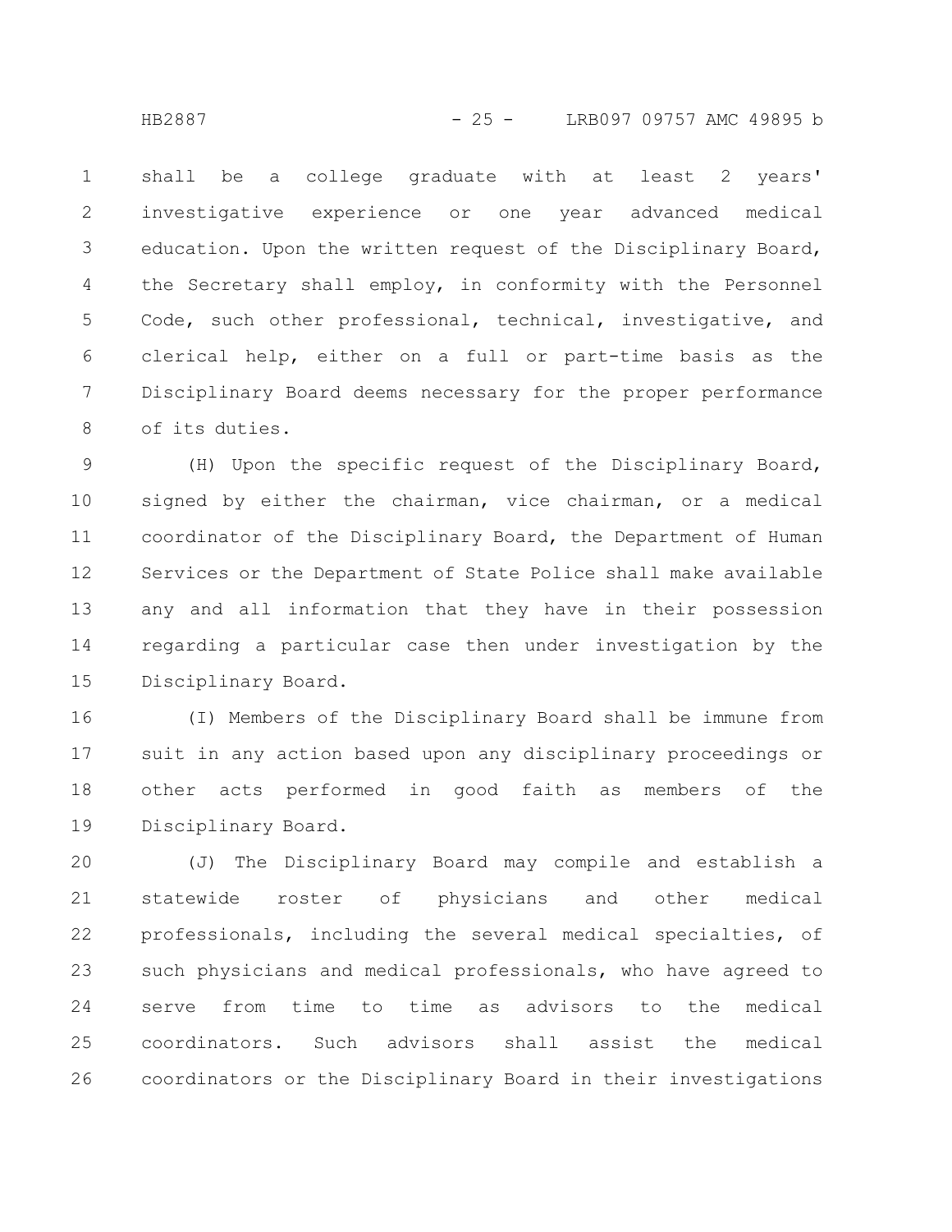shall be a college graduate with at least 2 years' investigative experience or one year advanced medical education. Upon the written request of the Disciplinary Board, the Secretary shall employ, in conformity with the Personnel Code, such other professional, technical, investigative, and clerical help, either on a full or part-time basis as the Disciplinary Board deems necessary for the proper performance of its duties.

(H) Upon the specific request of the Disciplinary Board, signed by either the chairman, vice chairman, or a medical coordinator of the Disciplinary Board, the Department of Human Services or the Department of State Police shall make available any and all information that they have in their possession regarding a particular case then under investigation by the Disciplinary Board.

(I) Members of the Disciplinary Board shall be immune from suit in any action based upon any disciplinary proceedings or other acts performed in good faith as members of the Disciplinary Board.

(J) The Disciplinary Board may compile and establish a statewide roster of physicians and other medical professionals, including the several medical specialties, of such physicians and medical professionals, who have agreed to serve from time to time as advisors to the medical coordinators. Such advisors shall assist the medical coordinators or the Disciplinary Board in their investigations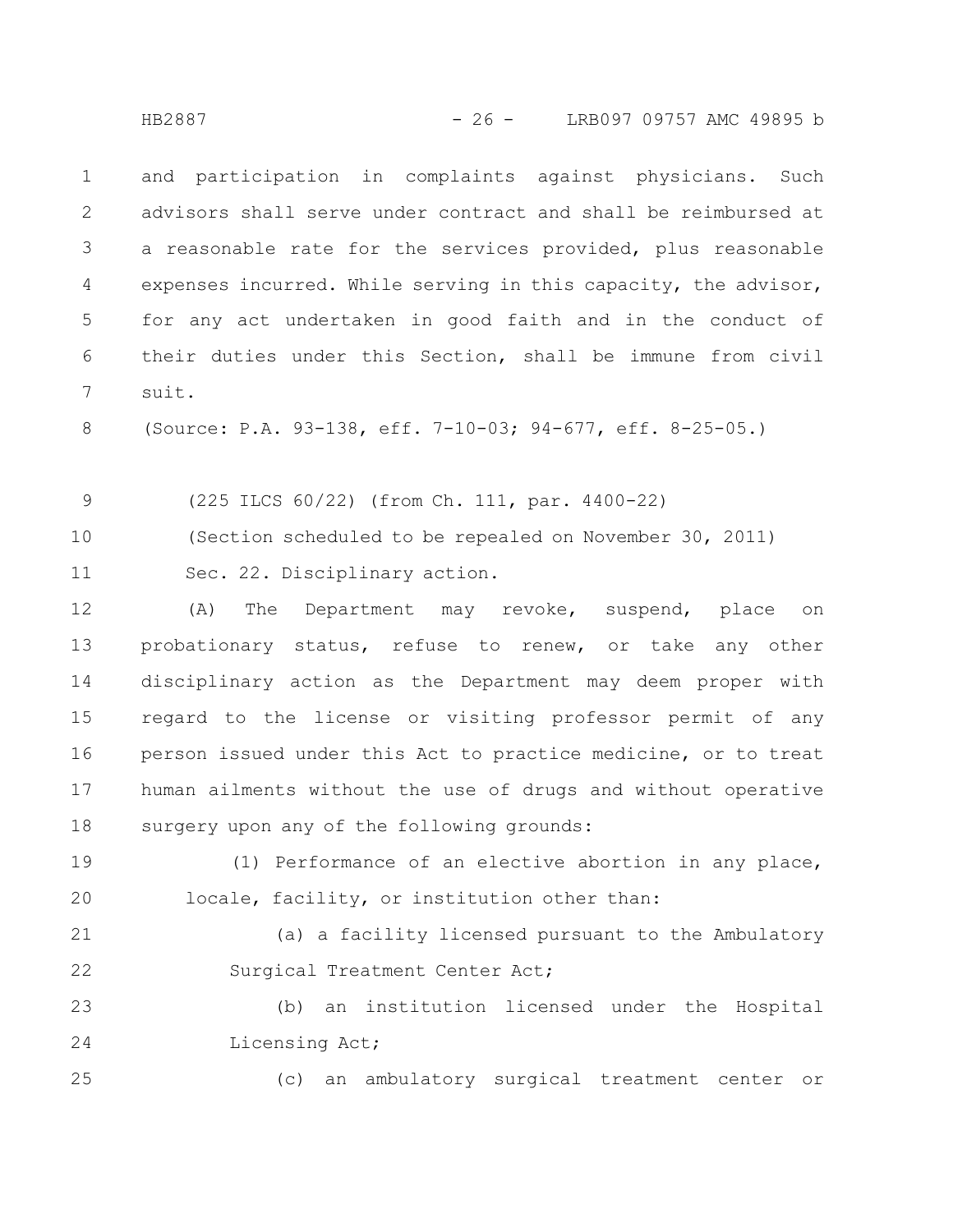and participation in complaints against physicians. Such advisors shall serve under contract and shall be reimbursed at a reasonable rate for the services provided, plus reasonable expenses incurred. While serving in this capacity, the advisor, for any act undertaken in good faith and in the conduct of their duties under this Section, shall be immune from civil suit.

(Source: P.A. 93-138, eff. 7-10-03; 94-677, eff. 8-25-05.)

(225 ILCS 60/22) (from Ch. 111, par. 4400-22)

(Section scheduled to be repealed on November 30, 2011)

Sec. 22. Disciplinary action.

(A) The Department may revoke, suspend, place on probationary status, refuse to renew, or take any other disciplinary action as the Department may deem proper with regard to the license or visiting professor permit of any person issued under this Act to practice medicine, or to treat human ailments without the use of drugs and without operative surgery upon any of the following grounds:

(1) Performance of an elective abortion in any place, locale, facility, or institution other than:

(a) a facility licensed pursuant to the Ambulatory Surgical Treatment Center Act;

(b) an institution licensed under the Hospital Licensing Act;

(c) an ambulatory surgical treatment center or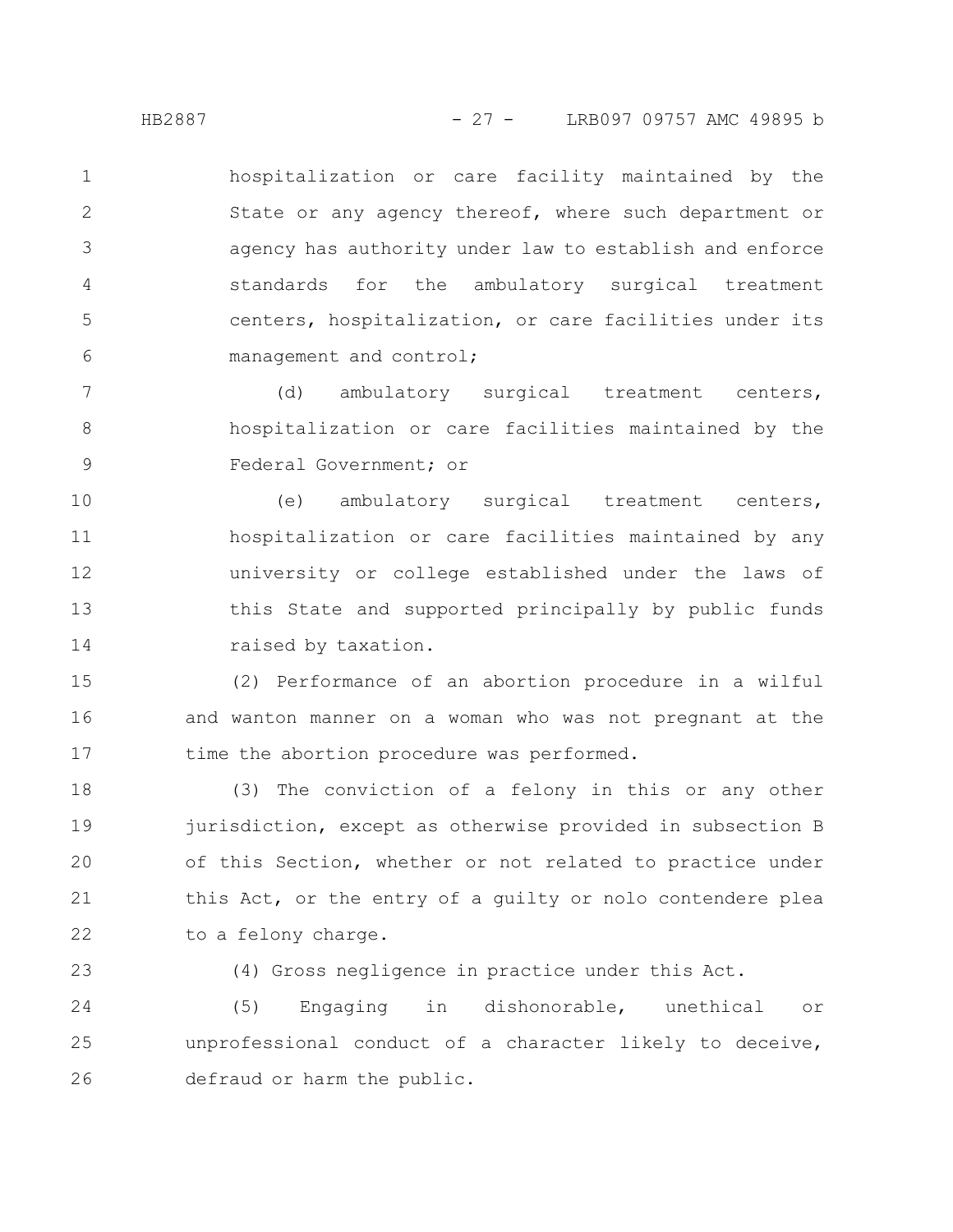hospitalization or care facility maintained by the State or any agency thereof, where such department or agency has authority under law to establish and enforce standards for the ambulatory surgical treatment centers, hospitalization, or care facilities under its management and control;

(d) ambulatory surgical treatment centers, hospitalization or care facilities maintained by the Federal Government; or

(e) ambulatory surgical treatment centers, hospitalization or care facilities maintained by any university or college established under the laws of this State and supported principally by public funds raised by taxation.

(2) Performance of an abortion procedure in a wilful and wanton manner on a woman who was not pregnant at the time the abortion procedure was performed.

(3) The conviction of a felony in this or any other jurisdiction, except as otherwise provided in subsection B of this Section, whether or not related to practice under this Act, or the entry of a guilty or nolo contendere plea to a felony charge.

(4) Gross negligence in practice under this Act.

(5) Engaging in dishonorable, unethical or unprofessional conduct of a character likely to deceive, defraud or harm the public.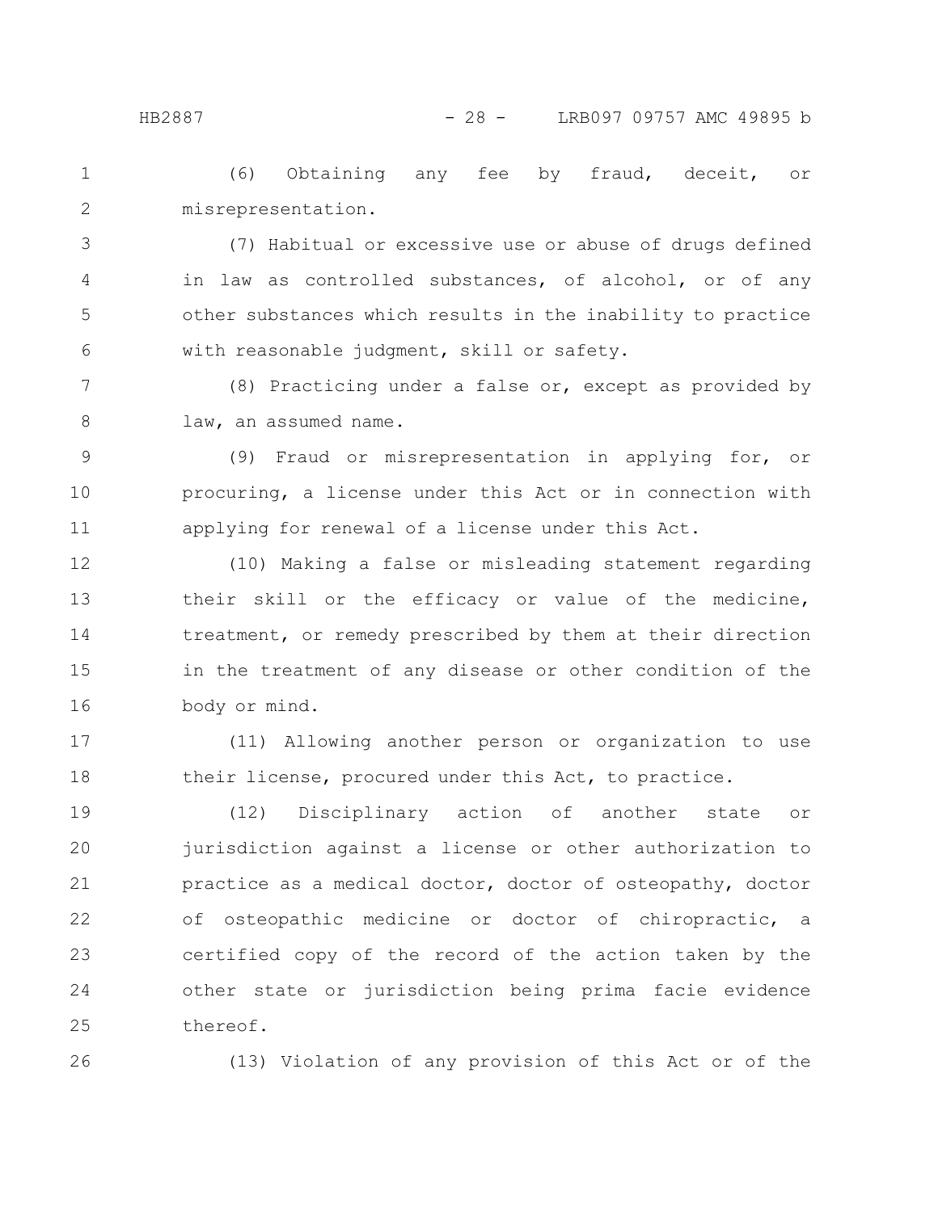(6) Obtaining any fee by fraud, deceit, or misrepresentation.

(7) Habitual or excessive use or abuse of drugs defined in law as controlled substances, of alcohol, or of any other substances which results in the inability to practice with reasonable judgment, skill or safety.

(8) Practicing under a false or, except as provided by law, an assumed name.

(9) Fraud or misrepresentation in applying for, or procuring, a license under this Act or in connection with applying for renewal of a license under this Act.

(10) Making a false or misleading statement regarding their skill or the efficacy or value of the medicine, treatment, or remedy prescribed by them at their direction in the treatment of any disease or other condition of the body or mind.

(11) Allowing another person or organization to use their license, procured under this Act, to practice.

(12) Disciplinary action of another state or jurisdiction against a license or other authorization to practice as a medical doctor, doctor of osteopathy, doctor of osteopathic medicine or doctor of chiropractic, a certified copy of the record of the action taken by the other state or jurisdiction being prima facie evidence thereof.

(13) Violation of any provision of this Act or of the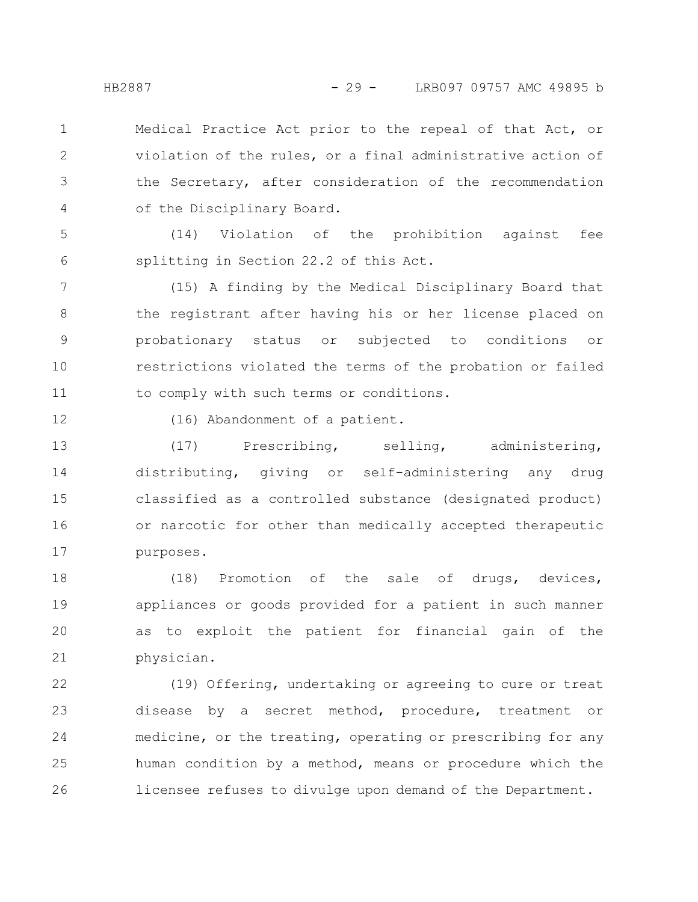Medical Practice Act prior to the repeal of that Act, or violation of the rules, or a final administrative action of the Secretary, after consideration of the recommendation of the Disciplinary Board.

(14) Violation of the prohibition against fee splitting in Section 22.2 of this Act.

(15) A finding by the Medical Disciplinary Board that the registrant after having his or her license placed on probationary status or subjected to conditions or restrictions violated the terms of the probation or failed to comply with such terms or conditions.

(16) Abandonment of a patient.

(17) Prescribing, selling, administering, distributing, giving or self-administering any drug classified as a controlled substance (designated product) or narcotic for other than medically accepted therapeutic purposes.

(18) Promotion of the sale of drugs, devices, appliances or goods provided for a patient in such manner as to exploit the patient for financial gain of the physician.

(19) Offering, undertaking or agreeing to cure or treat disease by a secret method, procedure, treatment or medicine, or the treating, operating or prescribing for any human condition by a method, means or procedure which the licensee refuses to divulge upon demand of the Department.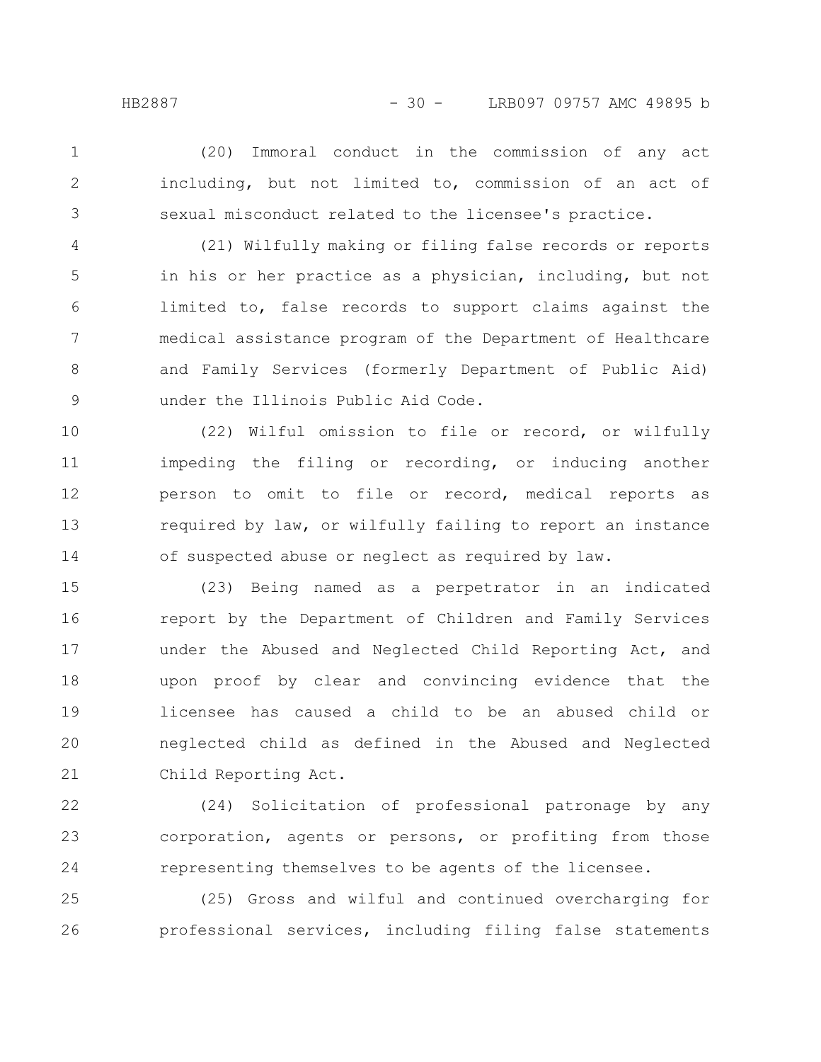(20) Immoral conduct in the commission of any act including, but not limited to, commission of an act of sexual misconduct related to the licensee's practice.

(21) Wilfully making or filing false records or reports in his or her practice as a physician, including, but not limited to, false records to support claims against the medical assistance program of the Department of Healthcare and Family Services (formerly Department of Public Aid) under the Illinois Public Aid Code.

(22) Wilful omission to file or record, or wilfully impeding the filing or recording, or inducing another person to omit to file or record, medical reports as required by law, or wilfully failing to report an instance of suspected abuse or neglect as required by law.

(23) Being named as a perpetrator in an indicated report by the Department of Children and Family Services under the Abused and Neglected Child Reporting Act, and upon proof by clear and convincing evidence that the licensee has caused a child to be an abused child or neglected child as defined in the Abused and Neglected Child Reporting Act.

(24) Solicitation of professional patronage by any corporation, agents or persons, or profiting from those representing themselves to be agents of the licensee.

(25) Gross and wilful and continued overcharging for professional services, including filing false statements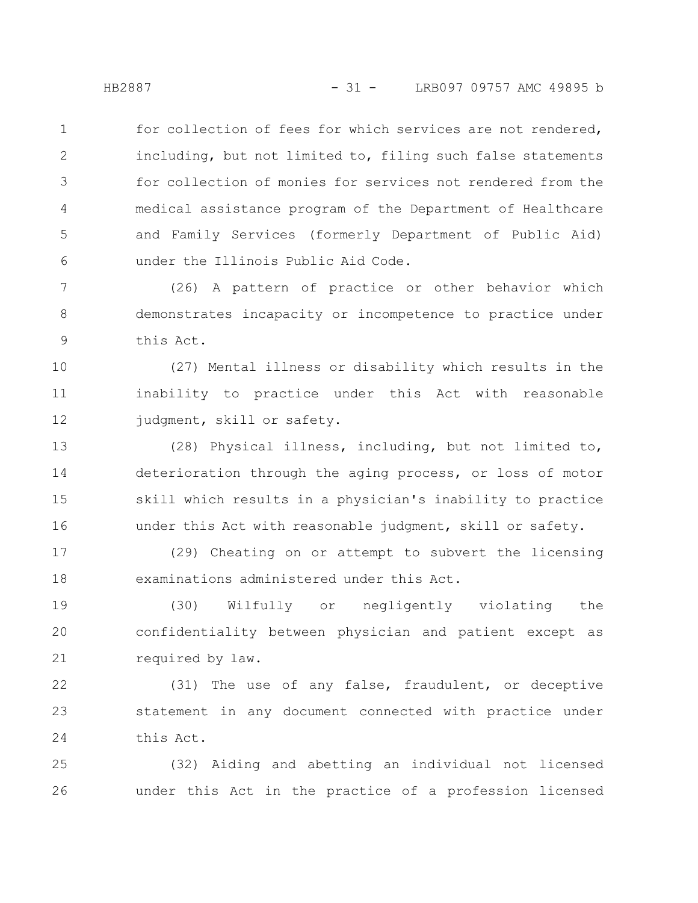for collection of fees for which services are not rendered, including, but not limited to, filing such false statements for collection of monies for services not rendered from the medical assistance program of the Department of Healthcare and Family Services (formerly Department of Public Aid) under the Illinois Public Aid Code.

(26) A pattern of practice or other behavior which demonstrates incapacity or incompetence to practice under this Act.

(27) Mental illness or disability which results in the inability to practice under this Act with reasonable judgment, skill or safety.

(28) Physical illness, including, but not limited to, deterioration through the aging process, or loss of motor skill which results in a physician's inability to practice under this Act with reasonable judgment, skill or safety.

(29) Cheating on or attempt to subvert the licensing examinations administered under this Act.

(30) Wilfully or negligently violating the confidentiality between physician and patient except as required by law.

(31) The use of any false, fraudulent, or deceptive statement in any document connected with practice under this Act.

(32) Aiding and abetting an individual not licensed under this Act in the practice of a profession licensed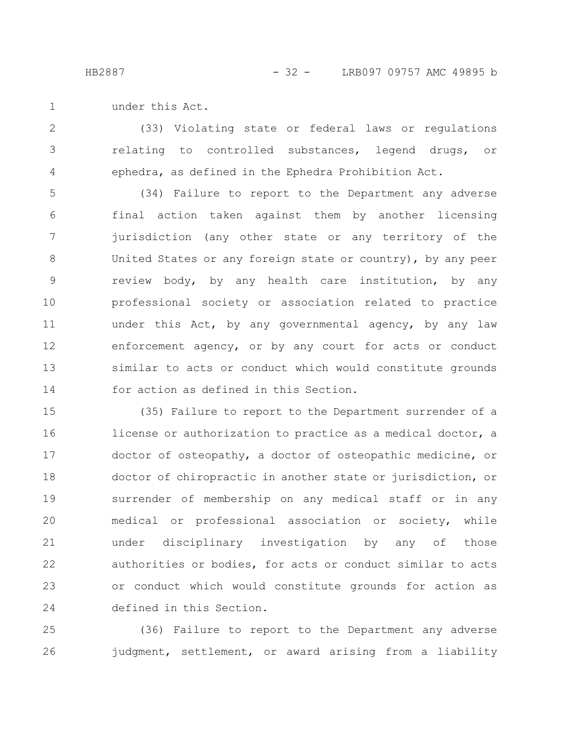under this Act.

(33) Violating state or federal laws or regulations relating to controlled substances, legend drugs, or ephedra, as defined in the Ephedra Prohibition Act.

(34) Failure to report to the Department any adverse final action taken against them by another licensing jurisdiction (any other state or any territory of the United States or any foreign state or country), by any peer review body, by any health care institution, by any professional society or association related to practice under this Act, by any governmental agency, by any law enforcement agency, or by any court for acts or conduct similar to acts or conduct which would constitute grounds for action as defined in this Section.

(35) Failure to report to the Department surrender of a license or authorization to practice as a medical doctor, a doctor of osteopathy, a doctor of osteopathic medicine, or doctor of chiropractic in another state or jurisdiction, or surrender of membership on any medical staff or in any medical or professional association or society, while under disciplinary investigation by any of those authorities or bodies, for acts or conduct similar to acts or conduct which would constitute grounds for action as defined in this Section.

(36) Failure to report to the Department any adverse judgment, settlement, or award arising from a liability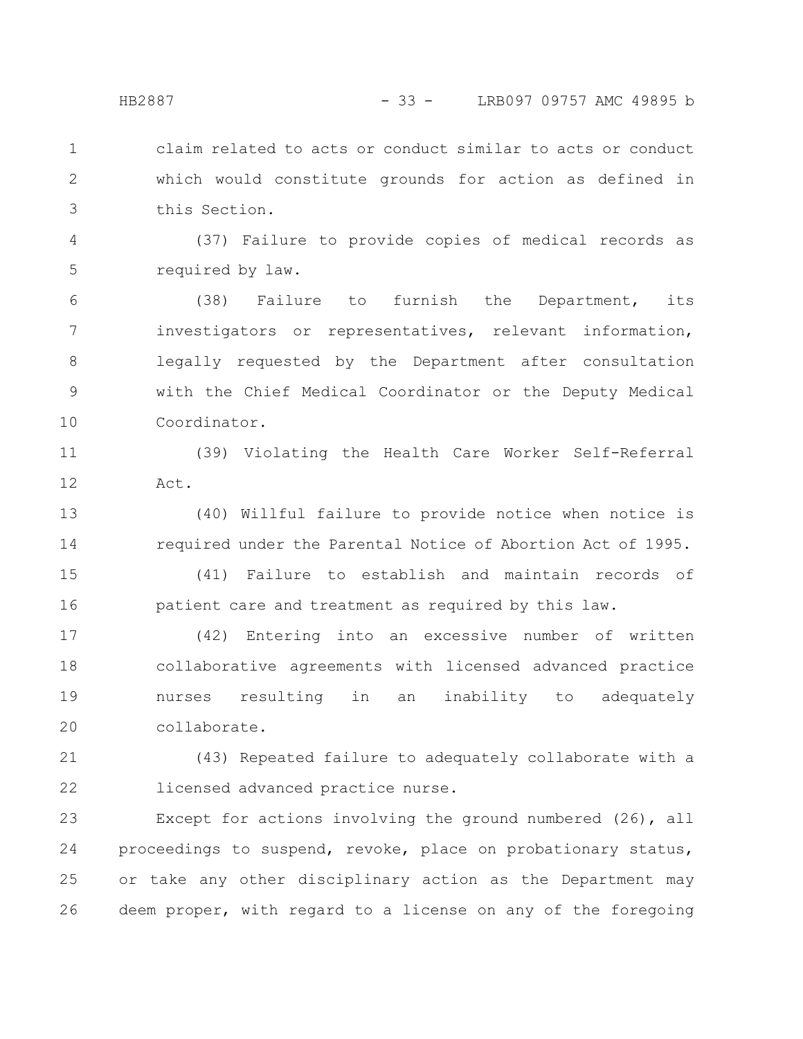claim related to acts or conduct similar to acts or conduct which would constitute grounds for action as defined in this Section.

(37) Failure to provide copies of medical records as required by law.

(38) Failure to furnish the Department, its investigators or representatives, relevant information, legally requested by the Department after consultation with the Chief Medical Coordinator or the Deputy Medical Coordinator.

(39) Violating the Health Care Worker Self-Referral Act.

(40) Willful failure to provide notice when notice is required under the Parental Notice of Abortion Act of 1995.

(41) Failure to establish and maintain records of patient care and treatment as required by this law.

(42) Entering into an excessive number of written collaborative agreements with licensed advanced practice nurses resulting in an inability to adequately collaborate.

(43) Repeated failure to adequately collaborate with a licensed advanced practice nurse.

Except for actions involving the ground numbered (26), all proceedings to suspend, revoke, place on probationary status, or take any other disciplinary action as the Department may deem proper, with regard to a license on any of the foregoing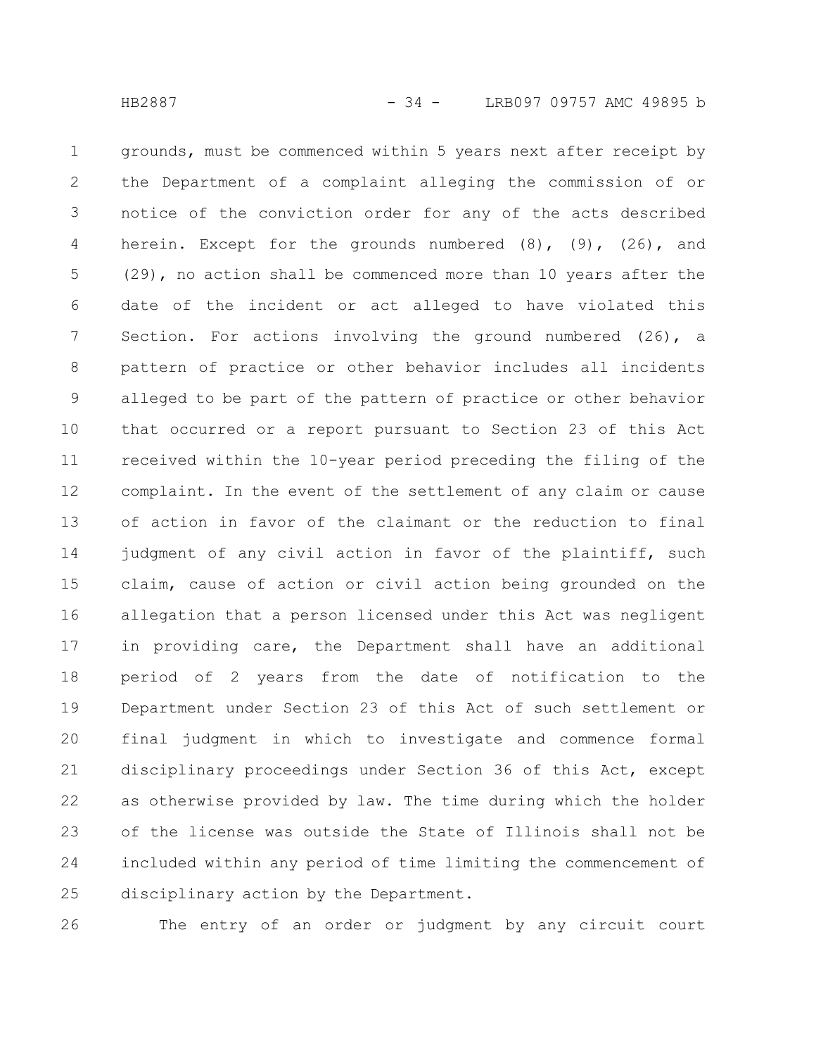grounds, must be commenced within 5 years next after receipt by the Department of a complaint alleging the commission of or notice of the conviction order for any of the acts described herein. Except for the grounds numbered (8), (9), (26), and (29), no action shall be commenced more than 10 years after the date of the incident or act alleged to have violated this Section. For actions involving the ground numbered (26), a pattern of practice or other behavior includes all incidents alleged to be part of the pattern of practice or other behavior that occurred or a report pursuant to Section 23 of this Act received within the 10-year period preceding the filing of the complaint. In the event of the settlement of any claim or cause of action in favor of the claimant or the reduction to final judgment of any civil action in favor of the plaintiff, such claim, cause of action or civil action being grounded on the allegation that a person licensed under this Act was negligent in providing care, the Department shall have an additional period of 2 years from the date of notification to the Department under Section 23 of this Act of such settlement or final judgment in which to investigate and commence formal disciplinary proceedings under Section 36 of this Act, except as otherwise provided by law. The time during which the holder of the license was outside the State of Illinois shall not be included within any period of time limiting the commencement of disciplinary action by the Department.

The entry of an order or judgment by any circuit court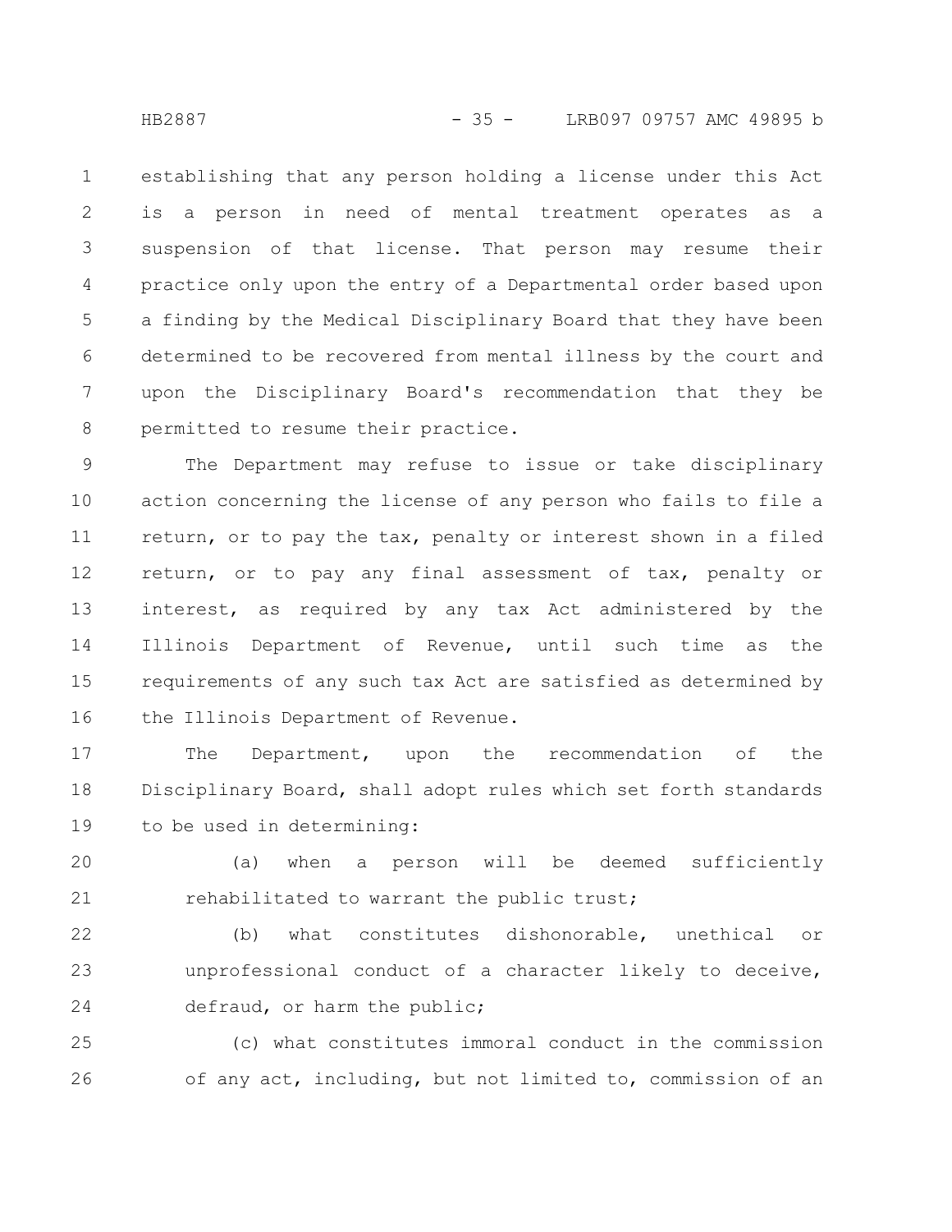establishing that any person holding a license under this Act is a person in need of mental treatment operates as a suspension of that license. That person may resume their practice only upon the entry of a Departmental order based upon a finding by the Medical Disciplinary Board that they have been determined to be recovered from mental illness by the court and upon the Disciplinary Board's recommendation that they be permitted to resume their practice.

The Department may refuse to issue or take disciplinary action concerning the license of any person who fails to file a return, or to pay the tax, penalty or interest shown in a filed return, or to pay any final assessment of tax, penalty or interest, as required by any tax Act administered by the Illinois Department of Revenue, until such time as the requirements of any such tax Act are satisfied as determined by the Illinois Department of Revenue.

The Department, upon the recommendation of the Disciplinary Board, shall adopt rules which set forth standards to be used in determining:

(a) when a person will be deemed sufficiently rehabilitated to warrant the public trust;

(b) what constitutes dishonorable, unethical or unprofessional conduct of a character likely to deceive, defraud, or harm the public;

(c) what constitutes immoral conduct in the commission of any act, including, but not limited to, commission of an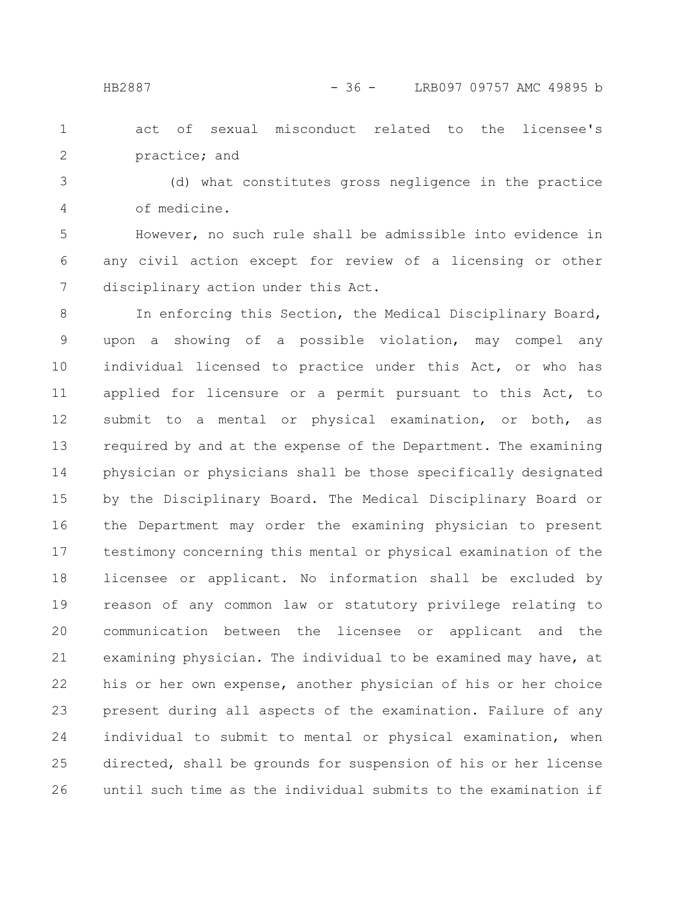act of sexual misconduct related to the licensee's practice; and

(d) what constitutes gross negligence in the practice of medicine.

However, no such rule shall be admissible into evidence in any civil action except for review of a licensing or other disciplinary action under this Act.

In enforcing this Section, the Medical Disciplinary Board, upon a showing of a possible violation, may compel any individual licensed to practice under this Act, or who has applied for licensure or a permit pursuant to this Act, to submit to a mental or physical examination, or both, as required by and at the expense of the Department. The examining physician or physicians shall be those specifically designated by the Disciplinary Board. The Medical Disciplinary Board or the Department may order the examining physician to present testimony concerning this mental or physical examination of the licensee or applicant. No information shall be excluded by reason of any common law or statutory privilege relating to communication between the licensee or applicant and the examining physician. The individual to be examined may have, at his or her own expense, another physician of his or her choice present during all aspects of the examination. Failure of any individual to submit to mental or physical examination, when directed, shall be grounds for suspension of his or her license until such time as the individual submits to the examination if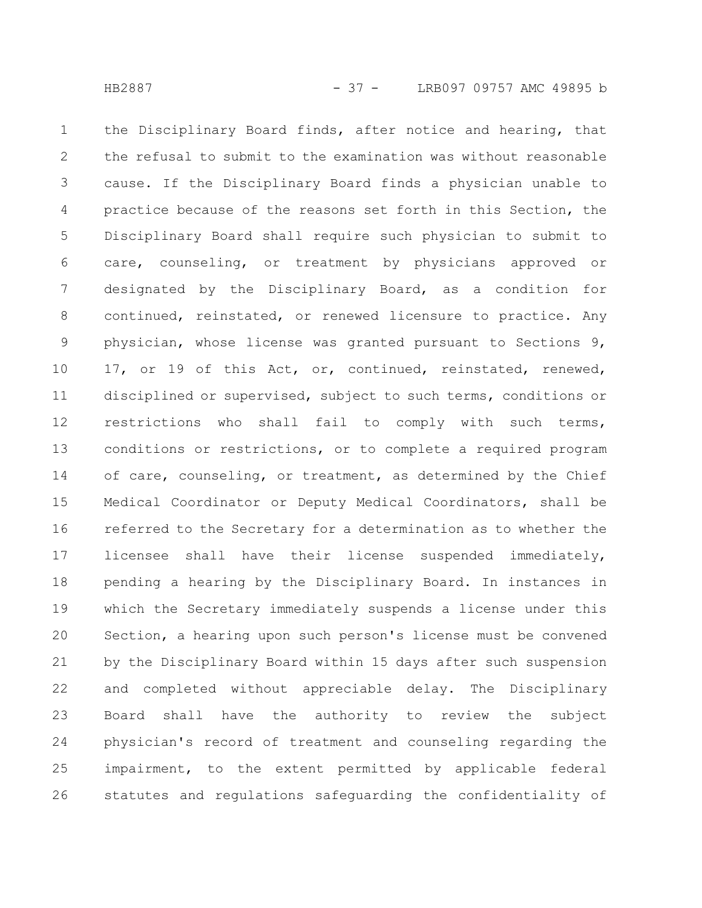the Disciplinary Board finds, after notice and hearing, that the refusal to submit to the examination was without reasonable cause. If the Disciplinary Board finds a physician unable to practice because of the reasons set forth in this Section, the Disciplinary Board shall require such physician to submit to care, counseling, or treatment by physicians approved or designated by the Disciplinary Board, as a condition for continued, reinstated, or renewed licensure to practice. Any physician, whose license was granted pursuant to Sections 9, 17, or 19 of this Act, or, continued, reinstated, renewed, disciplined or supervised, subject to such terms, conditions or restrictions who shall fail to comply with such terms, conditions or restrictions, or to complete a required program of care, counseling, or treatment, as determined by the Chief Medical Coordinator or Deputy Medical Coordinators, shall be referred to the Secretary for a determination as to whether the licensee shall have their license suspended immediately, pending a hearing by the Disciplinary Board. In instances in which the Secretary immediately suspends a license under this Section, a hearing upon such person's license must be convened by the Disciplinary Board within 15 days after such suspension and completed without appreciable delay. The Disciplinary Board shall have the authority to review the subject physician's record of treatment and counseling regarding the impairment, to the extent permitted by applicable federal statutes and regulations safeguarding the confidentiality of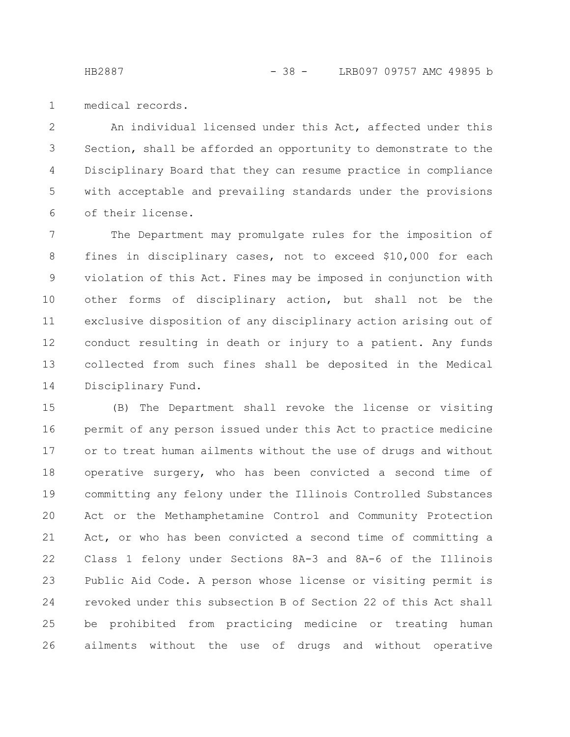medical records.

An individual licensed under this Act, affected under this Section, shall be afforded an opportunity to demonstrate to the Disciplinary Board that they can resume practice in compliance with acceptable and prevailing standards under the provisions of their license.

The Department may promulgate rules for the imposition of fines in disciplinary cases, not to exceed $10,000 for each violation of this Act. Fines may be imposed in conjunction with other forms of disciplinary action, but shall not be the exclusive disposition of any disciplinary action arising out of conduct resulting in death or injury to a patient. Any funds collected from such fines shall be deposited in the Medical Disciplinary Fund.

(B) The Department shall revoke the license or visiting permit of any person issued under this Act to practice medicine or to treat human ailments without the use of drugs and without operative surgery, who has been convicted a second time of committing any felony under the Illinois Controlled Substances Act or the Methamphetamine Control and Community Protection Act, or who has been convicted a second time of committing a Class 1 felony under Sections 8A-3 and 8A-6 of the Illinois Public Aid Code. A person whose license or visiting permit is revoked under this subsection B of Section 22 of this Act shall be prohibited from practicing medicine or treating human ailments without the use of drugs and without operative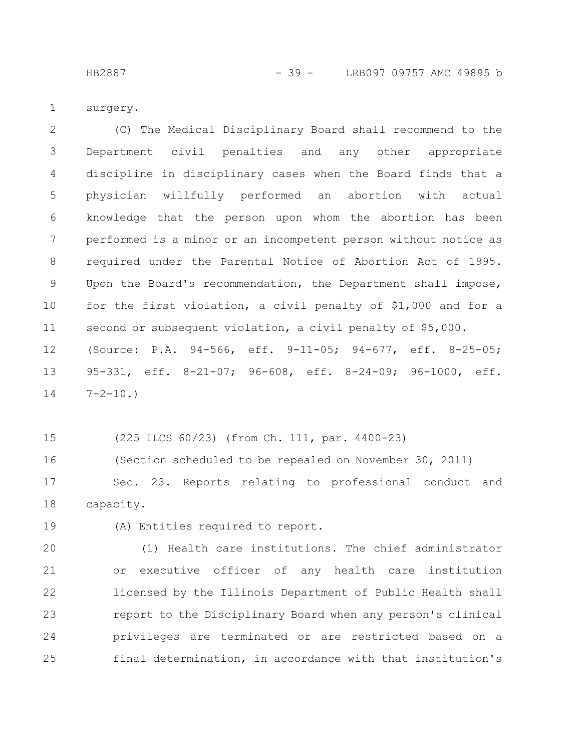surgery.

(C) The Medical Disciplinary Board shall recommend to the Department civil penalties and any other appropriate discipline in disciplinary cases when the Board finds that a physician willfully performed an abortion with actual knowledge that the person upon whom the abortion has been performed is a minor or an incompetent person without notice as required under the Parental Notice of Abortion Act of 1995. Upon the Board's recommendation, the Department shall impose, for the first violation, a civil penalty of $1,000 and for a second or subsequent violation, a civil penalty of $5,000.

(Source: P.A. 94-566, eff. 9-11-05; 94-677, eff. 8-25-05; 95-331, eff. 8-21-07; 96-608, eff. 8-24-09; 96-1000, eff. 7-2-10.)

(225 ILCS 60/23) (from Ch. 111, par. 4400-23)

(Section scheduled to be repealed on November 30, 2011)

Sec. 23. Reports relating to professional conduct and capacity.

(A) Entities required to report.

(1) Health care institutions. The chief administrator or executive officer of any health care institution licensed by the Illinois Department of Public Health shall report to the Disciplinary Board when any person's clinical privileges are terminated or are restricted based on a final determination, in accordance with that institution's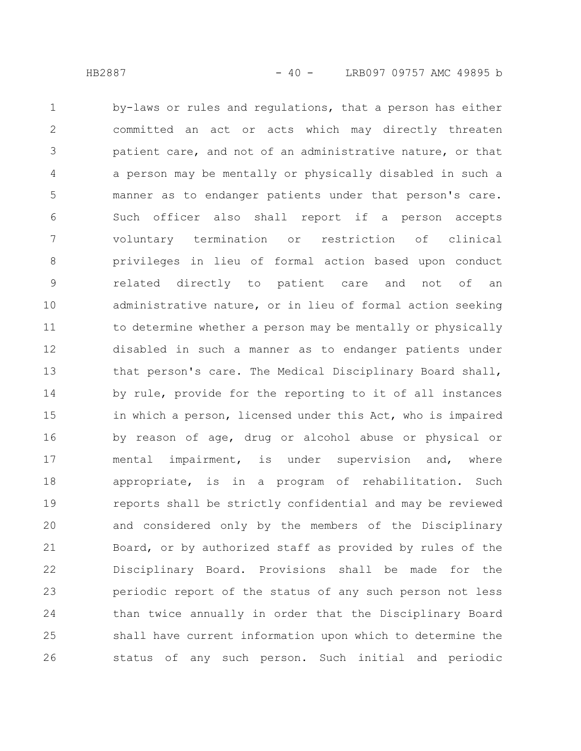by-laws or rules and regulations, that a person has either committed an act or acts which may directly threaten patient care, and not of an administrative nature, or that a person may be mentally or physically disabled in such a manner as to endanger patients under that person's care. Such officer also shall report if a person accepts voluntary termination or restriction of clinical privileges in lieu of formal action based upon conduct related directly to patient care and not of an administrative nature, or in lieu of formal action seeking to determine whether a person may be mentally or physically disabled in such a manner as to endanger patients under that person's care. The Medical Disciplinary Board shall, by rule, provide for the reporting to it of all instances in which a person, licensed under this Act, who is impaired by reason of age, drug or alcohol abuse or physical or mental impairment, is under supervision and, where appropriate, is in a program of rehabilitation. Such reports shall be strictly confidential and may be reviewed and considered only by the members of the Disciplinary Board, or by authorized staff as provided by rules of the Disciplinary Board. Provisions shall be made for the periodic report of the status of any such person not less than twice annually in order that the Disciplinary Board shall have current information upon which to determine the status of any such person. Such initial and periodic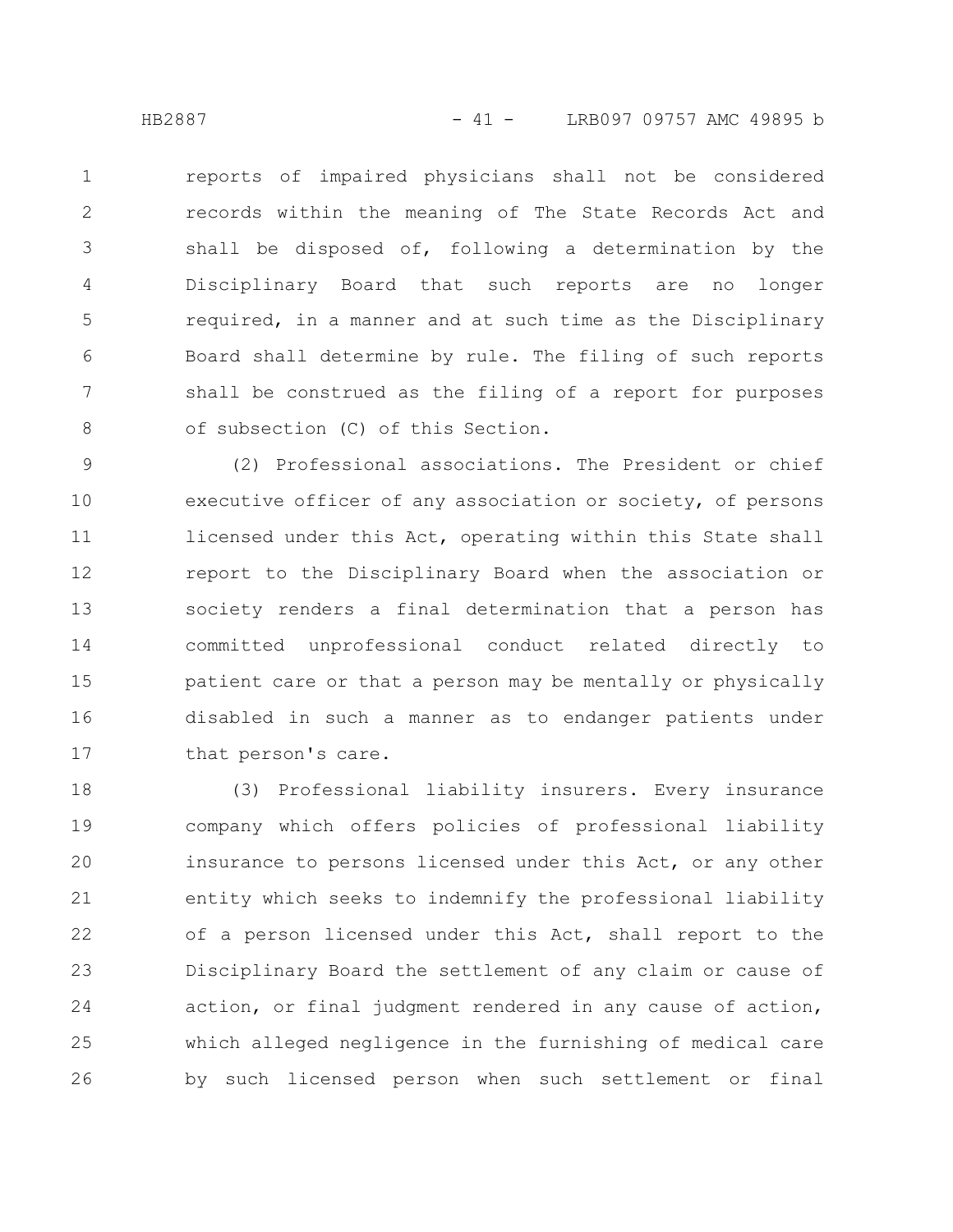reports of impaired physicians shall not be considered records within the meaning of The State Records Act and shall be disposed of, following a determination by the Disciplinary Board that such reports are no longer required, in a manner and at such time as the Disciplinary Board shall determine by rule. The filing of such reports shall be construed as the filing of a report for purposes of subsection (C) of this Section.

(2) Professional associations. The President or chief executive officer of any association or society, of persons licensed under this Act, operating within this State shall report to the Disciplinary Board when the association or society renders a final determination that a person has committed unprofessional conduct related directly to patient care or that a person may be mentally or physically disabled in such a manner as to endanger patients under that person's care.

(3) Professional liability insurers. Every insurance company which offers policies of professional liability insurance to persons licensed under this Act, or any other entity which seeks to indemnify the professional liability of a person licensed under this Act, shall report to the Disciplinary Board the settlement of any claim or cause of action, or final judgment rendered in any cause of action, which alleged negligence in the furnishing of medical care by such licensed person when such settlement or final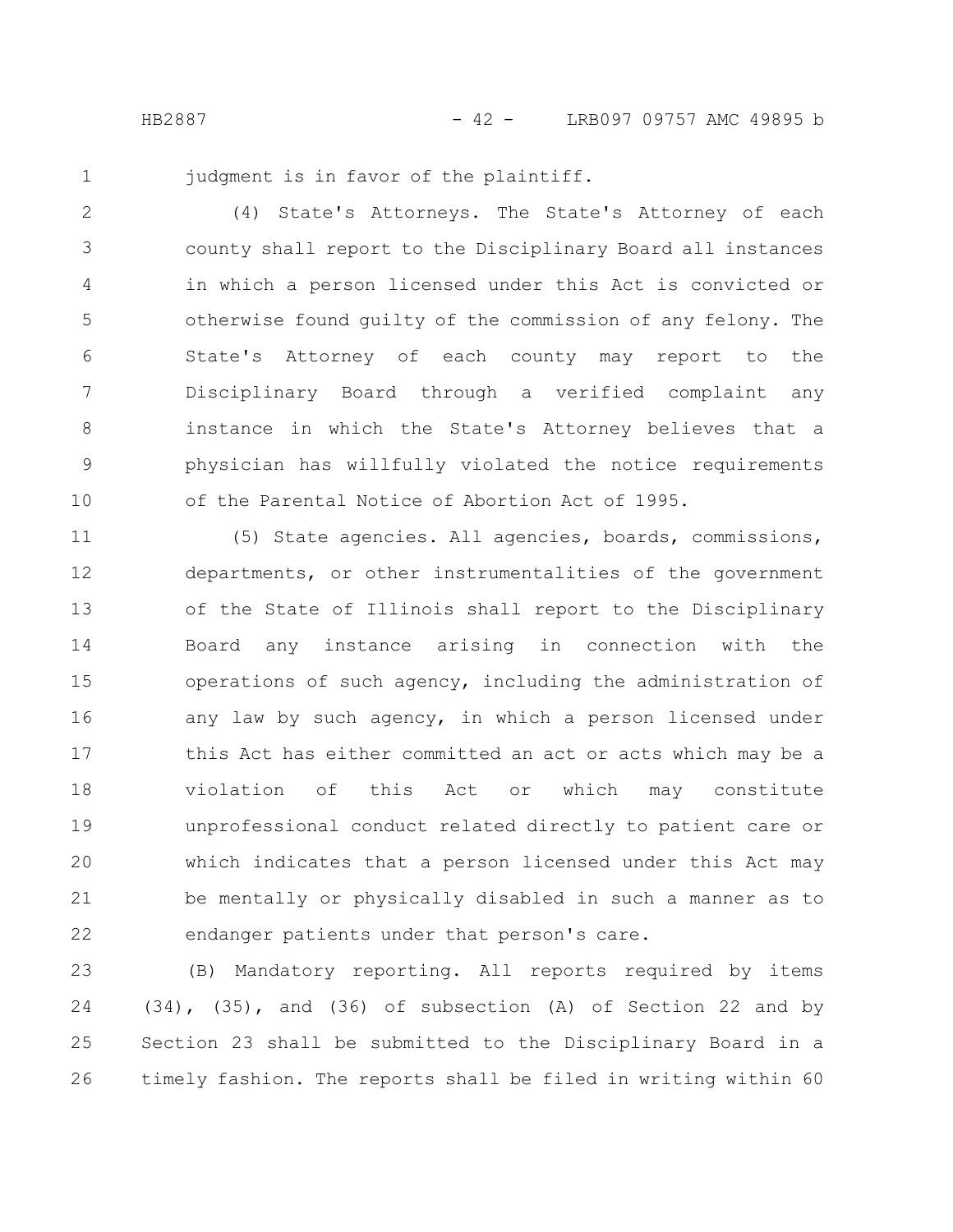judgment is in favor of the plaintiff.

(4) State's Attorneys. The State's Attorney of each county shall report to the Disciplinary Board all instances in which a person licensed under this Act is convicted or otherwise found guilty of the commission of any felony. The State's Attorney of each county may report to the Disciplinary Board through a verified complaint any instance in which the State's Attorney believes that a physician has willfully violated the notice requirements of the Parental Notice of Abortion Act of 1995.

(5) State agencies. All agencies, boards, commissions, departments, or other instrumentalities of the government of the State of Illinois shall report to the Disciplinary Board any instance arising in connection with the operations of such agency, including the administration of any law by such agency, in which a person licensed under this Act has either committed an act or acts which may be a violation of this Act or which may constitute unprofessional conduct related directly to patient care or which indicates that a person licensed under this Act may be mentally or physically disabled in such a manner as to endanger patients under that person's care.

(B) Mandatory reporting. All reports required by items (34), (35), and (36) of subsection (A) of Section 22 and by Section 23 shall be submitted to the Disciplinary Board in a timely fashion. The reports shall be filed in writing within 60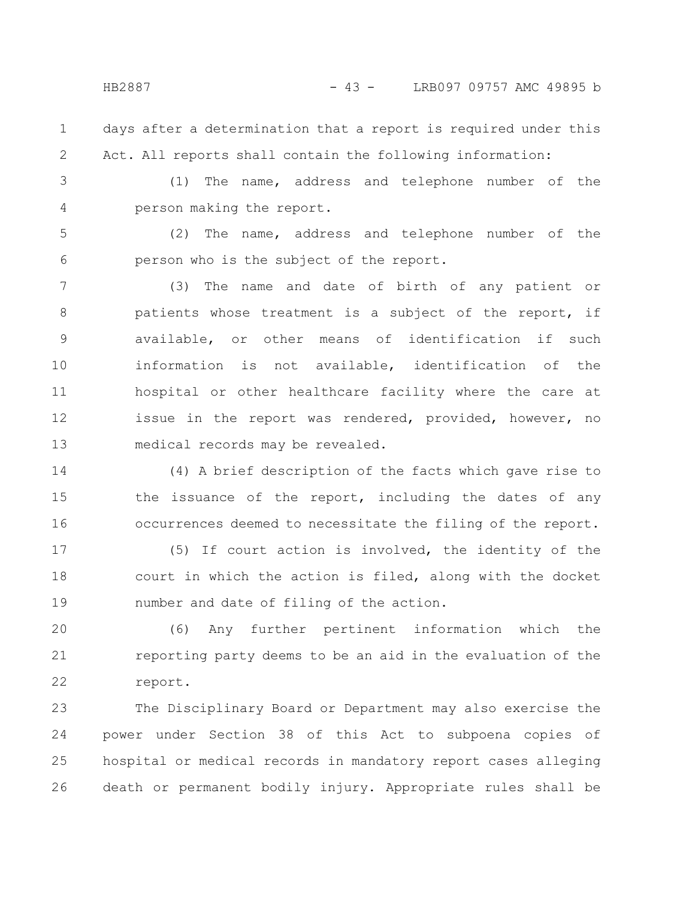days after a determination that a report is required under this Act. All reports shall contain the following information:

(1) The name, address and telephone number of the person making the report.

(2) The name, address and telephone number of the person who is the subject of the report.

(3) The name and date of birth of any patient or patients whose treatment is a subject of the report, if available, or other means of identification if such information is not available, identification of the hospital or other healthcare facility where the care at issue in the report was rendered, provided, however, no medical records may be revealed.

(4) A brief description of the facts which gave rise to the issuance of the report, including the dates of any occurrences deemed to necessitate the filing of the report.

(5) If court action is involved, the identity of the court in which the action is filed, along with the docket number and date of filing of the action.

(6) Any further pertinent information which the reporting party deems to be an aid in the evaluation of the report.

The Disciplinary Board or Department may also exercise the power under Section 38 of this Act to subpoena copies of hospital or medical records in mandatory report cases alleging death or permanent bodily injury. Appropriate rules shall be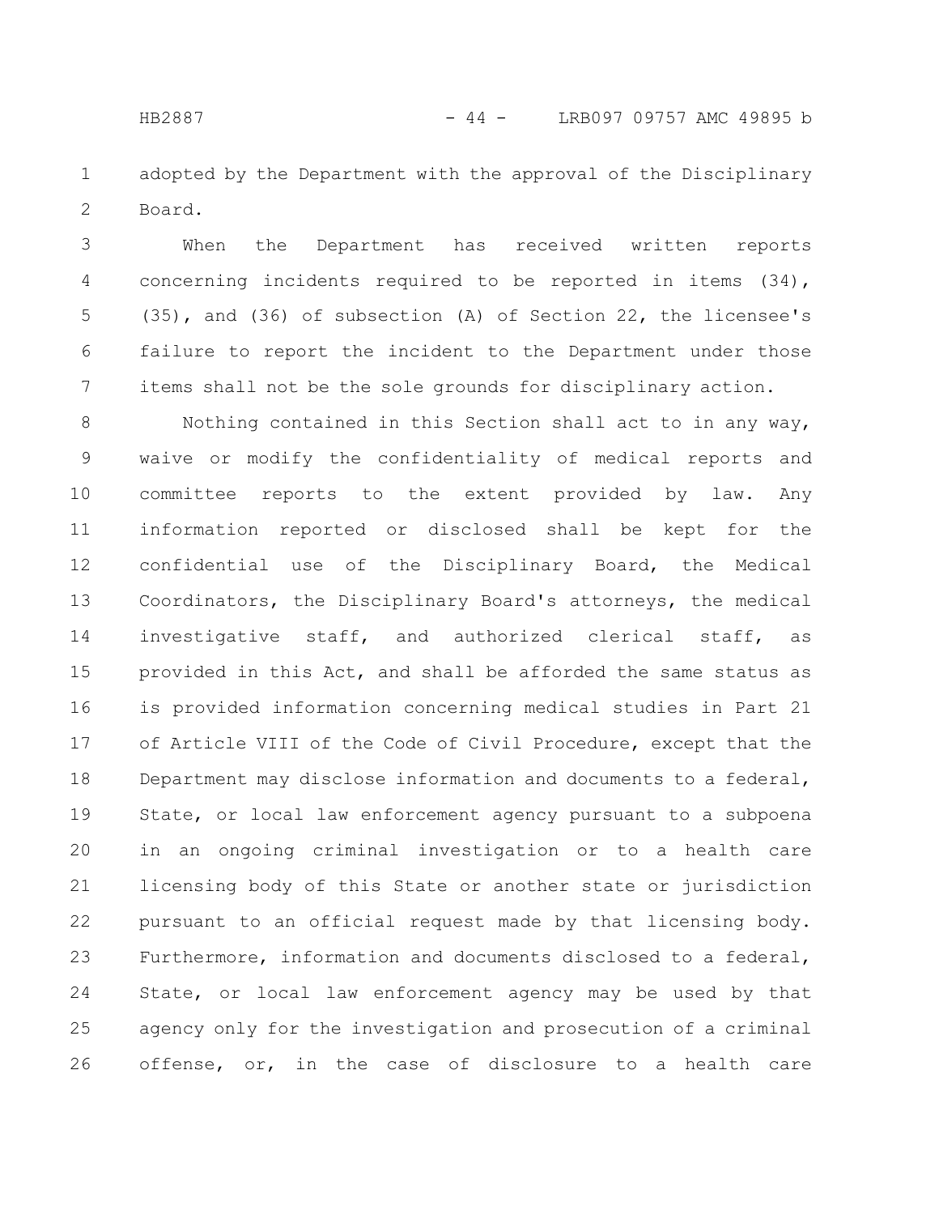adopted by the Department with the approval of the Disciplinary Board.

When the Department has received written reports concerning incidents required to be reported in items (34), (35), and (36) of subsection (A) of Section 22, the licensee's failure to report the incident to the Department under those items shall not be the sole grounds for disciplinary action.

Nothing contained in this Section shall act to in any way, waive or modify the confidentiality of medical reports and committee reports to the extent provided by law. Any information reported or disclosed shall be kept for the confidential use of the Disciplinary Board, the Medical Coordinators, the Disciplinary Board's attorneys, the medical investigative staff, and authorized clerical staff, as provided in this Act, and shall be afforded the same status as is provided information concerning medical studies in Part 21 of Article VIII of the Code of Civil Procedure, except that the Department may disclose information and documents to a federal, State, or local law enforcement agency pursuant to a subpoena in an ongoing criminal investigation or to a health care licensing body of this State or another state or jurisdiction pursuant to an official request made by that licensing body. Furthermore, information and documents disclosed to a federal, State, or local law enforcement agency may be used by that agency only for the investigation and prosecution of a criminal offense, or, in the case of disclosure to a health care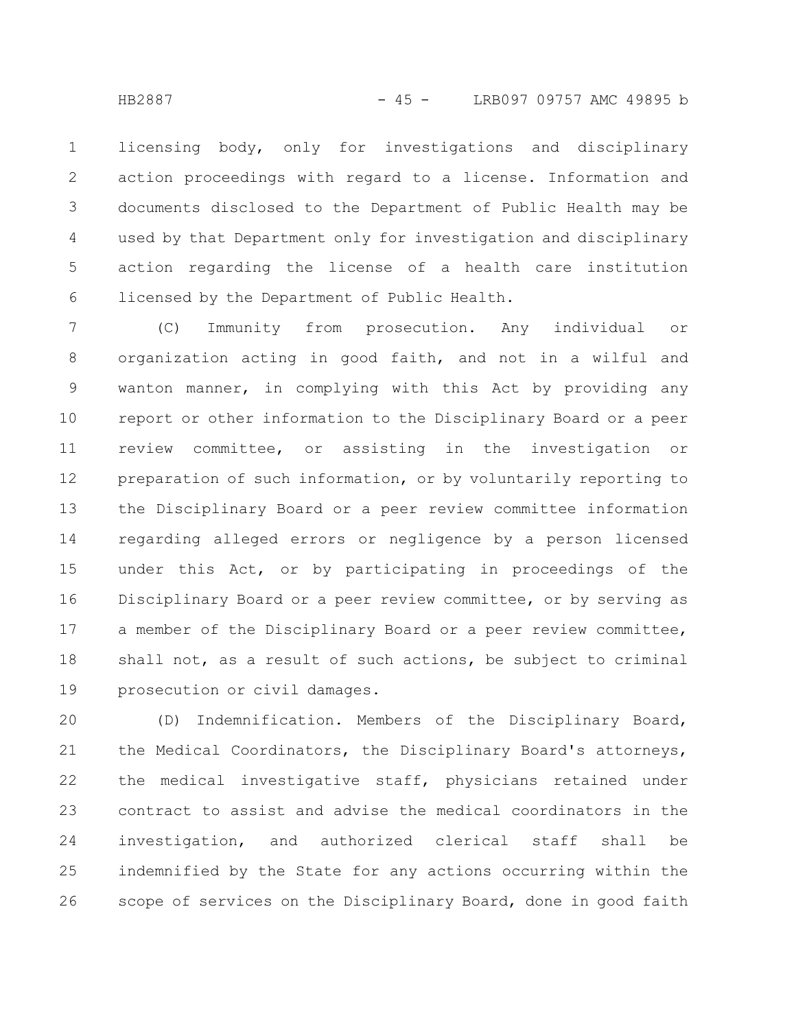licensing body, only for investigations and disciplinary action proceedings with regard to a license. Information and documents disclosed to the Department of Public Health may be used by that Department only for investigation and disciplinary action regarding the license of a health care institution licensed by the Department of Public Health.

(C) Immunity from prosecution. Any individual or organization acting in good faith, and not in a wilful and wanton manner, in complying with this Act by providing any report or other information to the Disciplinary Board or a peer review committee, or assisting in the investigation or preparation of such information, or by voluntarily reporting to the Disciplinary Board or a peer review committee information regarding alleged errors or negligence by a person licensed under this Act, or by participating in proceedings of the Disciplinary Board or a peer review committee, or by serving as a member of the Disciplinary Board or a peer review committee, shall not, as a result of such actions, be subject to criminal prosecution or civil damages.

(D) Indemnification. Members of the Disciplinary Board, the Medical Coordinators, the Disciplinary Board's attorneys, the medical investigative staff, physicians retained under contract to assist and advise the medical coordinators in the investigation, and authorized clerical staff shall be indemnified by the State for any actions occurring within the scope of services on the Disciplinary Board, done in good faith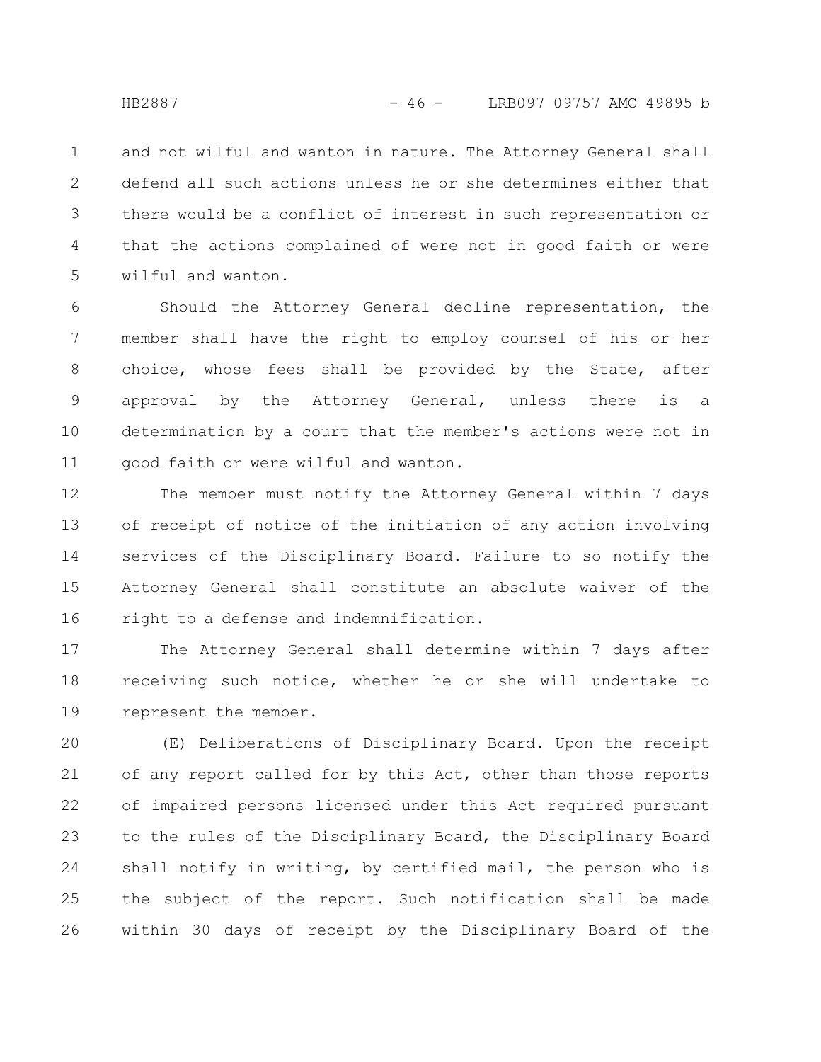and not wilful and wanton in nature. The Attorney General shall defend all such actions unless he or she determines either that there would be a conflict of interest in such representation or that the actions complained of were not in good faith or were wilful and wanton.

Should the Attorney General decline representation, the member shall have the right to employ counsel of his or her choice, whose fees shall be provided by the State, after approval by the Attorney General, unless there is a determination by a court that the member's actions were not in good faith or were wilful and wanton.

The member must notify the Attorney General within 7 days of receipt of notice of the initiation of any action involving services of the Disciplinary Board. Failure to so notify the Attorney General shall constitute an absolute waiver of the right to a defense and indemnification.

The Attorney General shall determine within 7 days after receiving such notice, whether he or she will undertake to represent the member.

(E) Deliberations of Disciplinary Board. Upon the receipt of any report called for by this Act, other than those reports of impaired persons licensed under this Act required pursuant to the rules of the Disciplinary Board, the Disciplinary Board shall notify in writing, by certified mail, the person who is the subject of the report. Such notification shall be made within 30 days of receipt by the Disciplinary Board of the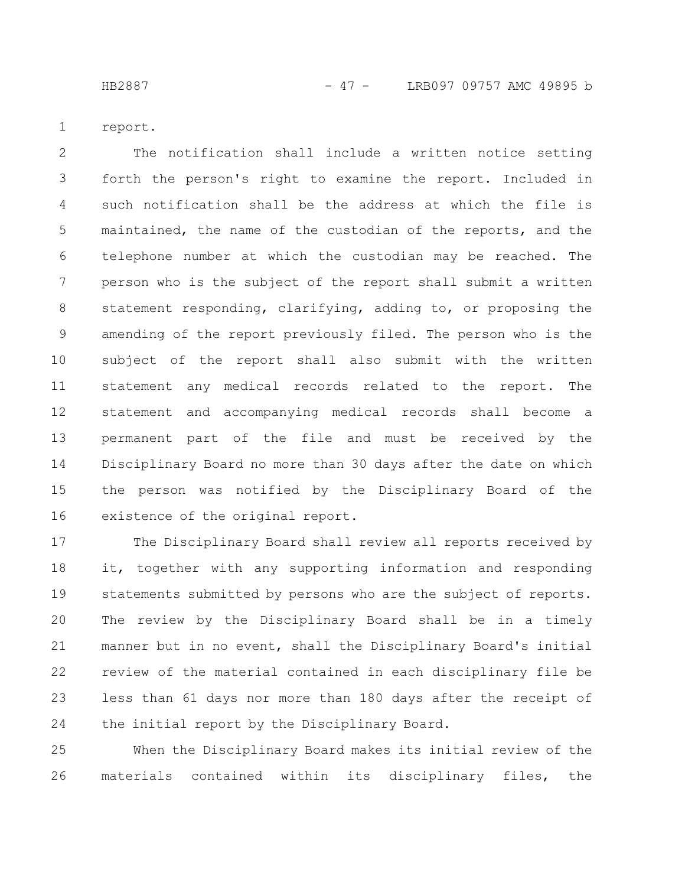report.

The notification shall include a written notice setting forth the person's right to examine the report. Included in such notification shall be the address at which the file is maintained, the name of the custodian of the reports, and the telephone number at which the custodian may be reached. The person who is the subject of the report shall submit a written statement responding, clarifying, adding to, or proposing the amending of the report previously filed. The person who is the subject of the report shall also submit with the written statement any medical records related to the report. The statement and accompanying medical records shall become a permanent part of the file and must be received by the Disciplinary Board no more than 30 days after the date on which the person was notified by the Disciplinary Board of the existence of the original report.

The Disciplinary Board shall review all reports received by it, together with any supporting information and responding statements submitted by persons who are the subject of reports. The review by the Disciplinary Board shall be in a timely manner but in no event, shall the Disciplinary Board's initial review of the material contained in each disciplinary file be less than 61 days nor more than 180 days after the receipt of the initial report by the Disciplinary Board.

When the Disciplinary Board makes its initial review of the materials contained within its disciplinary files, the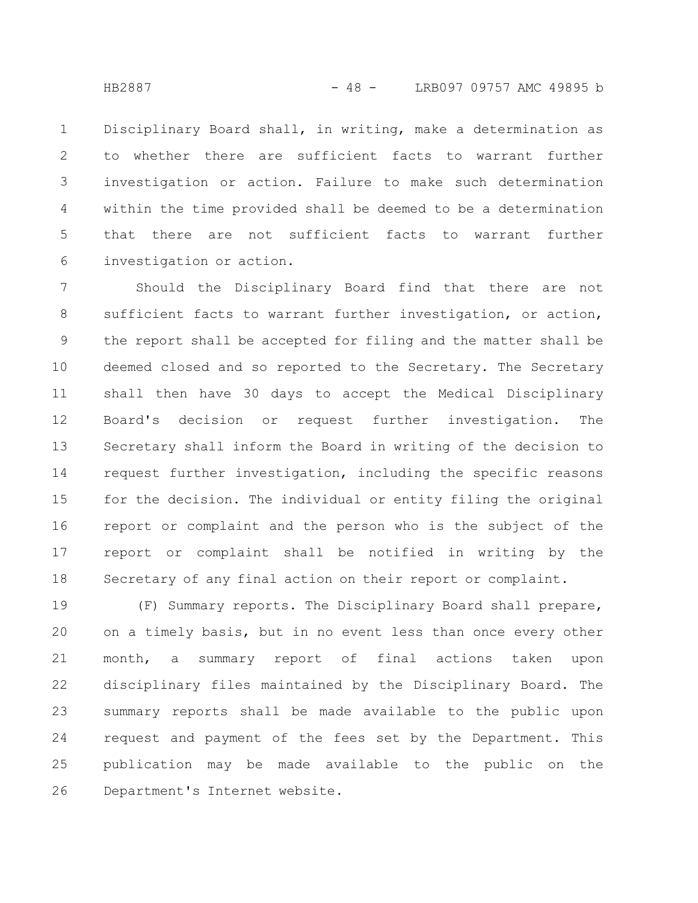Disciplinary Board shall, in writing, make a determination as to whether there are sufficient facts to warrant further investigation or action. Failure to make such determination within the time provided shall be deemed to be a determination that there are not sufficient facts to warrant further investigation or action.

Should the Disciplinary Board find that there are not sufficient facts to warrant further investigation, or action, the report shall be accepted for filing and the matter shall be deemed closed and so reported to the Secretary. The Secretary shall then have 30 days to accept the Medical Disciplinary Board's decision or request further investigation. The Secretary shall inform the Board in writing of the decision to request further investigation, including the specific reasons for the decision. The individual or entity filing the original report or complaint and the person who is the subject of the report or complaint shall be notified in writing by the Secretary of any final action on their report or complaint.

(F) Summary reports. The Disciplinary Board shall prepare, on a timely basis, but in no event less than once every other month, a summary report of final actions taken upon disciplinary files maintained by the Disciplinary Board. The summary reports shall be made available to the public upon request and payment of the fees set by the Department. This publication may be made available to the public on the Department's Internet website.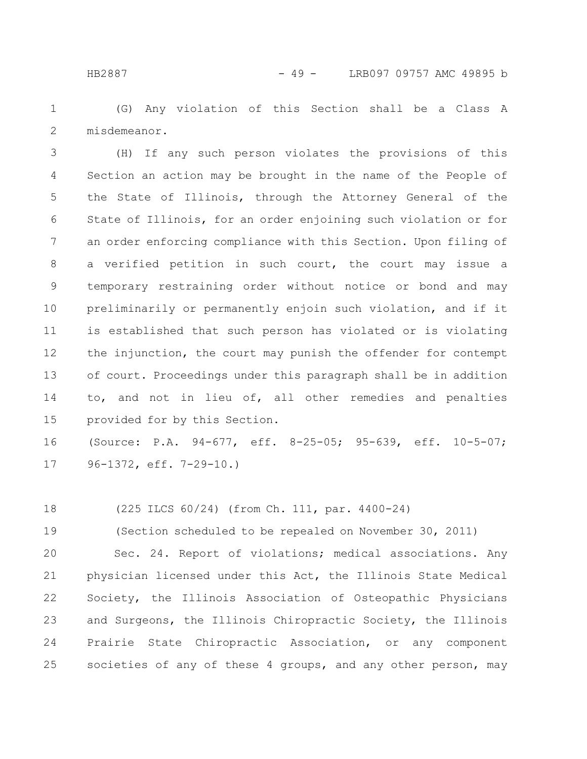(G) Any violation of this Section shall be a Class A misdemeanor.

(H) If any such person violates the provisions of this Section an action may be brought in the name of the People of the State of Illinois, through the Attorney General of the State of Illinois, for an order enjoining such violation or for an order enforcing compliance with this Section. Upon filing of a verified petition in such court, the court may issue a temporary restraining order without notice or bond and may preliminarily or permanently enjoin such violation, and if it is established that such person has violated or is violating the injunction, the court may punish the offender for contempt of court. Proceedings under this paragraph shall be in addition to, and not in lieu of, all other remedies and penalties provided for by this Section.

(Source: P.A. 94-677, eff. 8-25-05; 95-639, eff. 10-5-07; 96-1372, eff. 7-29-10.)

(225 ILCS 60/24) (from Ch. 111, par. 4400-24)

(Section scheduled to be repealed on November 30, 2011)

Sec. 24. Report of violations; medical associations. Any physician licensed under this Act, the Illinois State Medical Society, the Illinois Association of Osteopathic Physicians and Surgeons, the Illinois Chiropractic Society, the Illinois Prairie State Chiropractic Association, or any component societies of any of these 4 groups, and any other person, may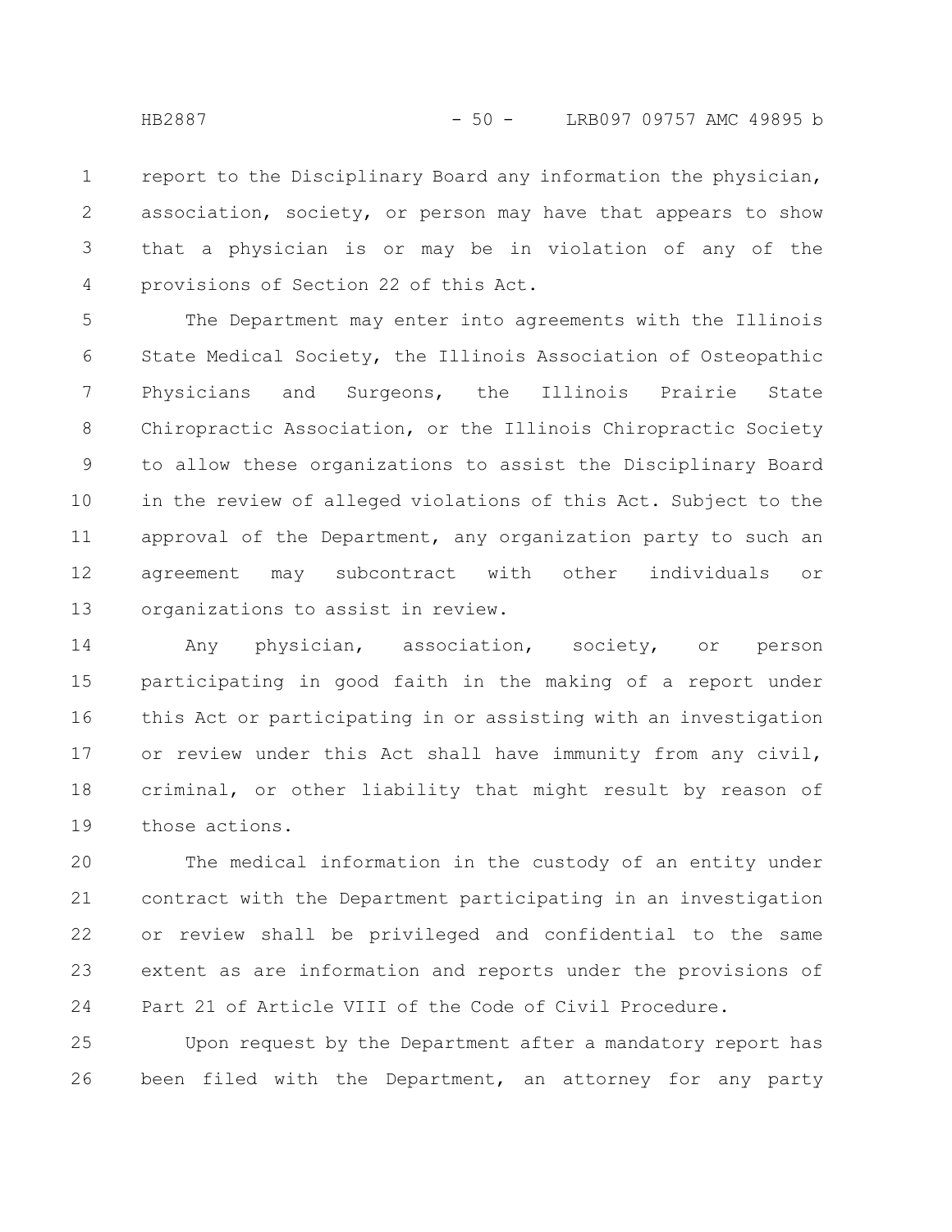report to the Disciplinary Board any information the physician, association, society, or person may have that appears to show that a physician is or may be in violation of any of the provisions of Section 22 of this Act.

The Department may enter into agreements with the Illinois State Medical Society, the Illinois Association of Osteopathic Physicians and Surgeons, the Illinois Prairie State Chiropractic Association, or the Illinois Chiropractic Society to allow these organizations to assist the Disciplinary Board in the review of alleged violations of this Act. Subject to the approval of the Department, any organization party to such an agreement may subcontract with other individuals or organizations to assist in review.

Any physician, association, society, or person participating in good faith in the making of a report under this Act or participating in or assisting with an investigation or review under this Act shall have immunity from any civil, criminal, or other liability that might result by reason of those actions.

The medical information in the custody of an entity under contract with the Department participating in an investigation or review shall be privileged and confidential to the same extent as are information and reports under the provisions of Part 21 of Article VIII of the Code of Civil Procedure.

Upon request by the Department after a mandatory report has been filed with the Department, an attorney for any party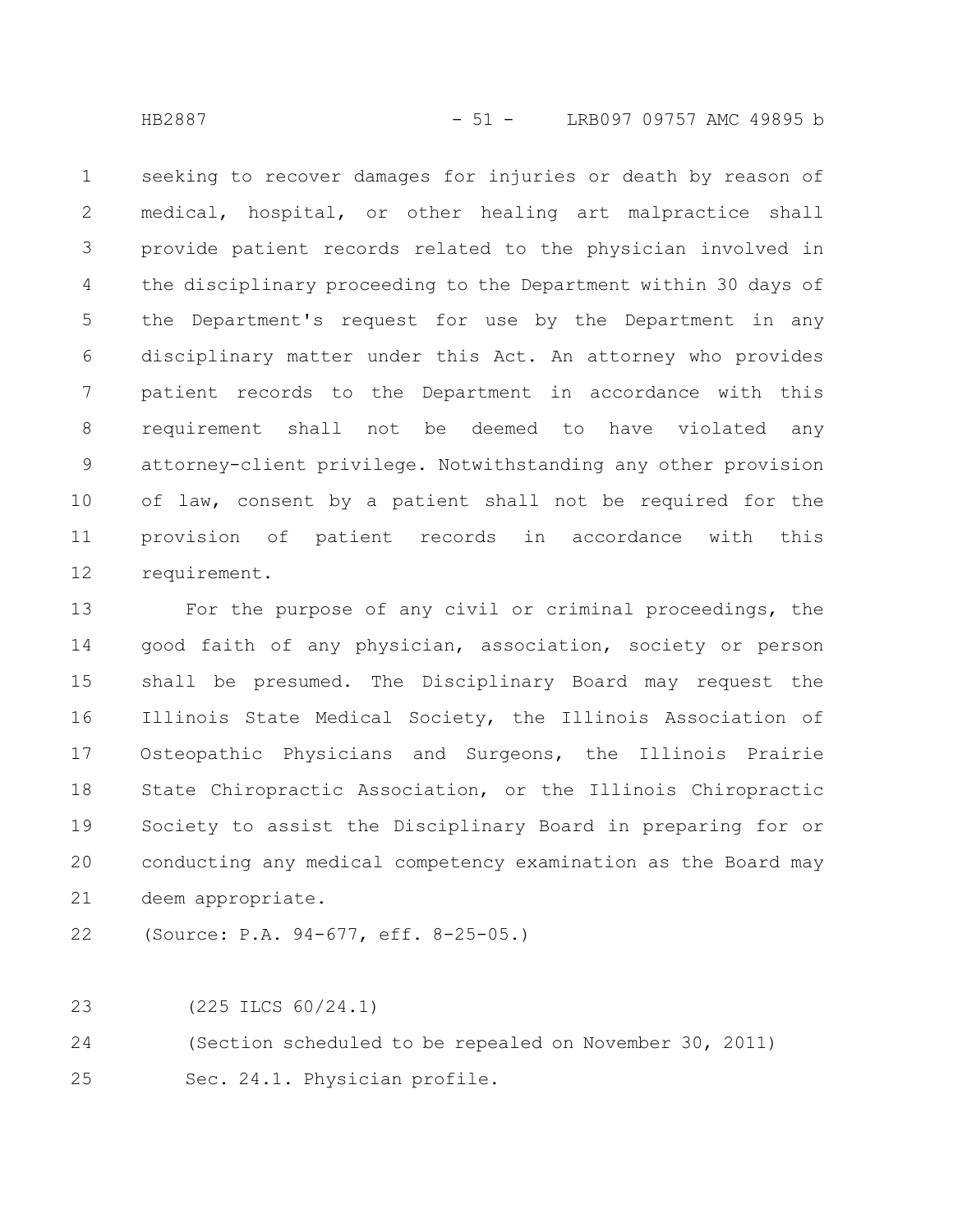seeking to recover damages for injuries or death by reason of medical, hospital, or other healing art malpractice shall provide patient records related to the physician involved in the disciplinary proceeding to the Department within 30 days of the Department's request for use by the Department in any disciplinary matter under this Act. An attorney who provides patient records to the Department in accordance with this requirement shall not be deemed to have violated any attorney-client privilege. Notwithstanding any other provision of law, consent by a patient shall not be required for the provision of patient records in accordance with this requirement.

For the purpose of any civil or criminal proceedings, the good faith of any physician, association, society or person shall be presumed. The Disciplinary Board may request the Illinois State Medical Society, the Illinois Association of Osteopathic Physicians and Surgeons, the Illinois Prairie State Chiropractic Association, or the Illinois Chiropractic Society to assist the Disciplinary Board in preparing for or conducting any medical competency examination as the Board may deem appropriate.

(Source: P.A. 94-677, eff. 8-25-05.)

(225 ILCS 60/24.1)

(Section scheduled to be repealed on November 30, 2011)

Sec. 24.1. Physician profile.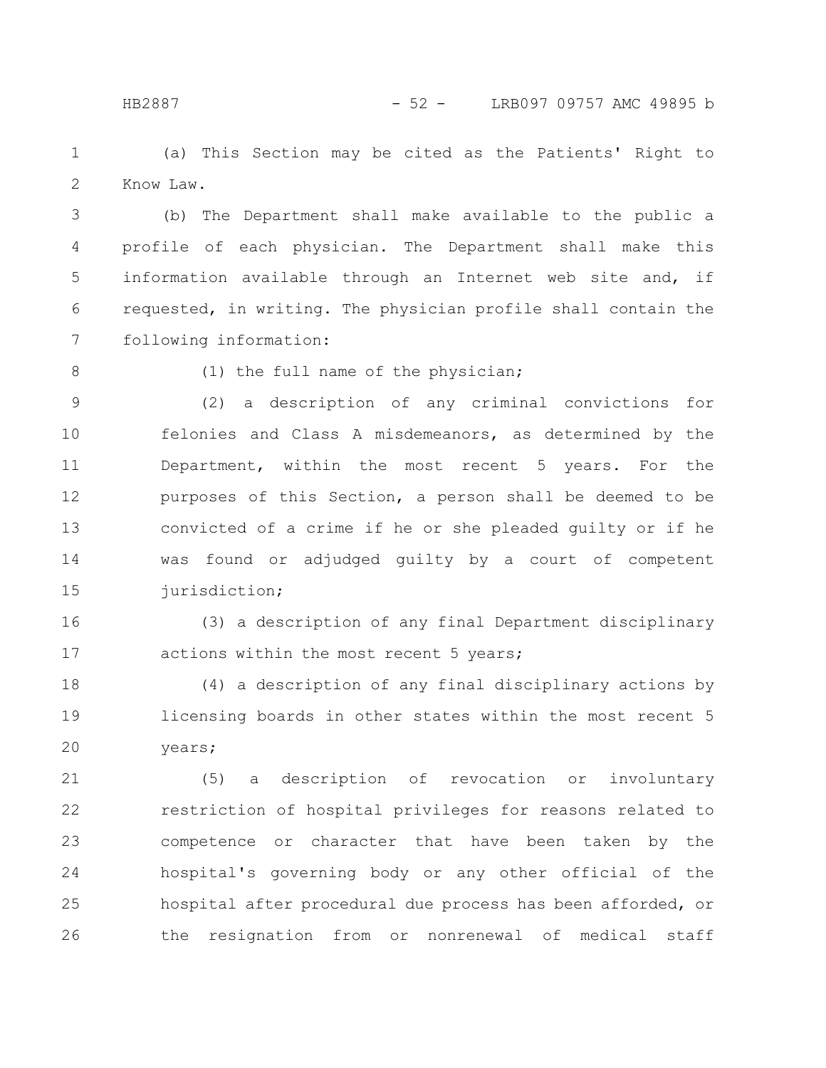(a) This Section may be cited as the Patients' Right to Know Law.

(b) The Department shall make available to the public a profile of each physician. The Department shall make this information available through an Internet web site and, if requested, in writing. The physician profile shall contain the following information:

(1) the full name of the physician;

(2) a description of any criminal convictions for felonies and Class A misdemeanors, as determined by the Department, within the most recent 5 years. For the purposes of this Section, a person shall be deemed to be convicted of a crime if he or she pleaded guilty or if he was found or adjudged guilty by a court of competent jurisdiction;

(3) a description of any final Department disciplinary actions within the most recent 5 years;

(4) a description of any final disciplinary actions by licensing boards in other states within the most recent 5 years;

(5) a description of revocation or involuntary restriction of hospital privileges for reasons related to competence or character that have been taken by the hospital's governing body or any other official of the hospital after procedural due process has been afforded, or the resignation from or nonrenewal of medical staff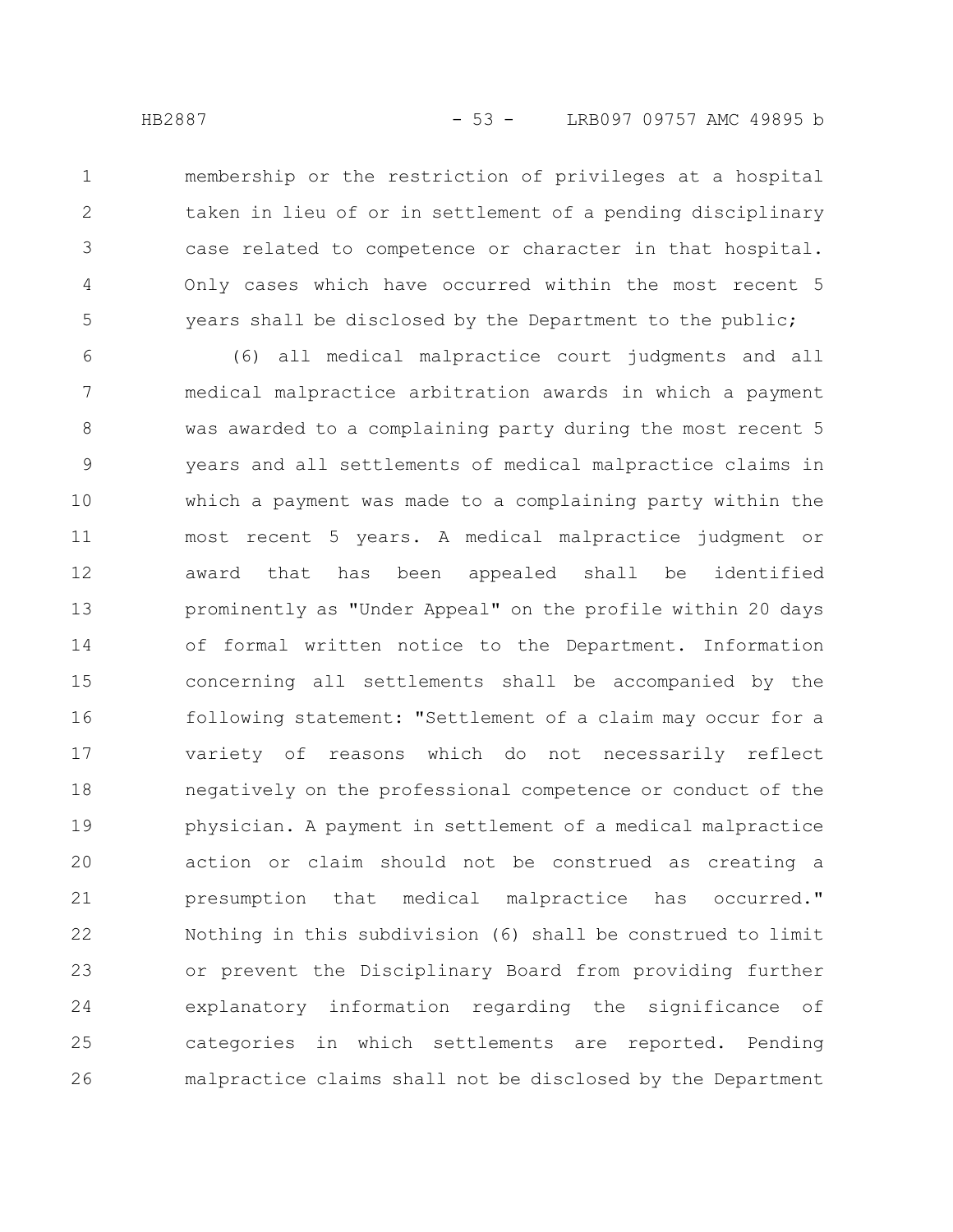membership or the restriction of privileges at a hospital taken in lieu of or in settlement of a pending disciplinary case related to competence or character in that hospital. Only cases which have occurred within the most recent 5 years shall be disclosed by the Department to the public;

(6) all medical malpractice court judgments and all medical malpractice arbitration awards in which a payment was awarded to a complaining party during the most recent 5 years and all settlements of medical malpractice claims in which a payment was made to a complaining party within the most recent 5 years. A medical malpractice judgment or award that has been appealed shall be identified prominently as "Under Appeal" on the profile within 20 days of formal written notice to the Department. Information concerning all settlements shall be accompanied by the following statement: "Settlement of a claim may occur for a variety of reasons which do not necessarily reflect negatively on the professional competence or conduct of the physician. A payment in settlement of a medical malpractice action or claim should not be construed as creating a presumption that medical malpractice has occurred." Nothing in this subdivision (6) shall be construed to limit or prevent the Disciplinary Board from providing further explanatory information regarding the significance of categories in which settlements are reported. Pending malpractice claims shall not be disclosed by the Department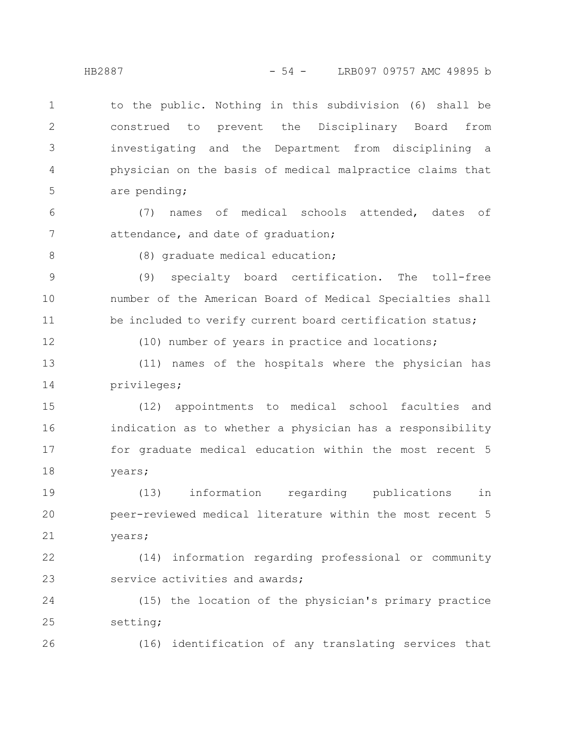to the public. Nothing in this subdivision (6) shall be construed to prevent the Disciplinary Board from investigating and the Department from disciplining a physician on the basis of medical malpractice claims that are pending;

(7) names of medical schools attended, dates of attendance, and date of graduation;

(8) graduate medical education;

(9) specialty board certification. The toll-free number of the American Board of Medical Specialties shall be included to verify current board certification status;

(10) number of years in practice and locations;

(11) names of the hospitals where the physician has privileges;

(12) appointments to medical school faculties and indication as to whether a physician has a responsibility for graduate medical education within the most recent 5 years;

(13) information regarding publications in peer-reviewed medical literature within the most recent 5 years;

(14) information regarding professional or community service activities and awards;

(15) the location of the physician's primary practice setting;

(16) identification of any translating services that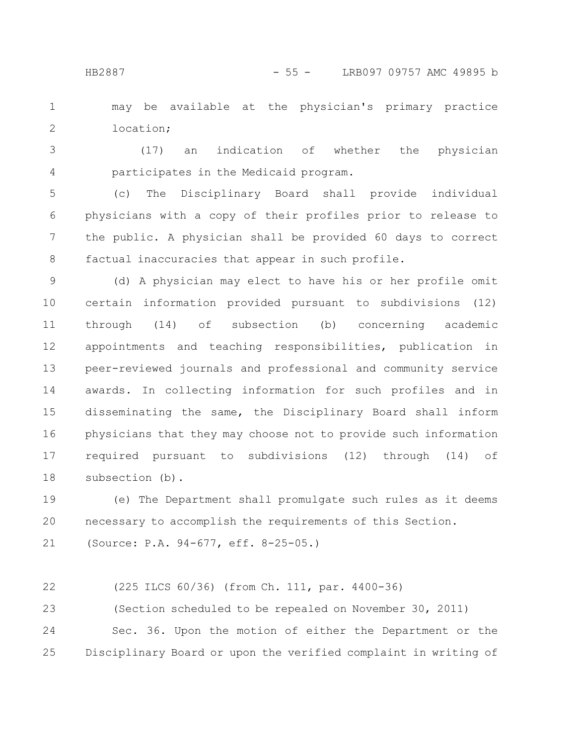may be available at the physician's primary practice location;

(17) an indication of whether the physician participates in the Medicaid program.

(c) The Disciplinary Board shall provide individual physicians with a copy of their profiles prior to release to the public. A physician shall be provided 60 days to correct factual inaccuracies that appear in such profile.

(d) A physician may elect to have his or her profile omit certain information provided pursuant to subdivisions (12) through (14) of subsection (b) concerning academic appointments and teaching responsibilities, publication in peer-reviewed journals and professional and community service awards. In collecting information for such profiles and in disseminating the same, the Disciplinary Board shall inform physicians that they may choose not to provide such information required pursuant to subdivisions (12) through (14) of subsection (b).

(e) The Department shall promulgate such rules as it deems necessary to accomplish the requirements of this Section.

(Source: P.A. 94-677, eff. 8-25-05.)

(225 ILCS 60/36) (from Ch. 111, par. 4400-36)

(Section scheduled to be repealed on November 30, 2011)

Sec. 36. Upon the motion of either the Department or the Disciplinary Board or upon the verified complaint in writing of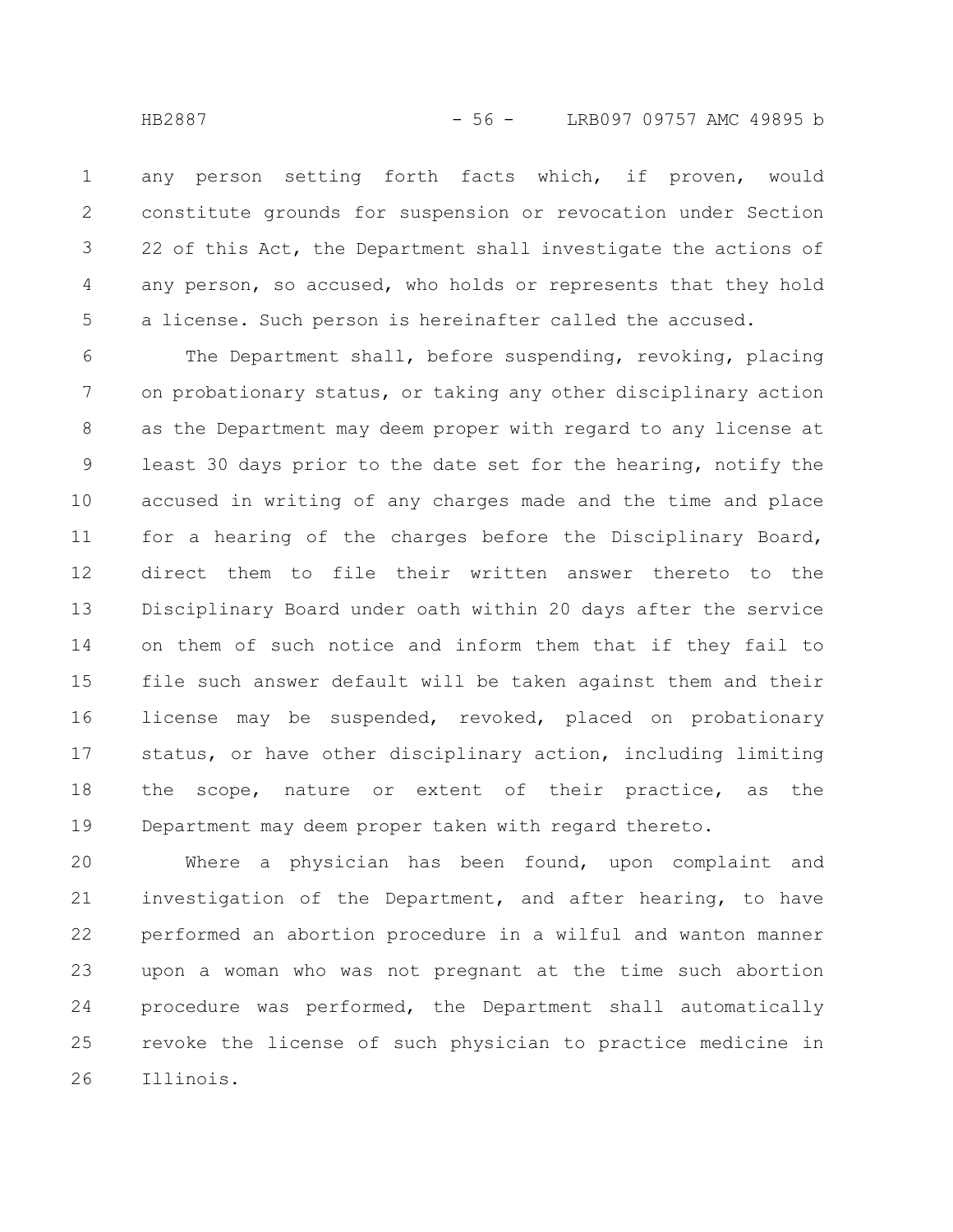any person setting forth facts which, if proven, would constitute grounds for suspension or revocation under Section 22 of this Act, the Department shall investigate the actions of any person, so accused, who holds or represents that they hold a license. Such person is hereinafter called the accused.

The Department shall, before suspending, revoking, placing on probationary status, or taking any other disciplinary action as the Department may deem proper with regard to any license at least 30 days prior to the date set for the hearing, notify the accused in writing of any charges made and the time and place for a hearing of the charges before the Disciplinary Board, direct them to file their written answer thereto to the Disciplinary Board under oath within 20 days after the service on them of such notice and inform them that if they fail to file such answer default will be taken against them and their license may be suspended, revoked, placed on probationary status, or have other disciplinary action, including limiting the scope, nature or extent of their practice, as the Department may deem proper taken with regard thereto.

Where a physician has been found, upon complaint and investigation of the Department, and after hearing, to have performed an abortion procedure in a wilful and wanton manner upon a woman who was not pregnant at the time such abortion procedure was performed, the Department shall automatically revoke the license of such physician to practice medicine in Illinois.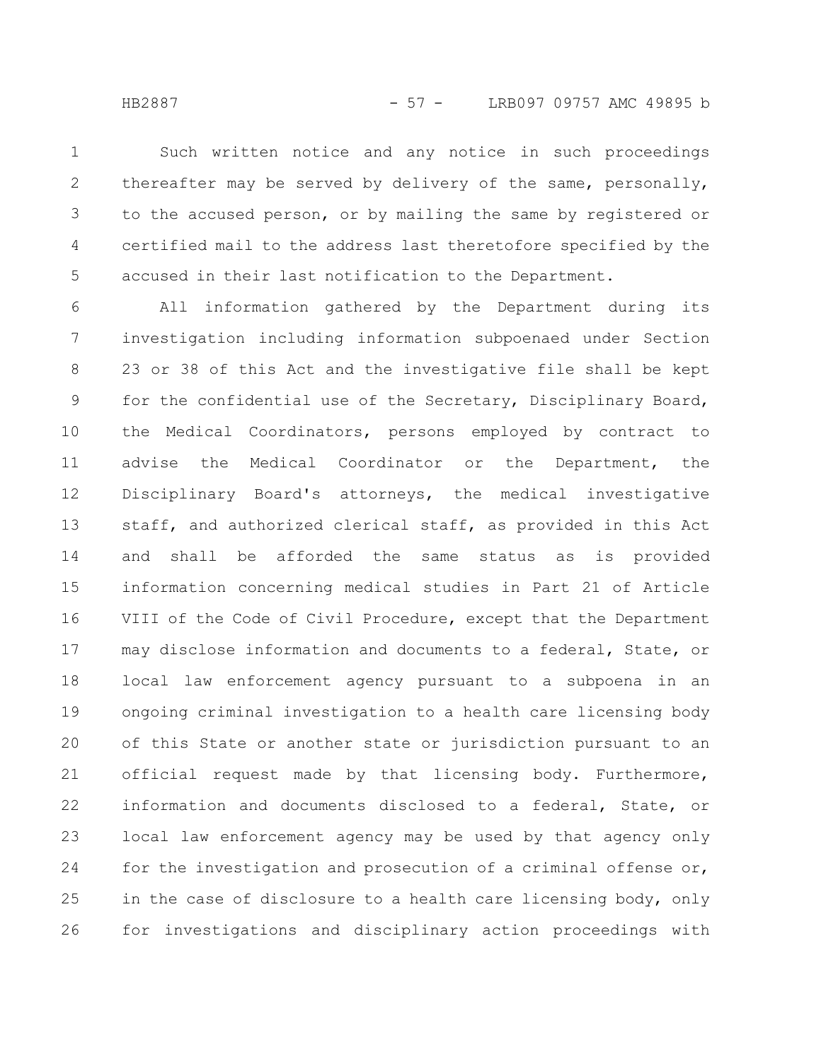Such written notice and any notice in such proceedings thereafter may be served by delivery of the same, personally, to the accused person, or by mailing the same by registered or certified mail to the address last theretofore specified by the accused in their last notification to the Department.

All information gathered by the Department during its investigation including information subpoenaed under Section 23 or 38 of this Act and the investigative file shall be kept for the confidential use of the Secretary, Disciplinary Board, the Medical Coordinators, persons employed by contract to advise the Medical Coordinator or the Department, the Disciplinary Board's attorneys, the medical investigative staff, and authorized clerical staff, as provided in this Act and shall be afforded the same status as is provided information concerning medical studies in Part 21 of Article VIII of the Code of Civil Procedure, except that the Department may disclose information and documents to a federal, State, or local law enforcement agency pursuant to a subpoena in an ongoing criminal investigation to a health care licensing body of this State or another state or jurisdiction pursuant to an official request made by that licensing body. Furthermore, information and documents disclosed to a federal, State, or local law enforcement agency may be used by that agency only for the investigation and prosecution of a criminal offense or, in the case of disclosure to a health care licensing body, only for investigations and disciplinary action proceedings with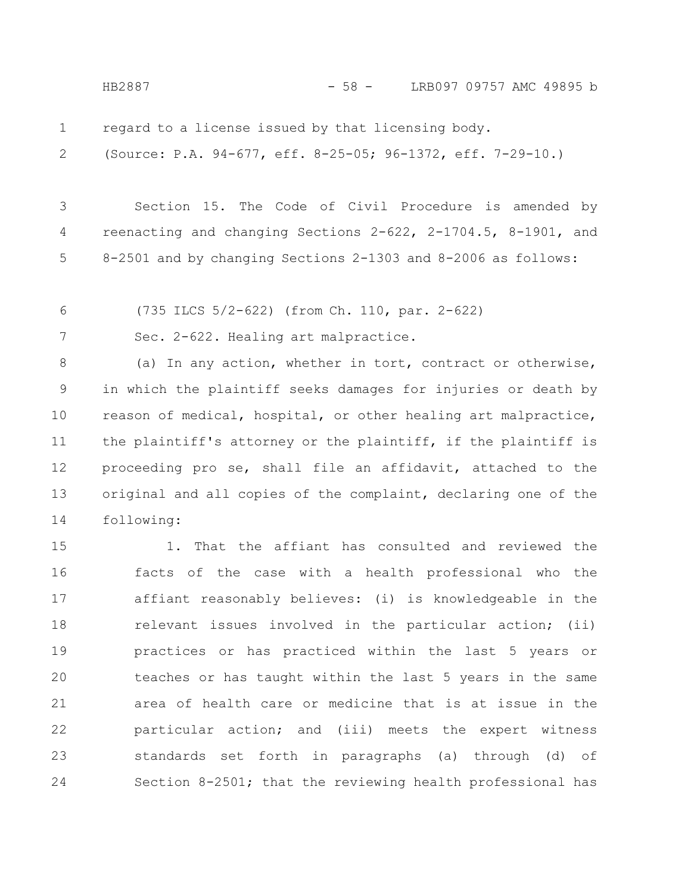regard to a license issued by that licensing body.

(Source: P.A. 94-677, eff. 8-25-05; 96-1372, eff. 7-29-10.)

Section 15. The Code of Civil Procedure is amended by reenacting and changing Sections 2-622, 2-1704.5, 8-1901, and 8-2501 and by changing Sections 2-1303 and 8-2006 as follows:

(735 ILCS 5/2-622) (from Ch. 110, par. 2-622)

Sec. 2-622. Healing art malpractice.

(a) In any action, whether in tort, contract or otherwise, in which the plaintiff seeks damages for injuries or death by reason of medical, hospital, or other healing art malpractice, the plaintiff's attorney or the plaintiff, if the plaintiff is proceeding pro se, shall file an affidavit, attached to the original and all copies of the complaint, declaring one of the following:

1. That the affiant has consulted and reviewed the facts of the case with a health professional who the affiant reasonably believes: (i) is knowledgeable in the relevant issues involved in the particular action; (ii) practices or has practiced within the last 5 years or teaches or has taught within the last 5 years in the same area of health care or medicine that is at issue in the particular action; and (iii) meets the expert witness standards set forth in paragraphs (a) through (d) of Section 8-2501; that the reviewing health professional has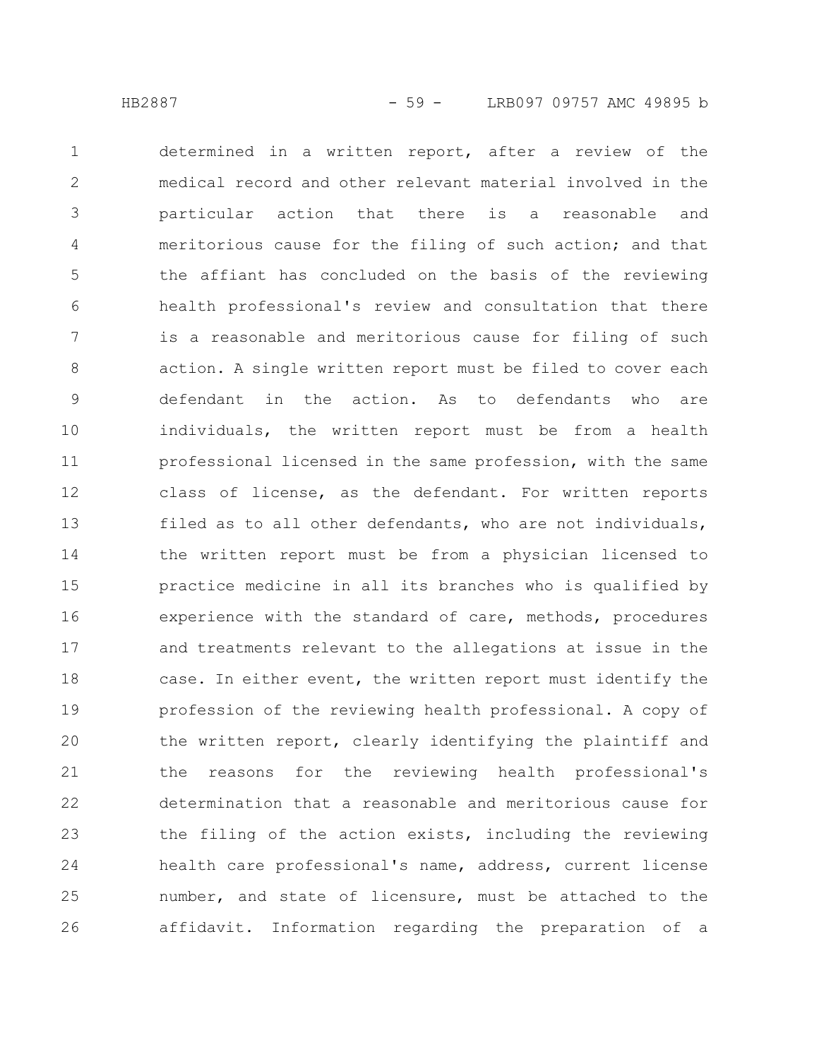determined in a written report, after a review of the medical record and other relevant material involved in the particular action that there is a reasonable and meritorious cause for the filing of such action; and that the affiant has concluded on the basis of the reviewing health professional's review and consultation that there is a reasonable and meritorious cause for filing of such action. A single written report must be filed to cover each defendant in the action. As to defendants who are individuals, the written report must be from a health professional licensed in the same profession, with the same class of license, as the defendant. For written reports filed as to all other defendants, who are not individuals, the written report must be from a physician licensed to practice medicine in all its branches who is qualified by experience with the standard of care, methods, procedures and treatments relevant to the allegations at issue in the case. In either event, the written report must identify the profession of the reviewing health professional. A copy of the written report, clearly identifying the plaintiff and the reasons for the reviewing health professional's determination that a reasonable and meritorious cause for the filing of the action exists, including the reviewing health care professional's name, address, current license number, and state of licensure, must be attached to the affidavit. Information regarding the preparation of a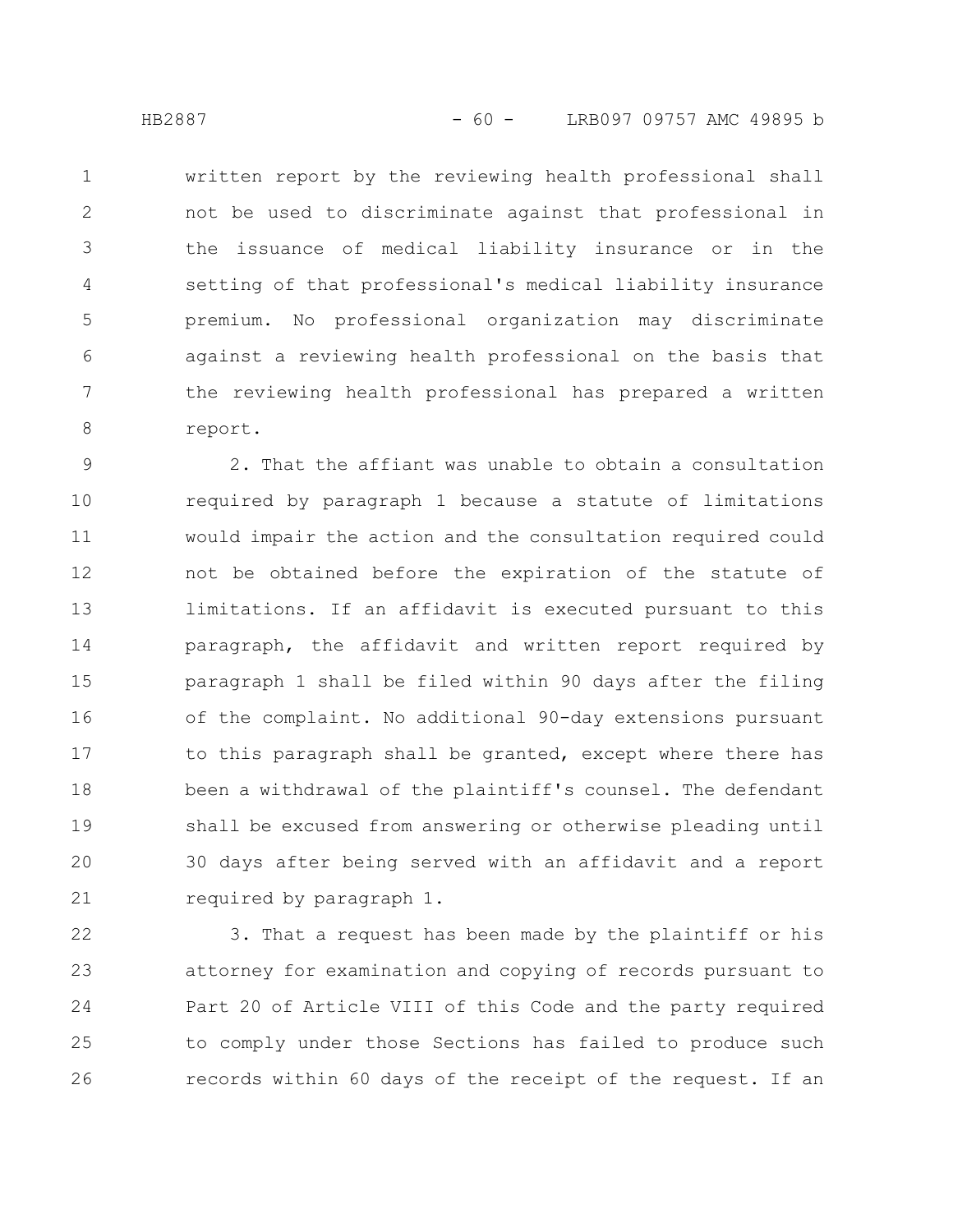written report by the reviewing health professional shall not be used to discriminate against that professional in the issuance of medical liability insurance or in the setting of that professional's medical liability insurance premium. No professional organization may discriminate against a reviewing health professional on the basis that the reviewing health professional has prepared a written report.

2. That the affiant was unable to obtain a consultation required by paragraph 1 because a statute of limitations would impair the action and the consultation required could not be obtained before the expiration of the statute of limitations. If an affidavit is executed pursuant to this paragraph, the affidavit and written report required by paragraph 1 shall be filed within 90 days after the filing of the complaint. No additional 90-day extensions pursuant to this paragraph shall be granted, except where there has been a withdrawal of the plaintiff's counsel. The defendant shall be excused from answering or otherwise pleading until 30 days after being served with an affidavit and a report required by paragraph 1.

3. That a request has been made by the plaintiff or his attorney for examination and copying of records pursuant to Part 20 of Article VIII of this Code and the party required to comply under those Sections has failed to produce such records within 60 days of the receipt of the request. If an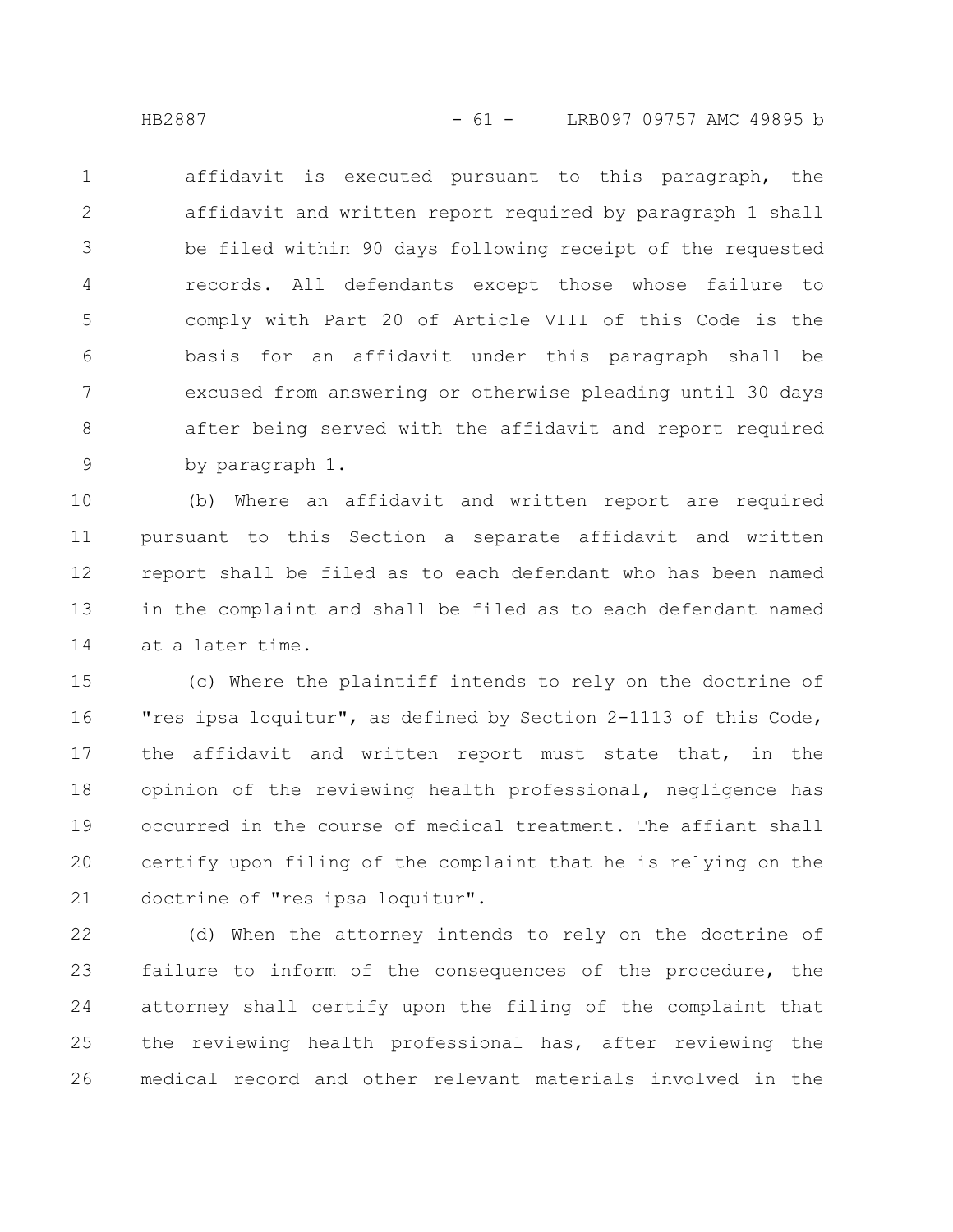affidavit is executed pursuant to this paragraph, the affidavit and written report required by paragraph 1 shall be filed within 90 days following receipt of the requested records. All defendants except those whose failure to comply with Part 20 of Article VIII of this Code is the basis for an affidavit under this paragraph shall be excused from answering or otherwise pleading until 30 days after being served with the affidavit and report required by paragraph 1.

(b) Where an affidavit and written report are required pursuant to this Section a separate affidavit and written report shall be filed as to each defendant who has been named in the complaint and shall be filed as to each defendant named at a later time.

(c) Where the plaintiff intends to rely on the doctrine of "res ipsa loquitur", as defined by Section 2-1113 of this Code, the affidavit and written report must state that, in the opinion of the reviewing health professional, negligence has occurred in the course of medical treatment. The affiant shall certify upon filing of the complaint that he is relying on the doctrine of "res ipsa loquitur".

(d) When the attorney intends to rely on the doctrine of failure to inform of the consequences of the procedure, the attorney shall certify upon the filing of the complaint that the reviewing health professional has, after reviewing the medical record and other relevant materials involved in the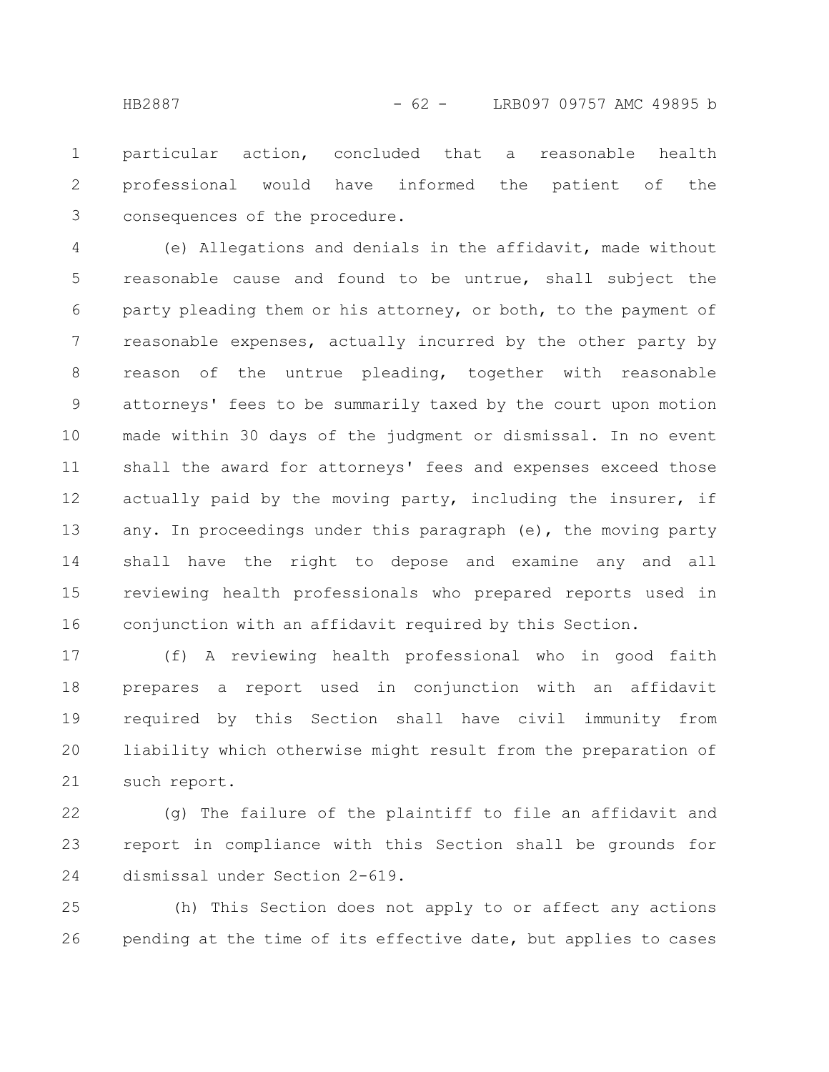particular action, concluded that a reasonable health professional would have informed the patient of the consequences of the procedure.

(e) Allegations and denials in the affidavit, made without reasonable cause and found to be untrue, shall subject the party pleading them or his attorney, or both, to the payment of reasonable expenses, actually incurred by the other party by reason of the untrue pleading, together with reasonable attorneys' fees to be summarily taxed by the court upon motion made within 30 days of the judgment or dismissal. In no event shall the award for attorneys' fees and expenses exceed those actually paid by the moving party, including the insurer, if any. In proceedings under this paragraph (e), the moving party shall have the right to depose and examine any and all reviewing health professionals who prepared reports used in conjunction with an affidavit required by this Section.

(f) A reviewing health professional who in good faith prepares a report used in conjunction with an affidavit required by this Section shall have civil immunity from liability which otherwise might result from the preparation of such report.

(g) The failure of the plaintiff to file an affidavit and report in compliance with this Section shall be grounds for dismissal under Section 2-619.

(h) This Section does not apply to or affect any actions pending at the time of its effective date, but applies to cases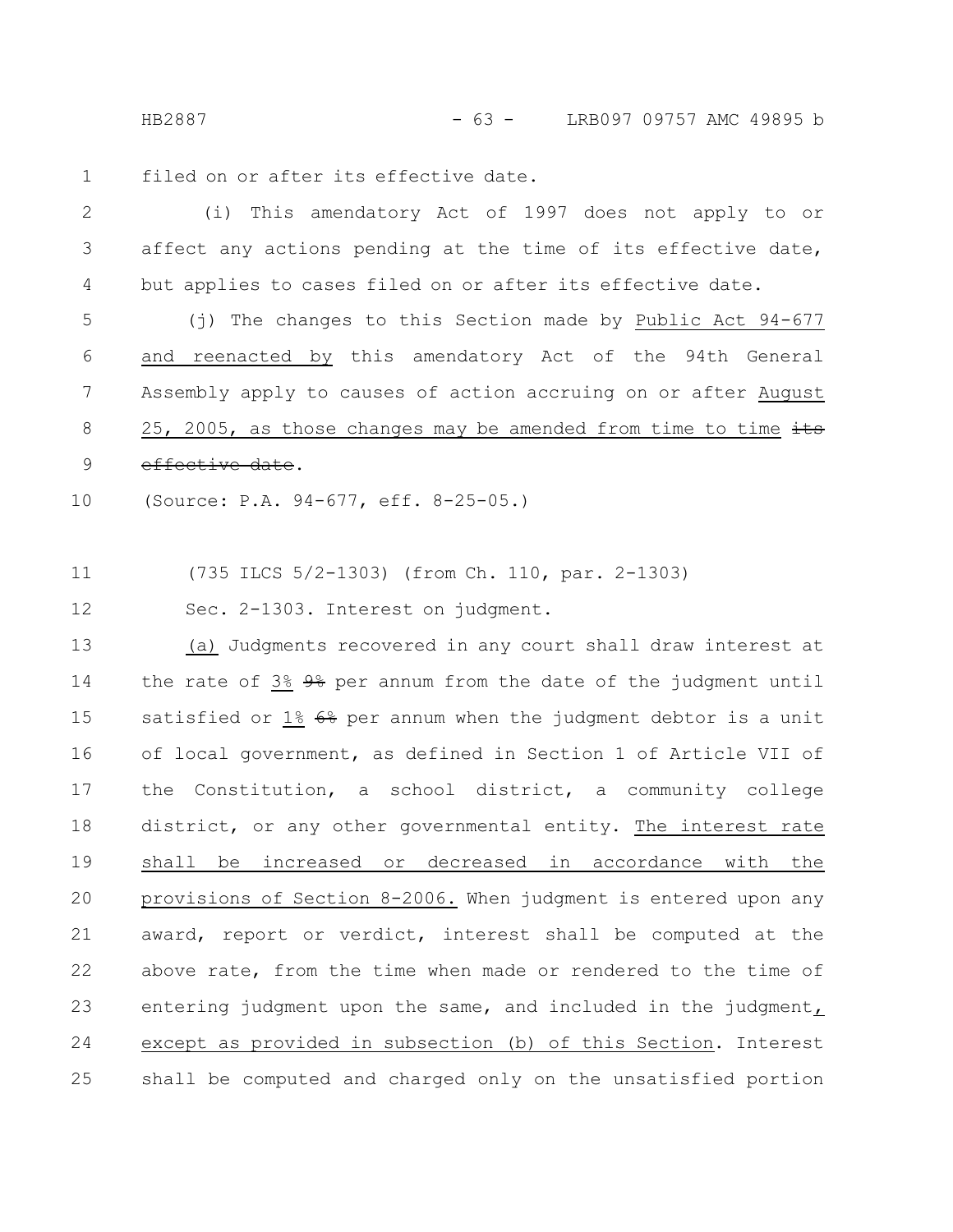filed on or after its effective date.

(i) This amendatory Act of 1997 does not apply to or affect any actions pending at the time of its effective date, but applies to cases filed on or after its effective date.

(j) The changes to this Section made by Public Act 94-677 and reenacted by this amendatory Act of the 94th General Assembly apply to causes of action accruing on or after August 25, 2005, as those changes may be amended from time to time ~~its effective date~~.

(Source: P.A. 94-677, eff. 8-25-05.)

(735 ILCS 5/2-1303) (from Ch. 110, par. 2-1303)

Sec. 2-1303. Interest on judgment.

(a) Judgments recovered in any court shall draw interest at the rate of 3% ~~9%~~ per annum from the date of the judgment until satisfied or 1% ~~6%~~ per annum when the judgment debtor is a unit of local government, as defined in Section 1 of Article VII of the Constitution, a school district, a community college district, or any other governmental entity. The interest rate shall be increased or decreased in accordance with the provisions of Section 8-2006. When judgment is entered upon any award, report or verdict, interest shall be computed at the above rate, from the time when made or rendered to the time of entering judgment upon the same, and included in the judgment, except as provided in subsection (b) of this Section. Interest shall be computed and charged only on the unsatisfied portion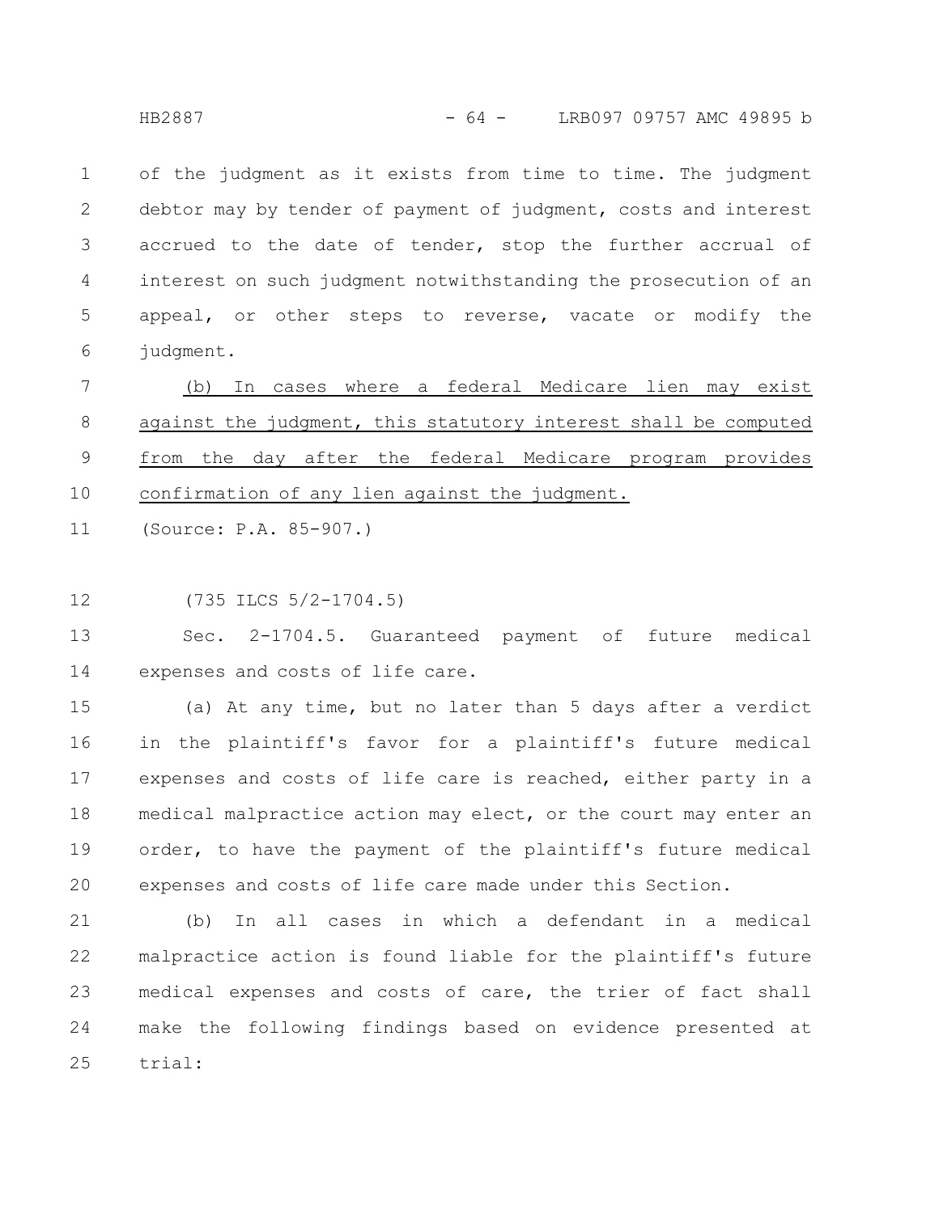of the judgment as it exists from time to time. The judgment debtor may by tender of payment of judgment, costs and interest accrued to the date of tender, stop the further accrual of interest on such judgment notwithstanding the prosecution of an appeal, or other steps to reverse, vacate or modify the judgment.

<u>(b) In cases where a federal Medicare lien may exist against the judgment, this statutory interest shall be computed from the day after the federal Medicare program provides confirmation of any lien against the judgment.</u>

(Source: P.A. 85-907.)

(735 ILCS 5/2-1704.5)

Sec. 2-1704.5. Guaranteed payment of future medical expenses and costs of life care.

(a) At any time, but no later than 5 days after a verdict in the plaintiff's favor for a plaintiff's future medical expenses and costs of life care is reached, either party in a medical malpractice action may elect, or the court may enter an order, to have the payment of the plaintiff's future medical expenses and costs of life care made under this Section.

(b) In all cases in which a defendant in a medical malpractice action is found liable for the plaintiff's future medical expenses and costs of care, the trier of fact shall make the following findings based on evidence presented at trial: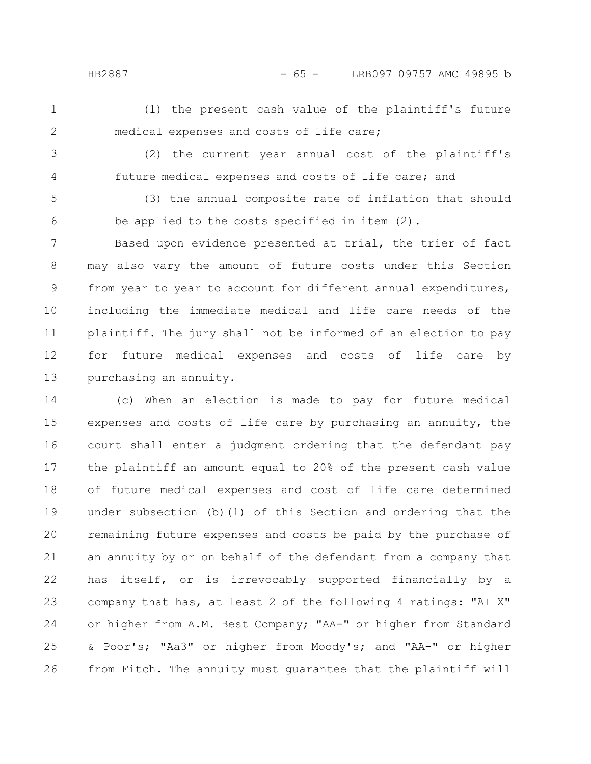(1) the present cash value of the plaintiff's future medical expenses and costs of life care;

(2) the current year annual cost of the plaintiff's future medical expenses and costs of life care; and

(3) the annual composite rate of inflation that should be applied to the costs specified in item (2).

Based upon evidence presented at trial, the trier of fact may also vary the amount of future costs under this Section from year to year to account for different annual expenditures, including the immediate medical and life care needs of the plaintiff. The jury shall not be informed of an election to pay for future medical expenses and costs of life care by purchasing an annuity.

(c) When an election is made to pay for future medical expenses and costs of life care by purchasing an annuity, the court shall enter a judgment ordering that the defendant pay the plaintiff an amount equal to 20% of the present cash value of future medical expenses and cost of life care determined under subsection (b)(1) of this Section and ordering that the remaining future expenses and costs be paid by the purchase of an annuity by or on behalf of the defendant from a company that has itself, or is irrevocably supported financially by a company that has, at least 2 of the following 4 ratings: "A+ X" or higher from A.M. Best Company; "AA-" or higher from Standard & Poor's; "Aa3" or higher from Moody's; and "AA-" or higher from Fitch. The annuity must guarantee that the plaintiff will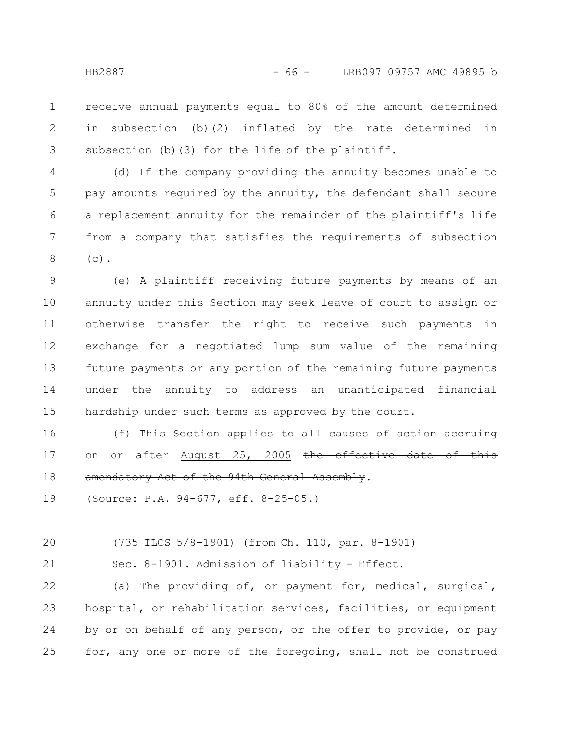receive annual payments equal to 80% of the amount determined in subsection (b)(2) inflated by the rate determined in subsection (b)(3) for the life of the plaintiff.

(d) If the company providing the annuity becomes unable to pay amounts required by the annuity, the defendant shall secure a replacement annuity for the remainder of the plaintiff's life from a company that satisfies the requirements of subsection (c).

(e) A plaintiff receiving future payments by means of an annuity under this Section may seek leave of court to assign or otherwise transfer the right to receive such payments in exchange for a negotiated lump sum value of the remaining future payments or any portion of the remaining future payments under the annuity to address an unanticipated financial hardship under such terms as approved by the court.

(f) This Section applies to all causes of action accruing on or after <u>August 25, 2005</u> ~~the effective date of this amendatory Act of the 94th General Assembly~~.

(Source: P.A. 94-677, eff. 8-25-05.)

(735 ILCS 5/8-1901) (from Ch. 110, par. 8-1901)

Sec. 8-1901. Admission of liability - Effect.

(a) The providing of, or payment for, medical, surgical, hospital, or rehabilitation services, facilities, or equipment by or on behalf of any person, or the offer to provide, or pay for, any one or more of the foregoing, shall not be construed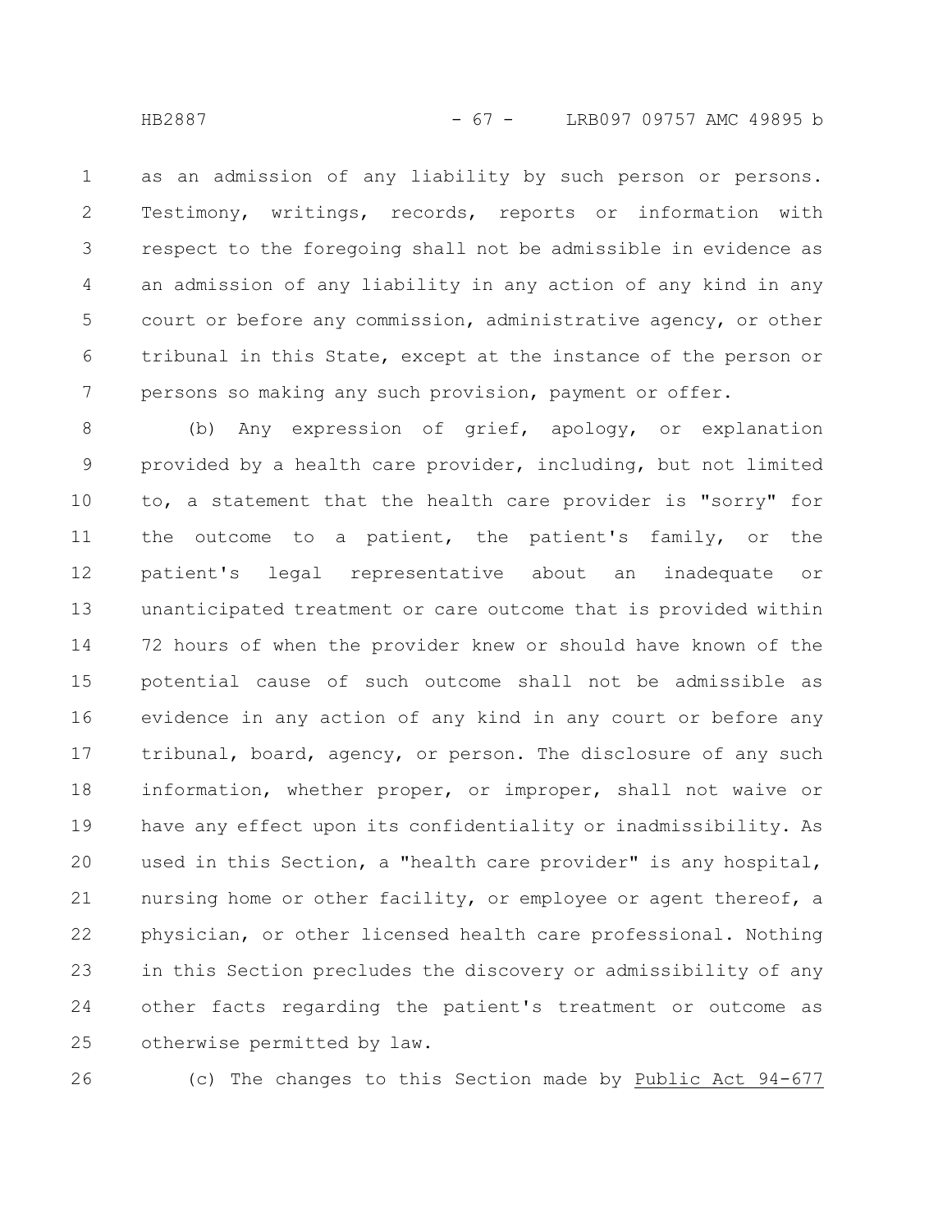as an admission of any liability by such person or persons. Testimony, writings, records, reports or information with respect to the foregoing shall not be admissible in evidence as an admission of any liability in any action of any kind in any court or before any commission, administrative agency, or other tribunal in this State, except at the instance of the person or persons so making any such provision, payment or offer.

(b) Any expression of grief, apology, or explanation provided by a health care provider, including, but not limited to, a statement that the health care provider is "sorry" for the outcome to a patient, the patient's family, or the patient's legal representative about an inadequate or unanticipated treatment or care outcome that is provided within 72 hours of when the provider knew or should have known of the potential cause of such outcome shall not be admissible as evidence in any action of any kind in any court or before any tribunal, board, agency, or person. The disclosure of any such information, whether proper, or improper, shall not waive or have any effect upon its confidentiality or inadmissibility. As used in this Section, a "health care provider" is any hospital, nursing home or other facility, or employee or agent thereof, a physician, or other licensed health care professional. Nothing in this Section precludes the discovery or admissibility of any other facts regarding the patient's treatment or outcome as otherwise permitted by law.

(c) The changes to this Section made by Public Act 94-677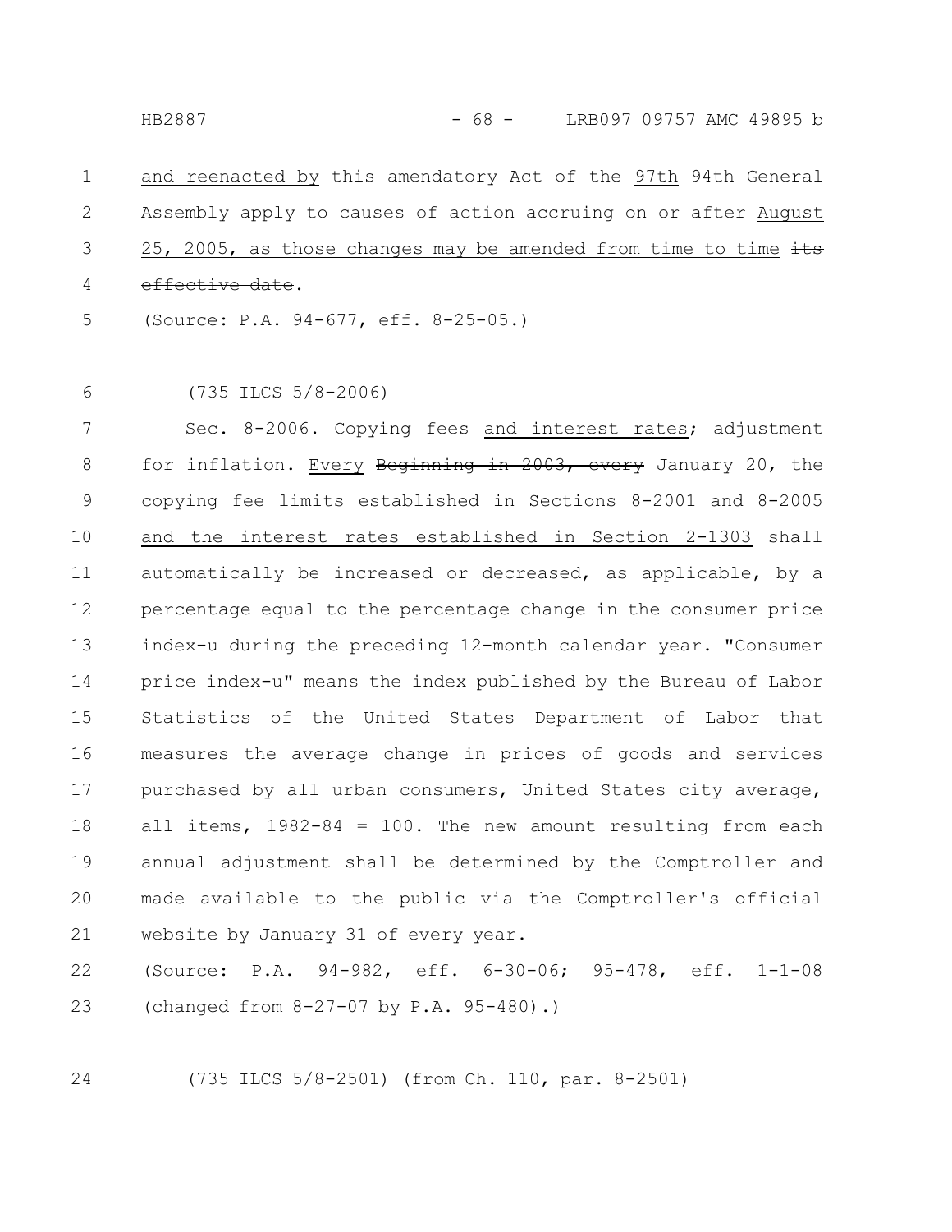and reenacted by this amendatory Act of the 97th ~~94th~~ General Assembly apply to causes of action accruing on or after August 25, 2005, as those changes may be amended from time to time ~~its effective date~~.

(Source: P.A. 94-677, eff. 8-25-05.)

(735 ILCS 5/8-2006)

Sec. 8-2006. Copying fees and interest rates; adjustment for inflation. Every ~~Beginning in 2003, every~~ January 20, the copying fee limits established in Sections 8-2001 and 8-2005 and the interest rates established in Section 2-1303 shall automatically be increased or decreased, as applicable, by a percentage equal to the percentage change in the consumer price index-u during the preceding 12-month calendar year. "Consumer price index-u" means the index published by the Bureau of Labor Statistics of the United States Department of Labor that measures the average change in prices of goods and services purchased by all urban consumers, United States city average, all items, 1982-84 = 100. The new amount resulting from each annual adjustment shall be determined by the Comptroller and made available to the public via the Comptroller's official website by January 31 of every year.

(Source: P.A. 94-982, eff. 6-30-06; 95-478, eff. 1-1-08 (changed from 8-27-07 by P.A. 95-480).)

(735 ILCS 5/8-2501) (from Ch. 110, par. 8-2501)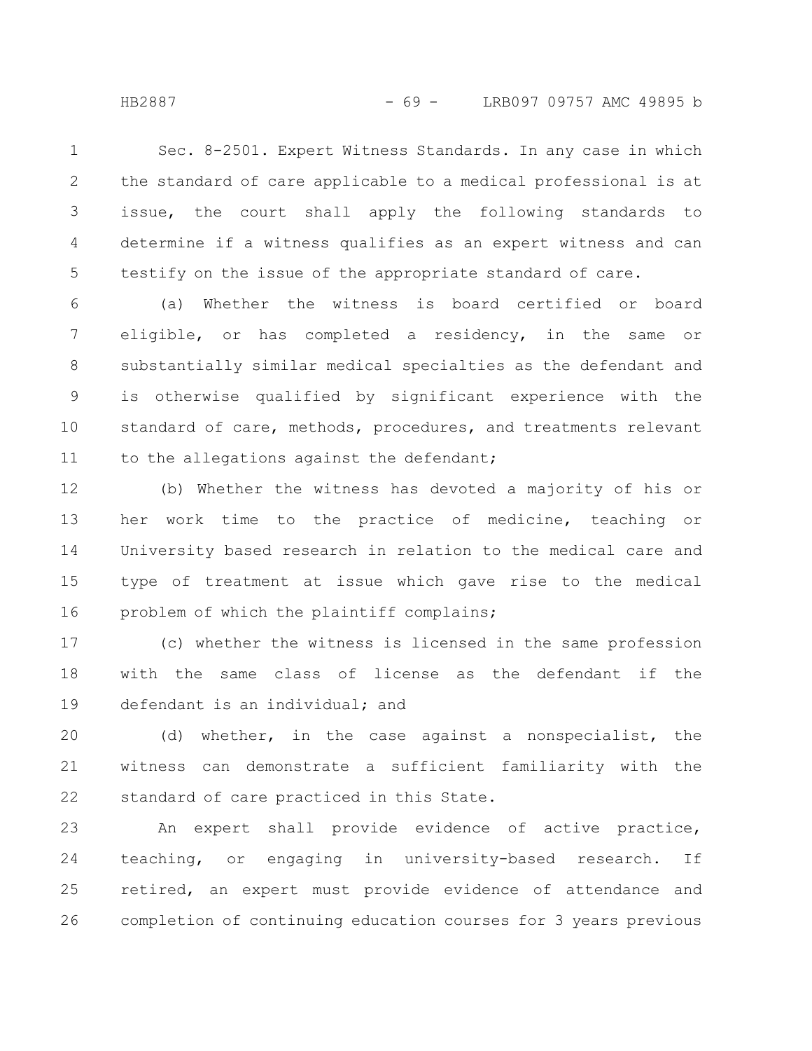Sec. 8-2501. Expert Witness Standards. In any case in which the standard of care applicable to a medical professional is at issue, the court shall apply the following standards to determine if a witness qualifies as an expert witness and can testify on the issue of the appropriate standard of care.

(a) Whether the witness is board certified or board eligible, or has completed a residency, in the same or substantially similar medical specialties as the defendant and is otherwise qualified by significant experience with the standard of care, methods, procedures, and treatments relevant to the allegations against the defendant;

(b) Whether the witness has devoted a majority of his or her work time to the practice of medicine, teaching or University based research in relation to the medical care and type of treatment at issue which gave rise to the medical problem of which the plaintiff complains;

(c) whether the witness is licensed in the same profession with the same class of license as the defendant if the defendant is an individual; and

(d) whether, in the case against a nonspecialist, the witness can demonstrate a sufficient familiarity with the standard of care practiced in this State.

An expert shall provide evidence of active practice, teaching, or engaging in university-based research. If retired, an expert must provide evidence of attendance and completion of continuing education courses for 3 years previous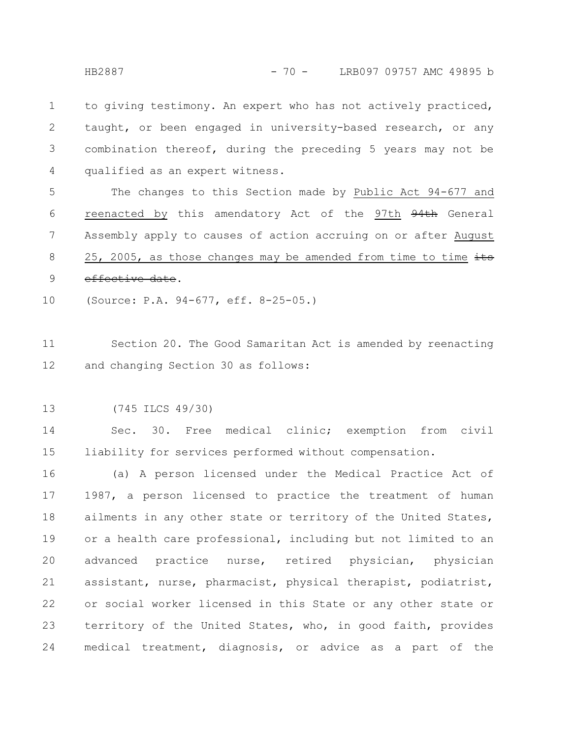to giving testimony. An expert who has not actively practiced, taught, or been engaged in university-based research, or any combination thereof, during the preceding 5 years may not be qualified as an expert witness.

The changes to this Section made by Public Act 94-677 and reenacted by this amendatory Act of the 97th ~~94th~~ General Assembly apply to causes of action accruing on or after August 25, 2005, as those changes may be amended from time to time ~~its effective date~~.

(Source: P.A. 94-677, eff. 8-25-05.)

Section 20. The Good Samaritan Act is amended by reenacting and changing Section 30 as follows:

(745 ILCS 49/30)

Sec. 30. Free medical clinic; exemption from civil liability for services performed without compensation.

(a) A person licensed under the Medical Practice Act of 1987, a person licensed to practice the treatment of human ailments in any other state or territory of the United States, or a health care professional, including but not limited to an advanced practice nurse, retired physician, physician assistant, nurse, pharmacist, physical therapist, podiatrist, or social worker licensed in this State or any other state or territory of the United States, who, in good faith, provides medical treatment, diagnosis, or advice as a part of the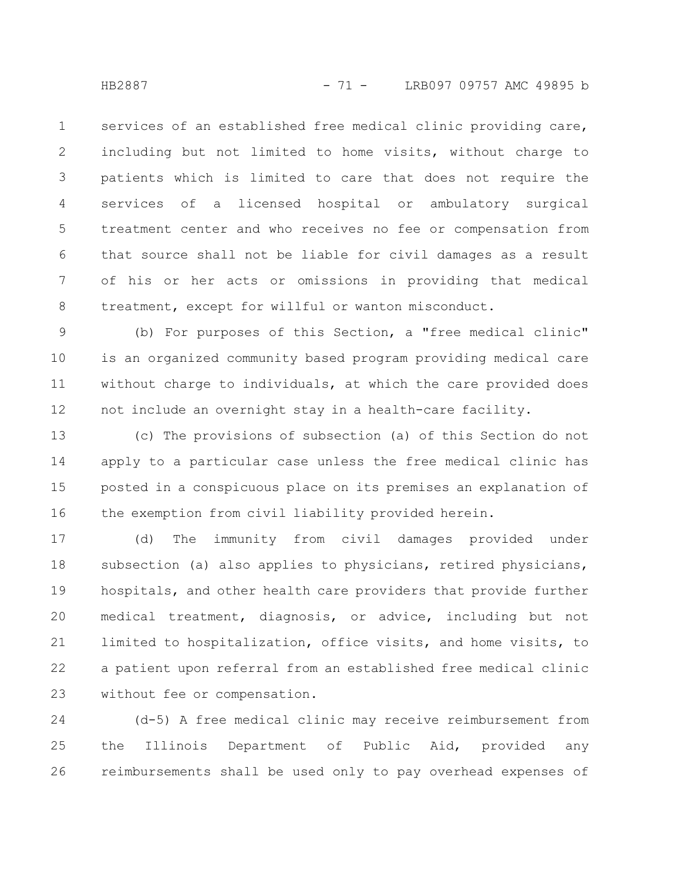services of an established free medical clinic providing care, including but not limited to home visits, without charge to patients which is limited to care that does not require the services of a licensed hospital or ambulatory surgical treatment center and who receives no fee or compensation from that source shall not be liable for civil damages as a result of his or her acts or omissions in providing that medical treatment, except for willful or wanton misconduct.

(b) For purposes of this Section, a "free medical clinic" is an organized community based program providing medical care without charge to individuals, at which the care provided does not include an overnight stay in a health-care facility.

(c) The provisions of subsection (a) of this Section do not apply to a particular case unless the free medical clinic has posted in a conspicuous place on its premises an explanation of the exemption from civil liability provided herein.

(d) The immunity from civil damages provided under subsection (a) also applies to physicians, retired physicians, hospitals, and other health care providers that provide further medical treatment, diagnosis, or advice, including but not limited to hospitalization, office visits, and home visits, to a patient upon referral from an established free medical clinic without fee or compensation.

(d-5) A free medical clinic may receive reimbursement from the Illinois Department of Public Aid, provided any reimbursements shall be used only to pay overhead expenses of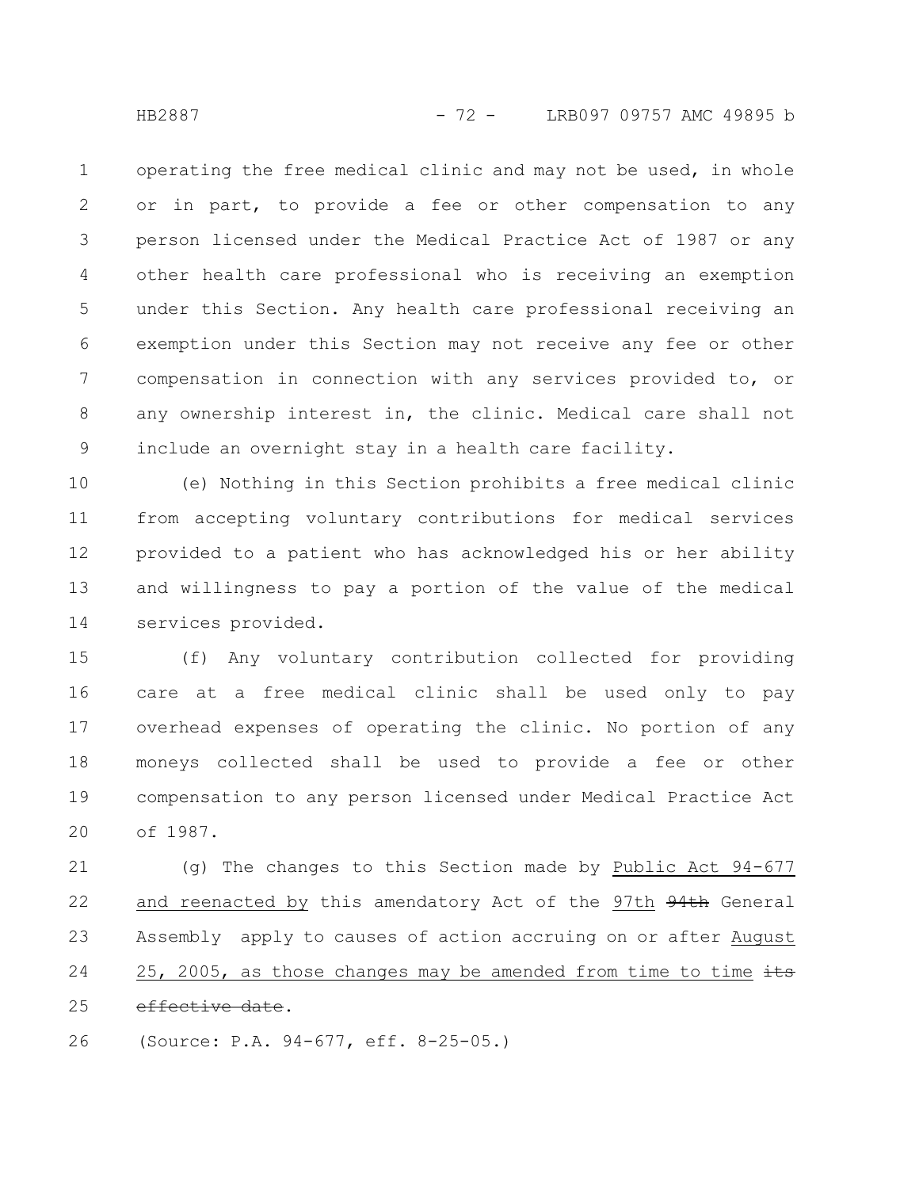operating the free medical clinic and may not be used, in whole or in part, to provide a fee or other compensation to any person licensed under the Medical Practice Act of 1987 or any other health care professional who is receiving an exemption under this Section. Any health care professional receiving an exemption under this Section may not receive any fee or other compensation in connection with any services provided to, or any ownership interest in, the clinic. Medical care shall not include an overnight stay in a health care facility.

(e) Nothing in this Section prohibits a free medical clinic from accepting voluntary contributions for medical services provided to a patient who has acknowledged his or her ability and willingness to pay a portion of the value of the medical services provided.

(f) Any voluntary contribution collected for providing care at a free medical clinic shall be used only to pay overhead expenses of operating the clinic. No portion of any moneys collected shall be used to provide a fee or other compensation to any person licensed under Medical Practice Act of 1987.

(g) The changes to this Section made by Public Act 94-677 and reenacted by this amendatory Act of the 97th ~~94th~~ General Assembly apply to causes of action accruing on or after August 25, 2005, as those changes may be amended from time to time ~~its effective date~~.

(Source: P.A. 94-677, eff. 8-25-05.)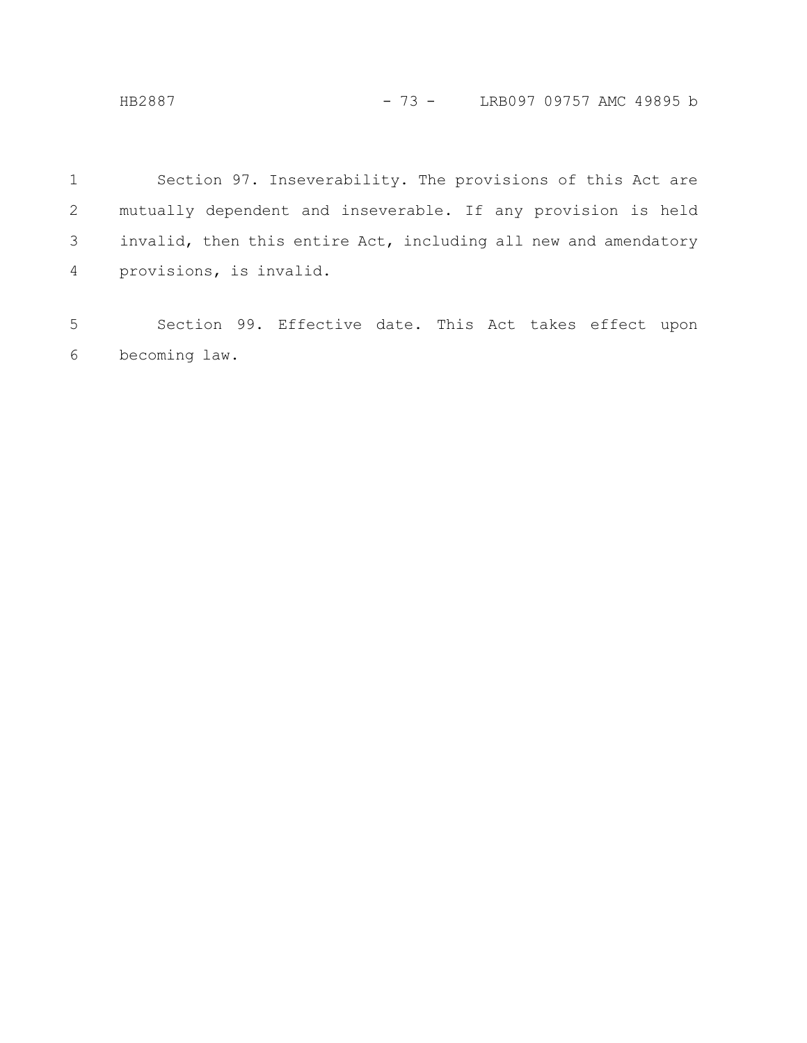Section 97. Inseverability. The provisions of this Act are mutually dependent and inseverable. If any provision is held invalid, then this entire Act, including all new and amendatory provisions, is invalid.

Section 99. Effective date. This Act takes effect upon becoming law.